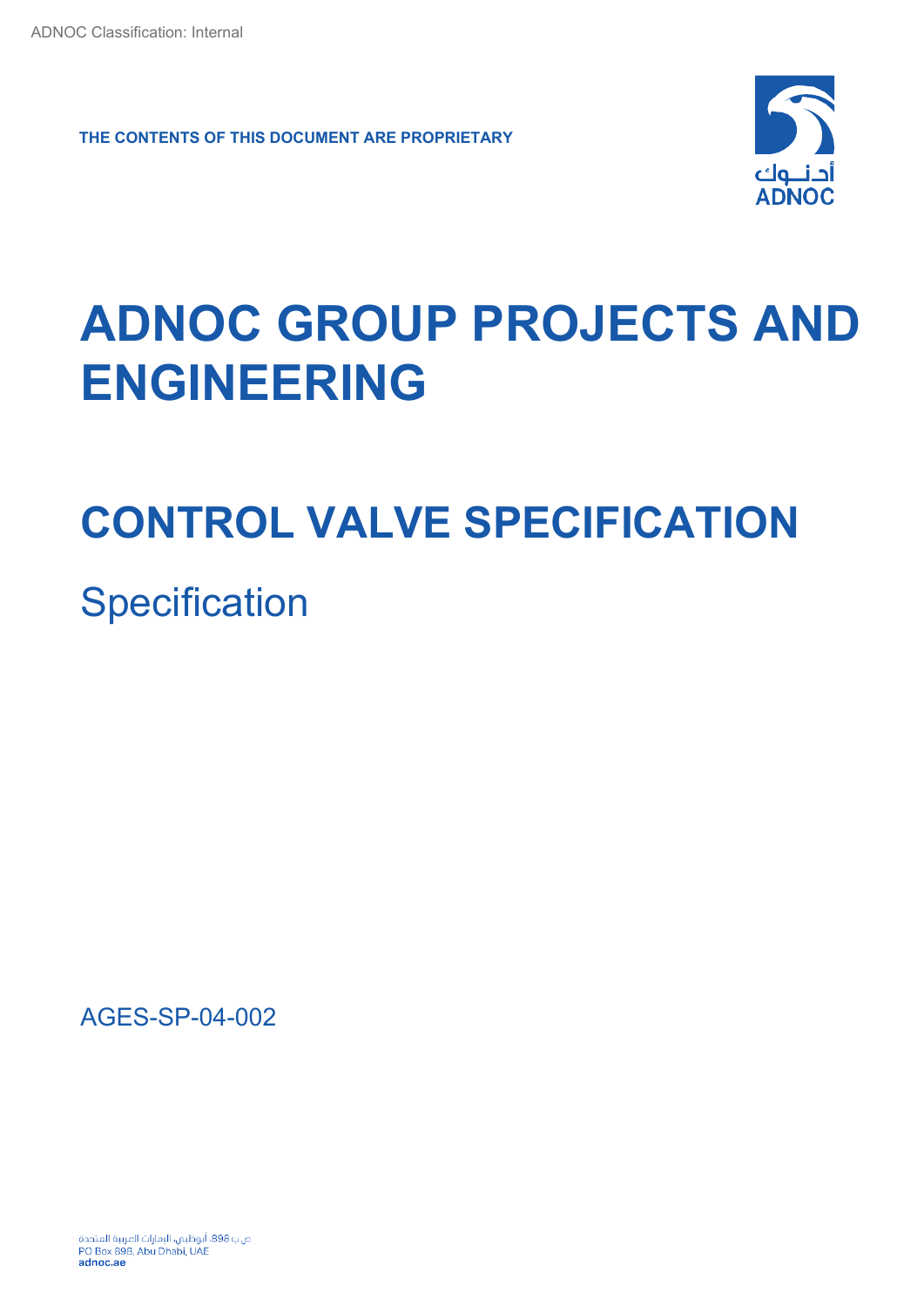ADNOC Classification: Internal

**THE CONTENTS OF THIS DOCUMENT ARE PROPRIETARY**

# ADNOC GROUP PROJECTS AND ENGINEERING

# CONTROL VALVE SPECIFICATION

Specification

AGES-SP-04-002

ص ب 898، أبوظبي، الامارات العربية المتحدة
PO Box 898, Abu Dhabi, UAE
**adnoc.ae**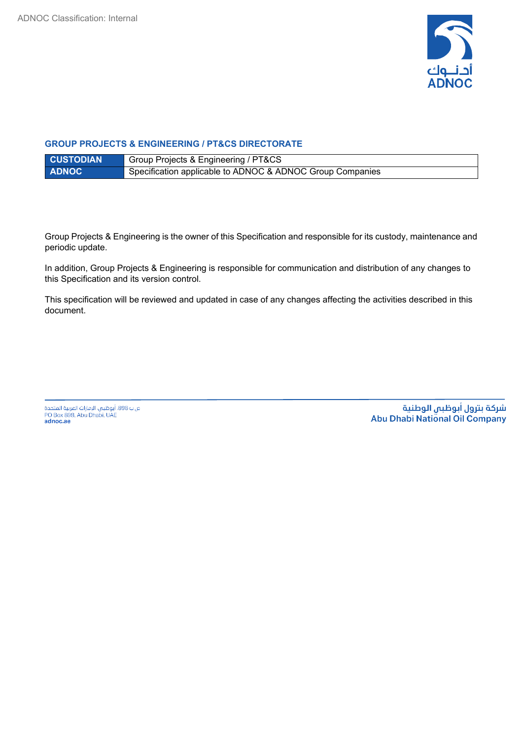## GROUP PROJECTS & ENGINEERING / PT&CS DIRECTORATE

| CUSTODIAN | Group Projects & Engineering / PT&CS |
|---|---|
| ADNOC | Specification applicable to ADNOC & ADNOC Group Companies |

Group Projects & Engineering is the owner of this Specification and responsible for its custody, maintenance and periodic update.

In addition, Group Projects & Engineering is responsible for communication and distribution of any changes to this Specification and its version control.

This specification will be reviewed and updated in case of any changes affecting the activities described in this document.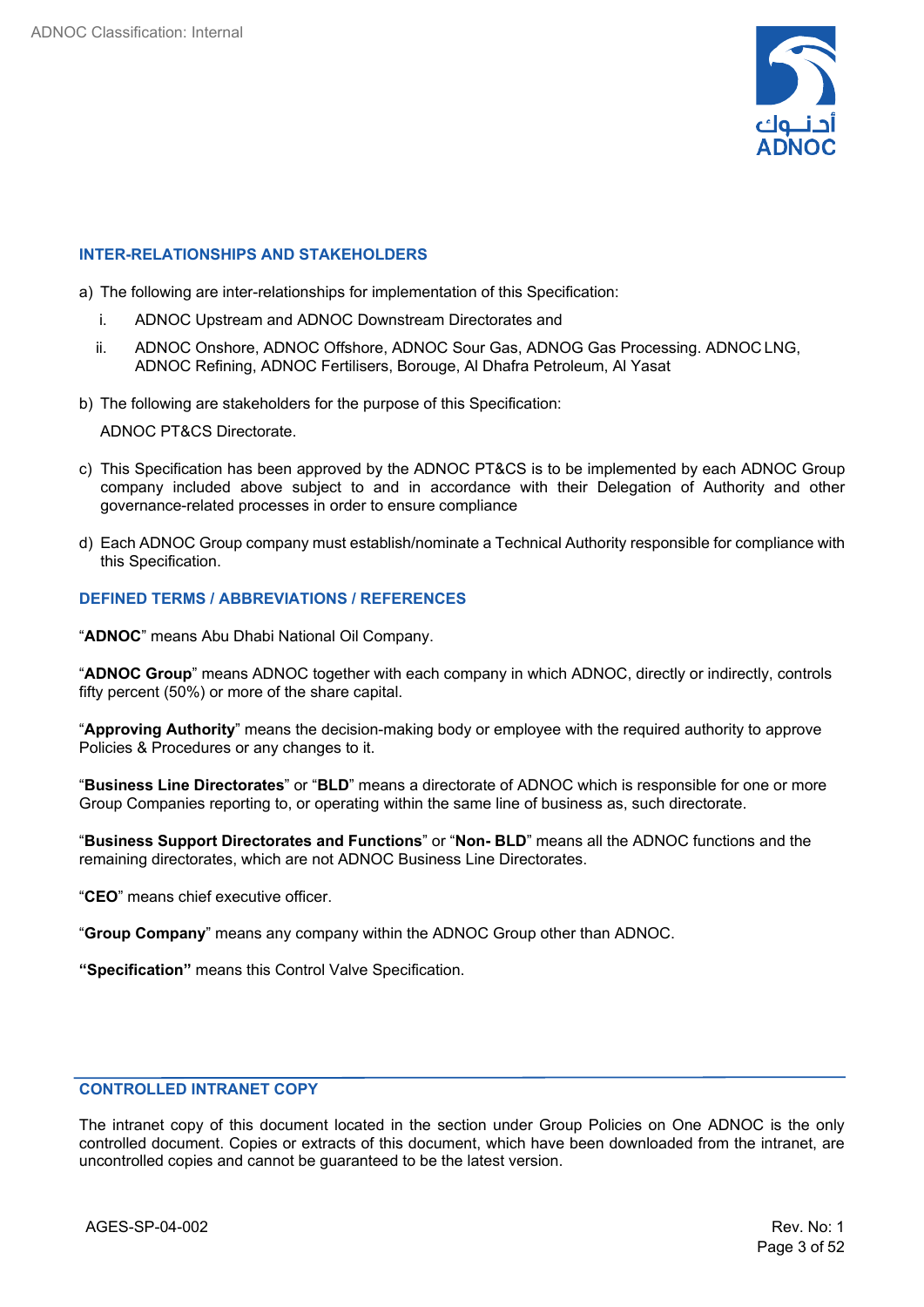## INTER-RELATIONSHIPS AND STAKEHOLDERS

a) The following are inter-relationships for implementation of this Specification:

   i. ADNOC Upstream and ADNOC Downstream Directorates and

   ii. ADNOC Onshore, ADNOC Offshore, ADNOC Sour Gas, ADNOG Gas Processing. ADNOC LNG, ADNOC Refining, ADNOC Fertilisers, Borouge, Al Dhafra Petroleum, Al Yasat

b) The following are stakeholders for the purpose of this Specification:

   ADNOC PT&CS Directorate.

c) This Specification has been approved by the ADNOC PT&CS is to be implemented by each ADNOC Group company included above subject to and in accordance with their Delegation of Authority and other governance-related processes in order to ensure compliance

d) Each ADNOC Group company must establish/nominate a Technical Authority responsible for compliance with this Specification.

## DEFINED TERMS / ABBREVIATIONS / REFERENCES

"**ADNOC**" means Abu Dhabi National Oil Company.

"**ADNOC Group**" means ADNOC together with each company in which ADNOC, directly or indirectly, controls fifty percent (50%) or more of the share capital.

"**Approving Authority**" means the decision-making body or employee with the required authority to approve Policies & Procedures or any changes to it.

"**Business Line Directorates**" or "**BLD**" means a directorate of ADNOC which is responsible for one or more Group Companies reporting to, or operating within the same line of business as, such directorate.

"**Business Support Directorates and Functions**" or "**Non- BLD**" means all the ADNOC functions and the remaining directorates, which are not ADNOC Business Line Directorates.

"**CEO**" means chief executive officer.

"**Group Company**" means any company within the ADNOC Group other than ADNOC.

**"Specification"** means this Control Valve Specification.

## CONTROLLED INTRANET COPY

The intranet copy of this document located in the section under Group Policies on One ADNOC is the only controlled document. Copies or extracts of this document, which have been downloaded from the intranet, are uncontrolled copies and cannot be guaranteed to be the latest version.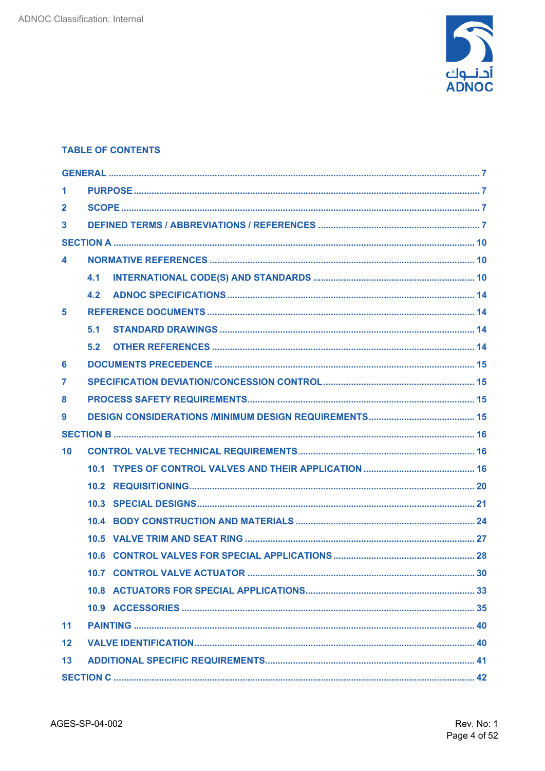## TABLE OF CONTENTS

GENERAL ..... 7

1 PURPOSE ..... 7

2 SCOPE ..... 7

3 DEFINED TERMS / ABBREVIATIONS / REFERENCES ..... 7

SECTION A ..... 10

4 NORMATIVE REFERENCES ..... 10

- 4.1 INTERNATIONAL CODE(S) AND STANDARDS ..... 10
- 4.2 ADNOC SPECIFICATIONS ..... 14

5 REFERENCE DOCUMENTS ..... 14

- 5.1 STANDARD DRAWINGS ..... 14
- 5.2 OTHER REFERENCES ..... 14

6 DOCUMENTS PRECEDENCE ..... 15

7 SPECIFICATION DEVIATION/CONCESSION CONTROL ..... 15

8 PROCESS SAFETY REQUIREMENTS ..... 15

9 DESIGN CONSIDERATIONS /MINIMUM DESIGN REQUIREMENTS ..... 15

SECTION B ..... 16

10 CONTROL VALVE TECHNICAL REQUIREMENTS ..... 16

- 10.1 TYPES OF CONTROL VALVES AND THEIR APPLICATION ..... 16
- 10.2 REQUISITIONING ..... 20
- 10.3 SPECIAL DESIGNS ..... 21
- 10.4 BODY CONSTRUCTION AND MATERIALS ..... 24
- 10.5 VALVE TRIM AND SEAT RING ..... 27
- 10.6 CONTROL VALVES FOR SPECIAL APPLICATIONS ..... 28
- 10.7 CONTROL VALVE ACTUATOR ..... 30
- 10.8 ACTUATORS FOR SPECIAL APPLICATIONS ..... 33
- 10.9 ACCESSORIES ..... 35

11 PAINTING ..... 40

12 VALVE IDENTIFICATION ..... 40

13 ADDITIONAL SPECIFIC REQUIREMENTS ..... 41

SECTION C ..... 42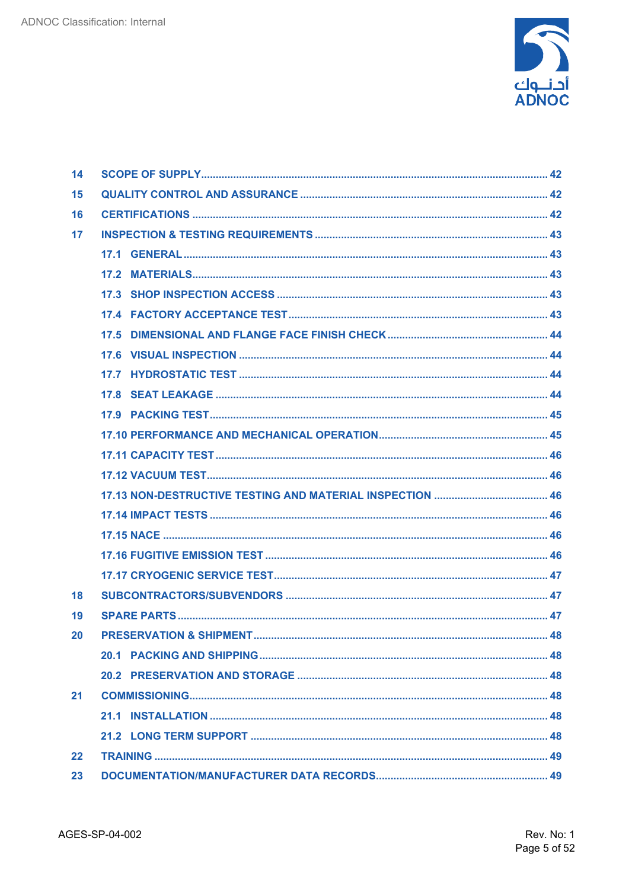| | | |
|---|---|---|
| 14 | SCOPE OF SUPPLY | 42 |
| 15 | QUALITY CONTROL AND ASSURANCE | 42 |
| 16 | CERTIFICATIONS | 42 |
| 17 | INSPECTION & TESTING REQUIREMENTS | 43 |
| | 17.1 GENERAL | 43 |
| | 17.2 MATERIALS | 43 |
| | 17.3 SHOP INSPECTION ACCESS | 43 |
| | 17.4 FACTORY ACCEPTANCE TEST | 43 |
| | 17.5 DIMENSIONAL AND FLANGE FACE FINISH CHECK | 44 |
| | 17.6 VISUAL INSPECTION | 44 |
| | 17.7 HYDROSTATIC TEST | 44 |
| | 17.8 SEAT LEAKAGE | 44 |
| | 17.9 PACKING TEST | 45 |
| | 17.10 PERFORMANCE AND MECHANICAL OPERATION | 45 |
| | 17.11 CAPACITY TEST | 46 |
| | 17.12 VACUUM TEST | 46 |
| | 17.13 NON-DESTRUCTIVE TESTING AND MATERIAL INSPECTION | 46 |
| | 17.14 IMPACT TESTS | 46 |
| | 17.15 NACE | 46 |
| | 17.16 FUGITIVE EMISSION TEST | 46 |
| | 17.17 CRYOGENIC SERVICE TEST | 47 |
| 18 | SUBCONTRACTORS/SUBVENDORS | 47 |
| 19 | SPARE PARTS | 47 |
| 20 | PRESERVATION & SHIPMENT | 48 |
| | 20.1 PACKING AND SHIPPING | 48 |
| | 20.2 PRESERVATION AND STORAGE | 48 |
| 21 | COMMISSIONING | 48 |
| | 21.1 INSTALLATION | 48 |
| | 21.2 LONG TERM SUPPORT | 48 |
| 22 | TRAINING | 49 |
| 23 | DOCUMENTATION/MANUFACTURER DATA RECORDS | 49 |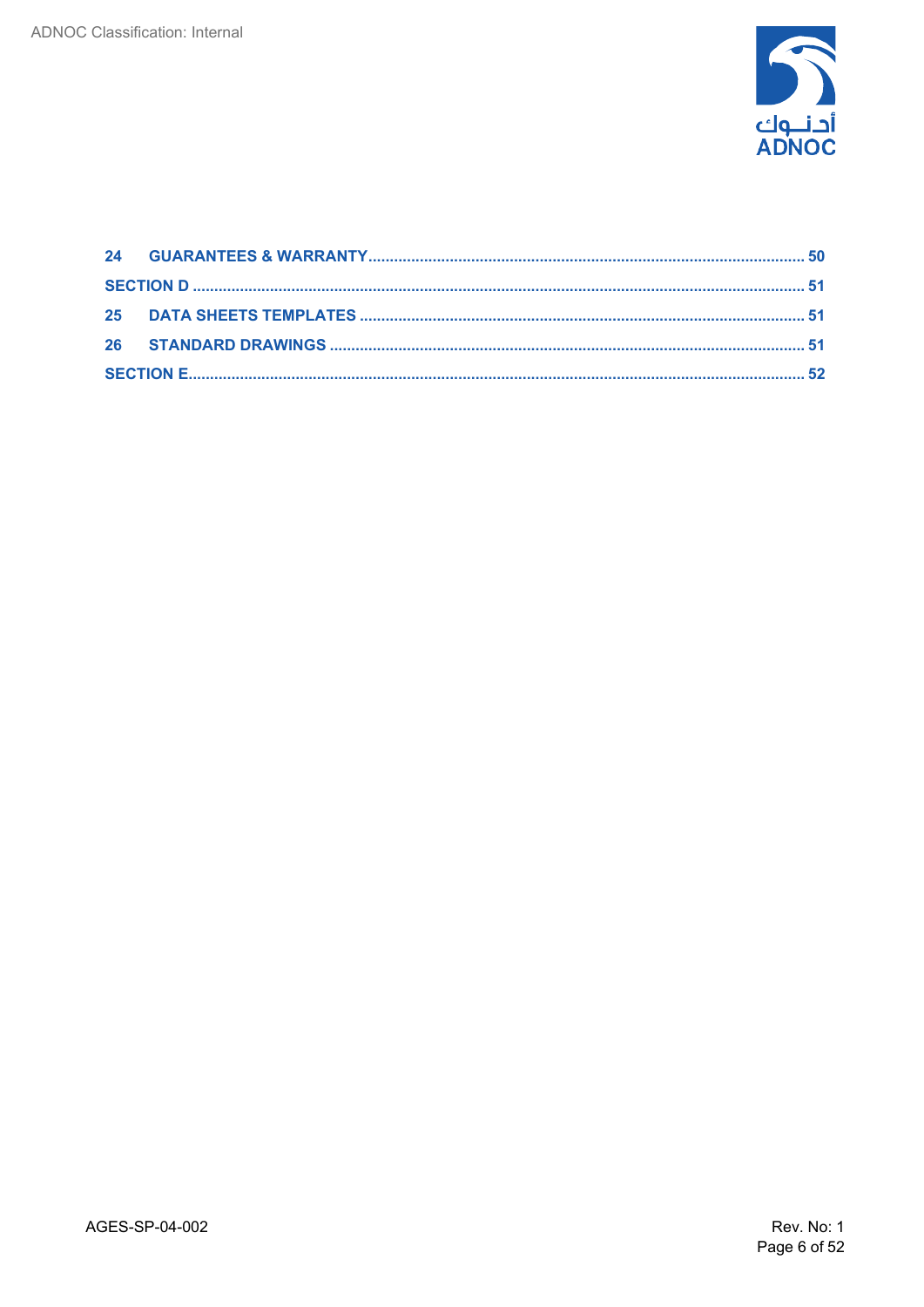24 GUARANTEES & WARRANTY ..... 50

SECTION D ..... 51

25 DATA SHEETS TEMPLATES ..... 51

26 STANDARD DRAWINGS ..... 51

SECTION E ..... 52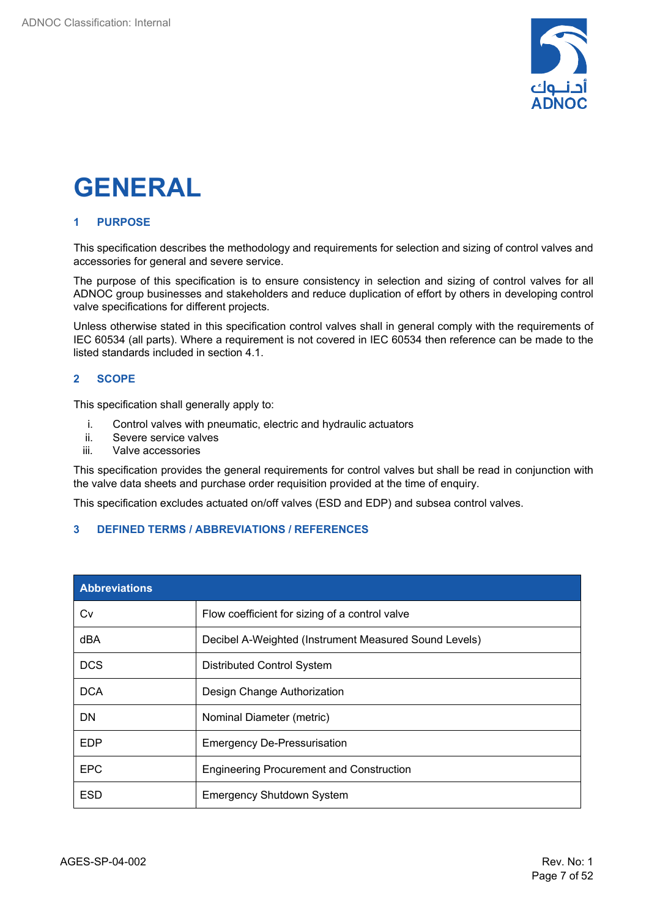# GENERAL

## 1 PURPOSE

This specification describes the methodology and requirements for selection and sizing of control valves and accessories for general and severe service.

The purpose of this specification is to ensure consistency in selection and sizing of control valves for all ADNOC group businesses and stakeholders and reduce duplication of effort by others in developing control valve specifications for different projects.

Unless otherwise stated in this specification control valves shall in general comply with the requirements of IEC 60534 (all parts). Where a requirement is not covered in IEC 60534 then reference can be made to the listed standards included in section 4.1.

## 2 SCOPE

This specification shall generally apply to:

i. Control valves with pneumatic, electric and hydraulic actuators
ii. Severe service valves
iii. Valve accessories

This specification provides the general requirements for control valves but shall be read in conjunction with the valve data sheets and purchase order requisition provided at the time of enquiry.

This specification excludes actuated on/off valves (ESD and EDP) and subsea control valves.

## 3 DEFINED TERMS / ABBREVIATIONS / REFERENCES

| Abbreviations | |
|---|---|
| Cv | Flow coefficient for sizing of a control valve |
| dBA | Decibel A-Weighted (Instrument Measured Sound Levels) |
| DCS | Distributed Control System |
| DCA | Design Change Authorization |
| DN | Nominal Diameter (metric) |
| EDP | Emergency De-Pressurisation |
| EPC | Engineering Procurement and Construction |
| ESD | Emergency Shutdown System |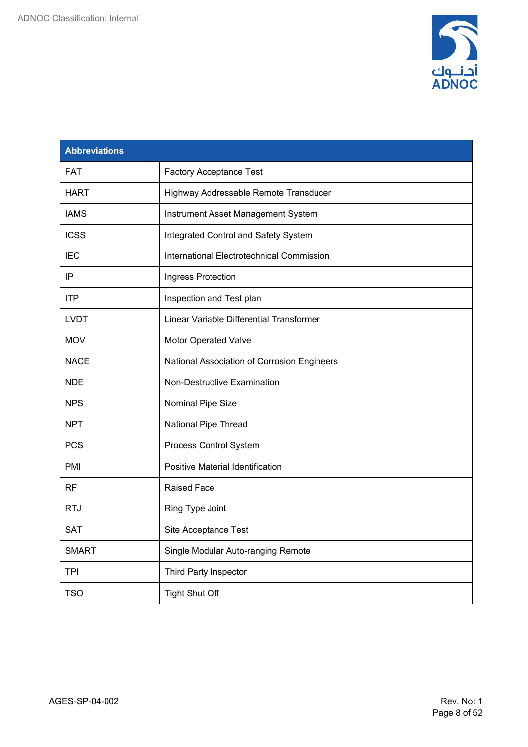| Abbreviations | |
|---|---|
| FAT | Factory Acceptance Test |
| HART | Highway Addressable Remote Transducer |
| IAMS | Instrument Asset Management System |
| ICSS | Integrated Control and Safety System |
| IEC | International Electrotechnical Commission |
| IP | Ingress Protection |
| ITP | Inspection and Test plan |
| LVDT | Linear Variable Differential Transformer |
| MOV | Motor Operated Valve |
| NACE | National Association of Corrosion Engineers |
| NDE | Non-Destructive Examination |
| NPS | Nominal Pipe Size |
| NPT | National Pipe Thread |
| PCS | Process Control System |
| PMI | Positive Material Identification |
| RF | Raised Face |
| RTJ | Ring Type Joint |
| SAT | Site Acceptance Test |
| SMART | Single Modular Auto-ranging Remote |
| TPI | Third Party Inspector |
| TSO | Tight Shut Off |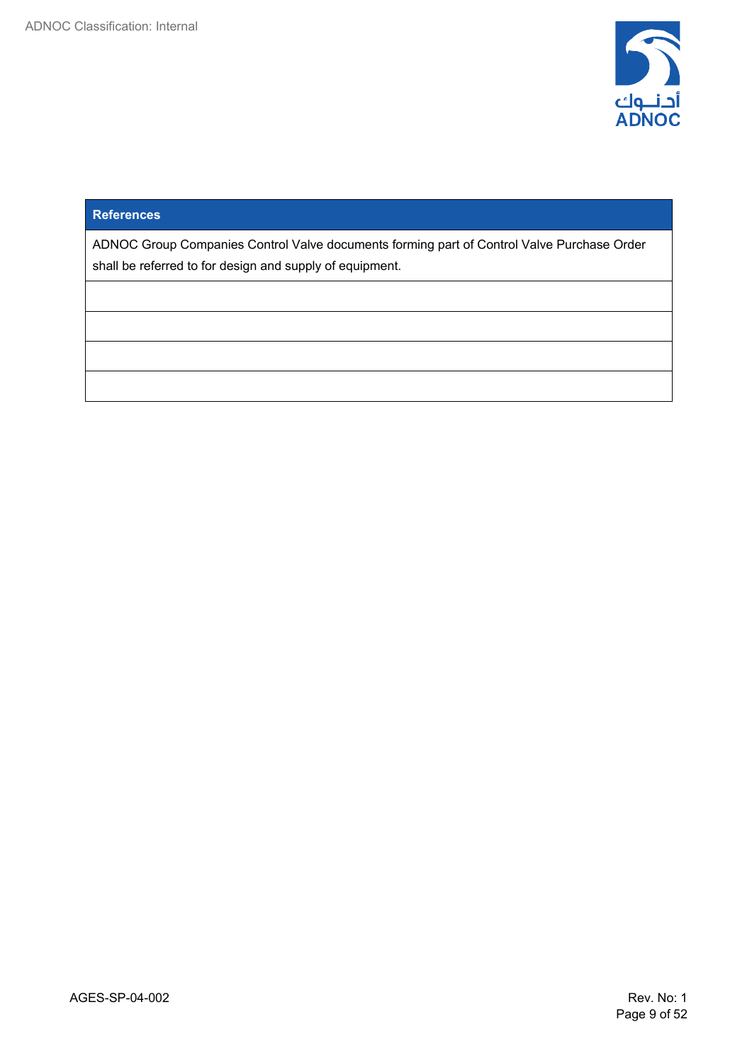| References |
| --- |
| ADNOC Group Companies Control Valve documents forming part of Control Valve Purchase Order shall be referred to for design and supply of equipment. |
| |
| |
| |
| |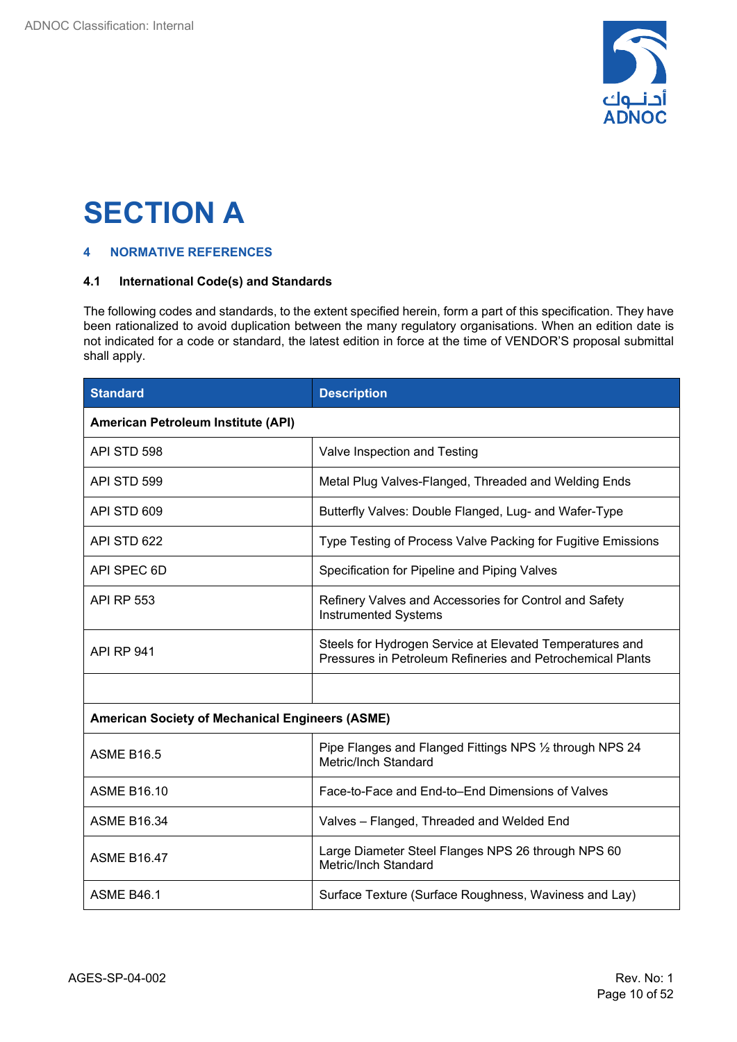# SECTION A

## 4 NORMATIVE REFERENCES

### 4.1 International Code(s) and Standards

The following codes and standards, to the extent specified herein, form a part of this specification. They have been rationalized to avoid duplication between the many regulatory organisations. When an edition date is not indicated for a code or standard, the latest edition in force at the time of VENDOR'S proposal submittal shall apply.

| Standard | Description |
|---|---|
| **American Petroleum Institute (API)** | |
| API STD 598 | Valve Inspection and Testing |
| API STD 599 | Metal Plug Valves-Flanged, Threaded and Welding Ends |
| API STD 609 | Butterfly Valves: Double Flanged, Lug- and Wafer-Type |
| API STD 622 | Type Testing of Process Valve Packing for Fugitive Emissions |
| API SPEC 6D | Specification for Pipeline and Piping Valves |
| API RP 553 | Refinery Valves and Accessories for Control and Safety Instrumented Systems |
| API RP 941 | Steels for Hydrogen Service at Elevated Temperatures and Pressures in Petroleum Refineries and Petrochemical Plants |
| | |
| **American Society of Mechanical Engineers (ASME)** | |
| ASME B16.5 | Pipe Flanges and Flanged Fittings NPS ½ through NPS 24 Metric/Inch Standard |
| ASME B16.10 | Face-to-Face and End-to–End Dimensions of Valves |
| ASME B16.34 | Valves – Flanged, Threaded and Welded End |
| ASME B16.47 | Large Diameter Steel Flanges NPS 26 through NPS 60 Metric/Inch Standard |
| ASME B46.1 | Surface Texture (Surface Roughness, Waviness and Lay) |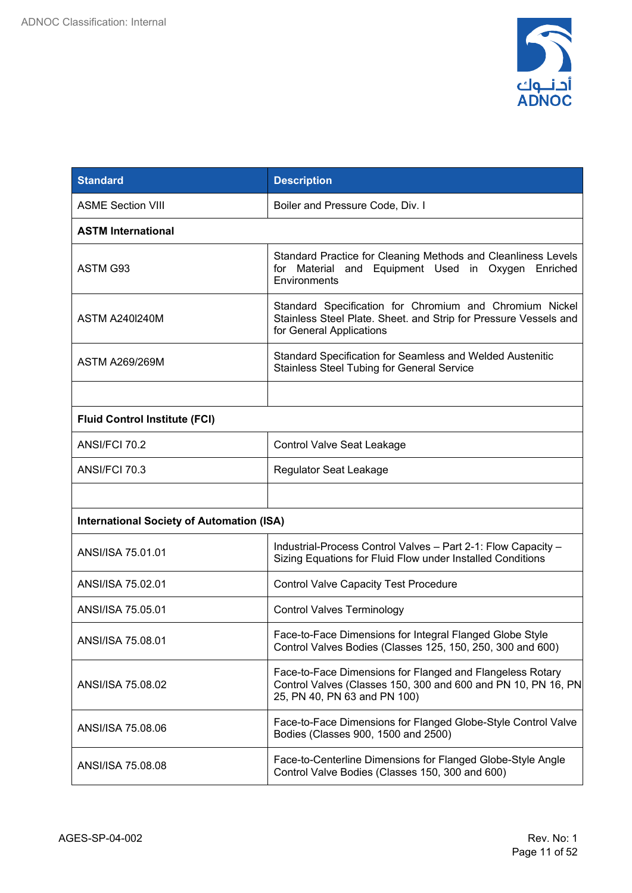| Standard | Description |
|---|---|
| ASME Section VIII | Boiler and Pressure Code, Div. I |
| **ASTM International** | |
| ASTM G93 | Standard Practice for Cleaning Methods and Cleanliness Levels for Material and Equipment Used in Oxygen Enriched Environments |
| ASTM A240I240M | Standard Specification for Chromium and Chromium Nickel Stainless Steel Plate. Sheet. and Strip for Pressure Vessels and for General Applications |
| ASTM A269/269M | Standard Specification for Seamless and Welded Austenitic Stainless Steel Tubing for General Service |
| | |
| **Fluid Control Institute (FCI)** | |
| ANSI/FCI 70.2 | Control Valve Seat Leakage |
| ANSI/FCI 70.3 | Regulator Seat Leakage |
| | |
| **International Society of Automation (ISA)** | |
| ANSI/ISA 75.01.01 | Industrial-Process Control Valves – Part 2-1: Flow Capacity – Sizing Equations for Fluid Flow under Installed Conditions |
| ANSI/ISA 75.02.01 | Control Valve Capacity Test Procedure |
| ANSI/ISA 75.05.01 | Control Valves Terminology |
| ANSI/ISA 75.08.01 | Face-to-Face Dimensions for Integral Flanged Globe Style Control Valves Bodies (Classes 125, 150, 250, 300 and 600) |
| ANSI/ISA 75.08.02 | Face-to-Face Dimensions for Flanged and Flangeless Rotary Control Valves (Classes 150, 300 and 600 and PN 10, PN 16, PN 25, PN 40, PN 63 and PN 100) |
| ANSI/ISA 75.08.06 | Face-to-Face Dimensions for Flanged Globe-Style Control Valve Bodies (Classes 900, 1500 and 2500) |
| ANSI/ISA 75.08.08 | Face-to-Centerline Dimensions for Flanged Globe-Style Angle Control Valve Bodies (Classes 150, 300 and 600) |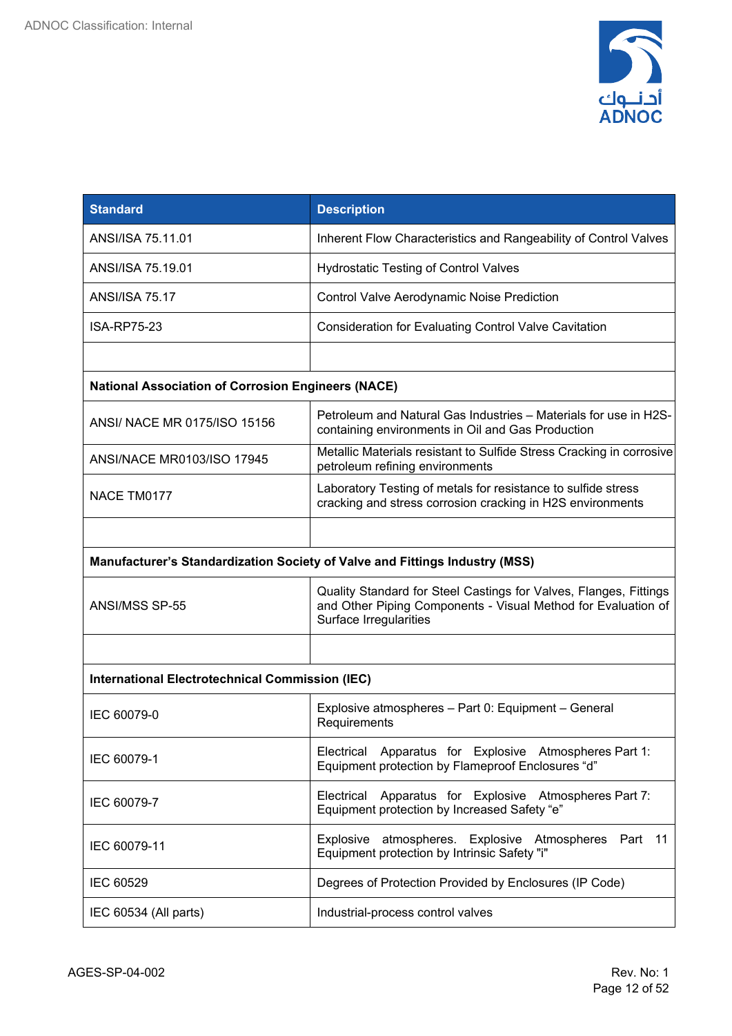| Standard | Description |
|---|---|
| ANSI/ISA 75.11.01 | Inherent Flow Characteristics and Rangeability of Control Valves |
| ANSI/ISA 75.19.01 | Hydrostatic Testing of Control Valves |
| ANSI/ISA 75.17 | Control Valve Aerodynamic Noise Prediction |
| ISA-RP75-23 | Consideration for Evaluating Control Valve Cavitation |
| | |
| **National Association of Corrosion Engineers (NACE)** | |
| ANSI/ NACE MR 0175/ISO 15156 | Petroleum and Natural Gas Industries – Materials for use in H2S-containing environments in Oil and Gas Production |
| ANSI/NACE MR0103/ISO 17945 | Metallic Materials resistant to Sulfide Stress Cracking in corrosive petroleum refining environments |
| NACE TM0177 | Laboratory Testing of metals for resistance to sulfide stress cracking and stress corrosion cracking in H2S environments |
| | |
| **Manufacturer's Standardization Society of Valve and Fittings Industry (MSS)** | |
| ANSI/MSS SP-55 | Quality Standard for Steel Castings for Valves, Flanges, Fittings and Other Piping Components - Visual Method for Evaluation of Surface Irregularities |
| | |
| **International Electrotechnical Commission (IEC)** | |
| IEC 60079-0 | Explosive atmospheres – Part 0: Equipment – General Requirements |
| IEC 60079-1 | Electrical Apparatus for Explosive Atmospheres Part 1: Equipment protection by Flameproof Enclosures "d" |
| IEC 60079-7 | Electrical Apparatus for Explosive Atmospheres Part 7: Equipment protection by Increased Safety "e" |
| IEC 60079-11 | Explosive atmospheres. Explosive Atmospheres Part 11 Equipment protection by Intrinsic Safety "i" |
| IEC 60529 | Degrees of Protection Provided by Enclosures (IP Code) |
| IEC 60534 (All parts) | Industrial-process control valves |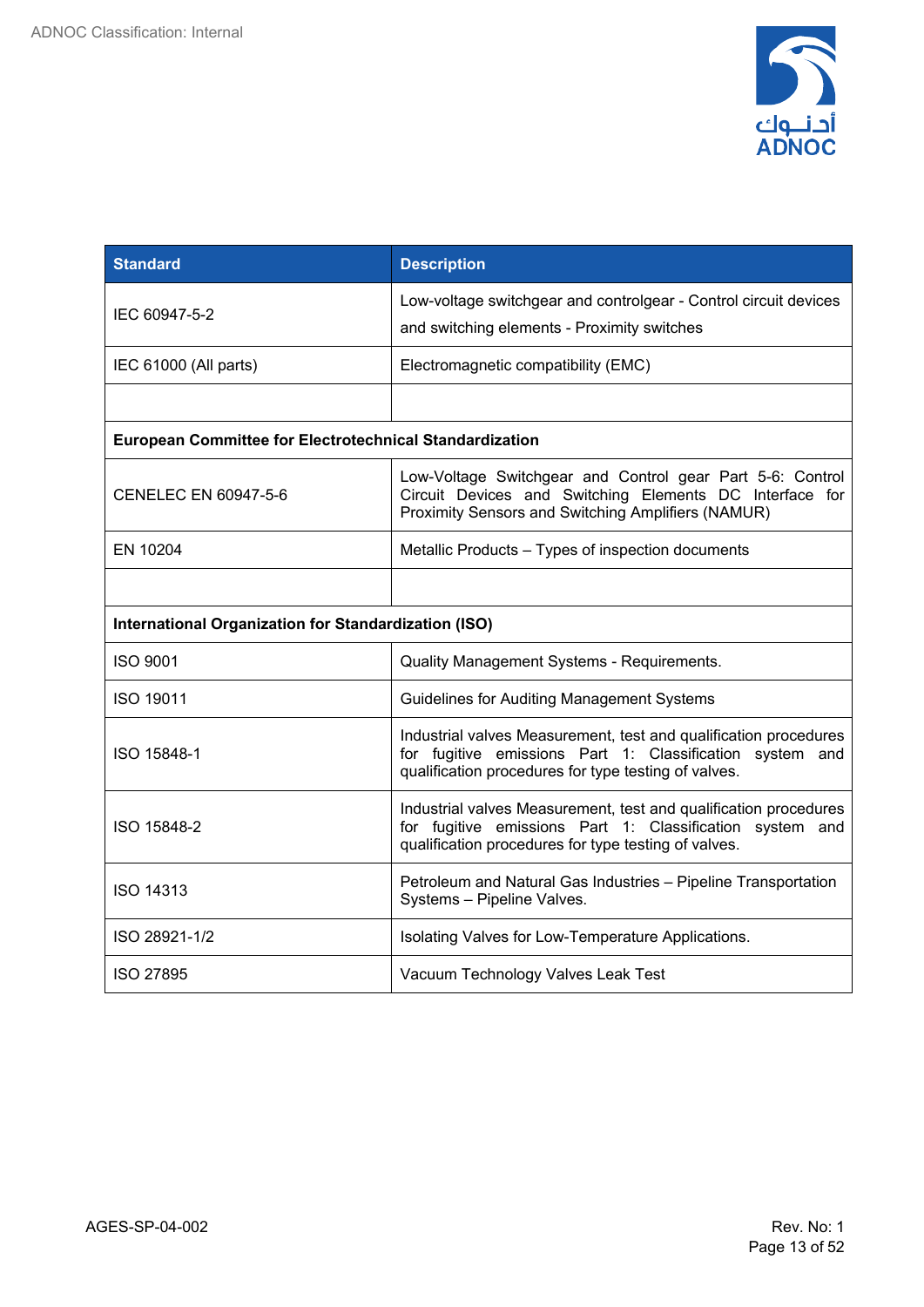| Standard | Description |
|---|---|
| IEC 60947-5-2 | Low-voltage switchgear and controlgear - Control circuit devices and switching elements - Proximity switches |
| IEC 61000 (All parts) | Electromagnetic compatibility (EMC) |
| | |
| **European Committee for Electrotechnical Standardization** | |
| CENELEC EN 60947-5-6 | Low-Voltage Switchgear and Control gear Part 5-6: Control Circuit Devices and Switching Elements DC Interface for Proximity Sensors and Switching Amplifiers (NAMUR) |
| EN 10204 | Metallic Products – Types of inspection documents |
| | |
| **International Organization for Standardization (ISO)** | |
| ISO 9001 | Quality Management Systems - Requirements. |
| ISO 19011 | Guidelines for Auditing Management Systems |
| ISO 15848-1 | Industrial valves Measurement, test and qualification procedures for fugitive emissions Part 1: Classification system and qualification procedures for type testing of valves. |
| ISO 15848-2 | Industrial valves Measurement, test and qualification procedures for fugitive emissions Part 1: Classification system and qualification procedures for type testing of valves. |
| ISO 14313 | Petroleum and Natural Gas Industries – Pipeline Transportation Systems – Pipeline Valves. |
| ISO 28921-1/2 | Isolating Valves for Low-Temperature Applications. |
| ISO 27895 | Vacuum Technology Valves Leak Test |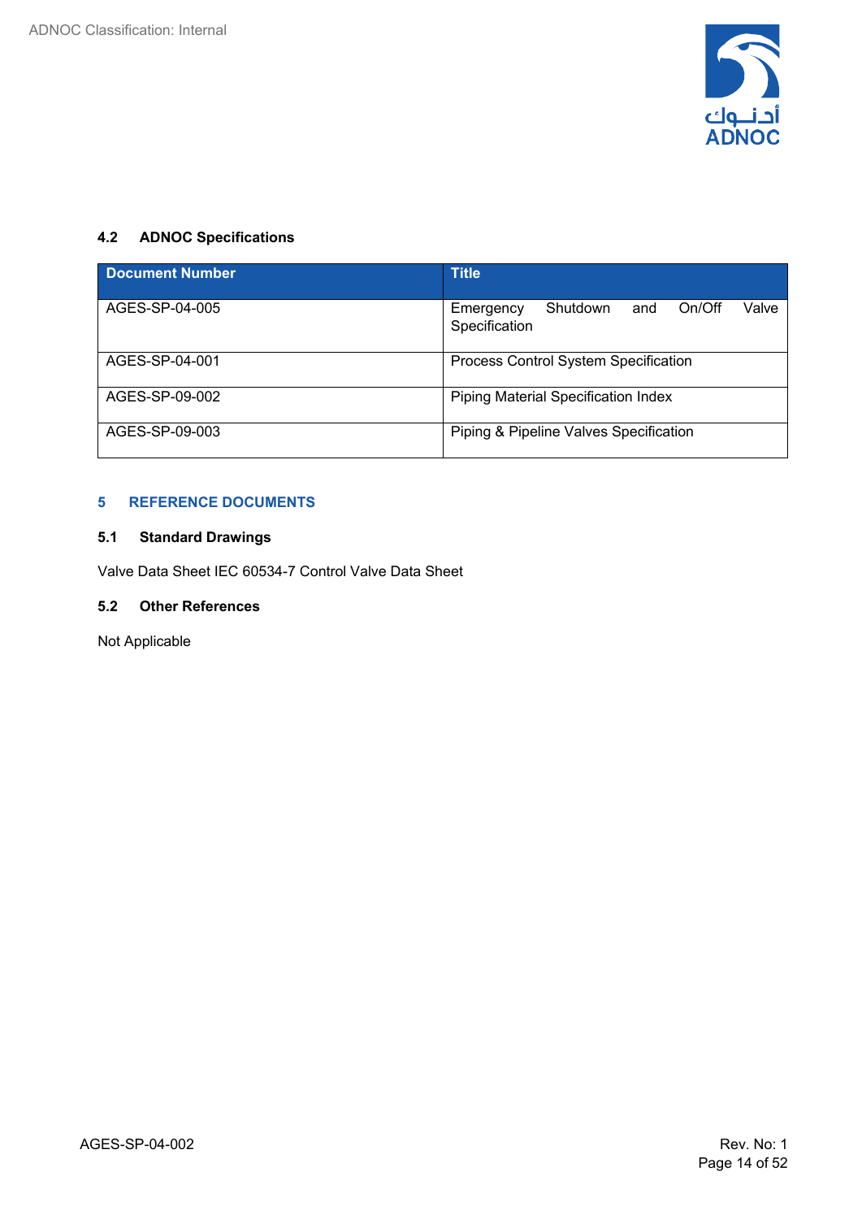### 4.2 ADNOC Specifications

| Document Number | Title |
|---|---|
| AGES-SP-04-005 | Emergency Shutdown and On/Off Valve Specification |
| AGES-SP-04-001 | Process Control System Specification |
| AGES-SP-09-002 | Piping Material Specification Index |
| AGES-SP-09-003 | Piping & Pipeline Valves Specification |

## 5 REFERENCE DOCUMENTS

### 5.1 Standard Drawings

Valve Data Sheet IEC 60534-7 Control Valve Data Sheet

### 5.2 Other References

Not Applicable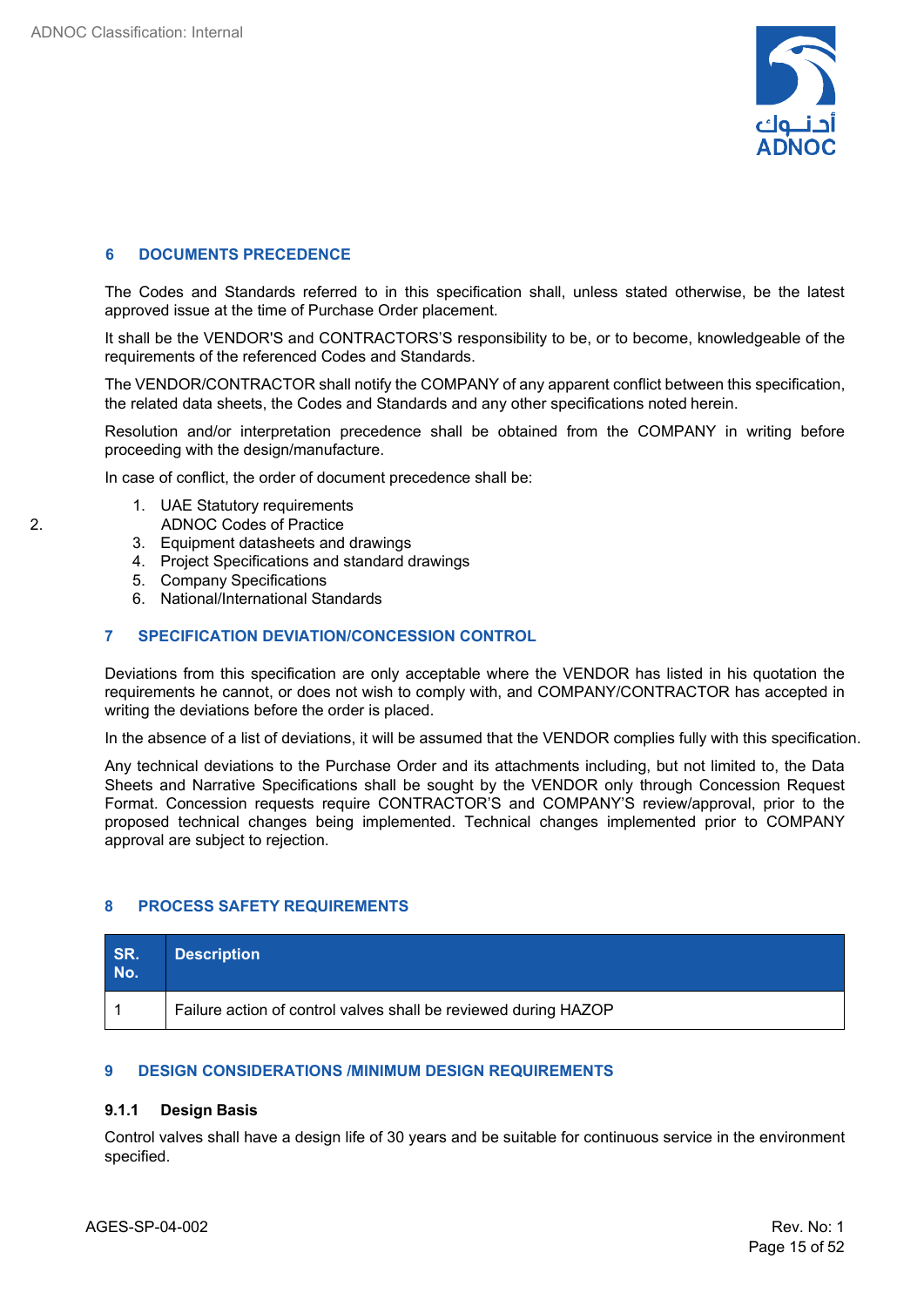## 6 DOCUMENTS PRECEDENCE

The Codes and Standards referred to in this specification shall, unless stated otherwise, be the latest approved issue at the time of Purchase Order placement.

It shall be the VENDOR'S and CONTRACTORS'S responsibility to be, or to become, knowledgeable of the requirements of the referenced Codes and Standards.

The VENDOR/CONTRACTOR shall notify the COMPANY of any apparent conflict between this specification, the related data sheets, the Codes and Standards and any other specifications noted herein.

Resolution and/or interpretation precedence shall be obtained from the COMPANY in writing before proceeding with the design/manufacture.

In case of conflict, the order of document precedence shall be:

1. UAE Statutory requirements
2. ADNOC Codes of Practice
3. Equipment datasheets and drawings
4. Project Specifications and standard drawings
5. Company Specifications
6. National/International Standards

## 7 SPECIFICATION DEVIATION/CONCESSION CONTROL

Deviations from this specification are only acceptable where the VENDOR has listed in his quotation the requirements he cannot, or does not wish to comply with, and COMPANY/CONTRACTOR has accepted in writing the deviations before the order is placed.

In the absence of a list of deviations, it will be assumed that the VENDOR complies fully with this specification.

Any technical deviations to the Purchase Order and its attachments including, but not limited to, the Data Sheets and Narrative Specifications shall be sought by the VENDOR only through Concession Request Format. Concession requests require CONTRACTOR'S and COMPANY'S review/approval, prior to the proposed technical changes being implemented. Technical changes implemented prior to COMPANY approval are subject to rejection.

## 8 PROCESS SAFETY REQUIREMENTS

| SR. No. | Description |
|---|---|
| 1 | Failure action of control valves shall be reviewed during HAZOP |

## 9 DESIGN CONSIDERATIONS /MINIMUM DESIGN REQUIREMENTS

### 9.1.1 Design Basis

Control valves shall have a design life of 30 years and be suitable for continuous service in the environment specified.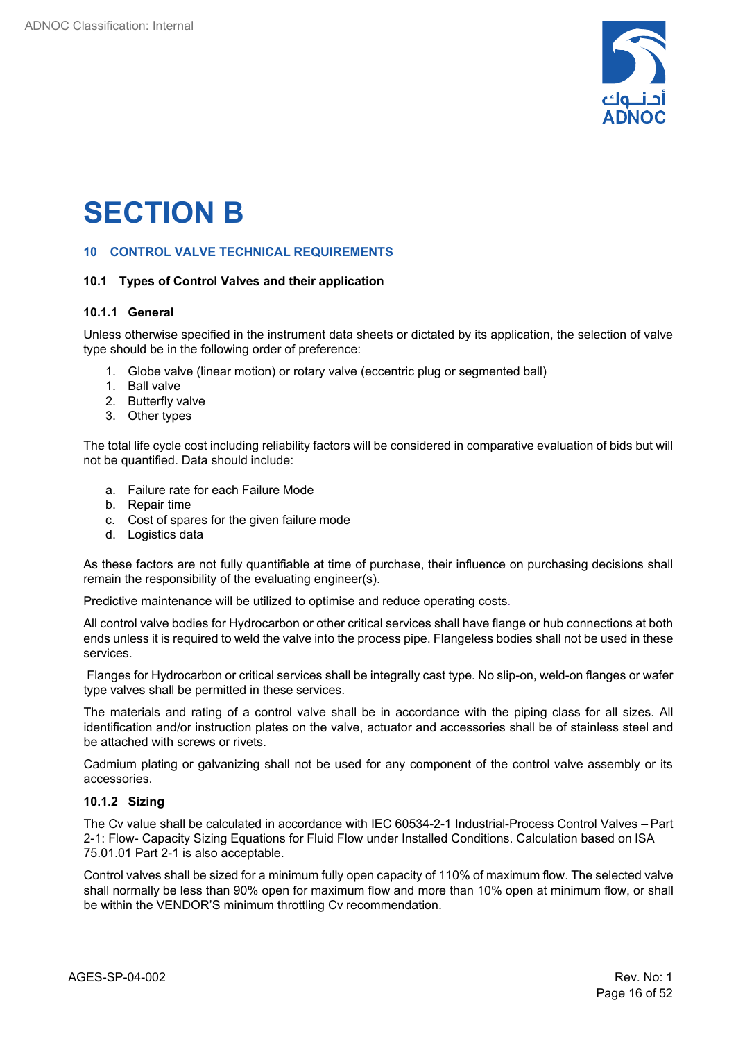# SECTION B

## 10 CONTROL VALVE TECHNICAL REQUIREMENTS

### 10.1 Types of Control Valves and their application

#### 10.1.1 General

Unless otherwise specified in the instrument data sheets or dictated by its application, the selection of valve type should be in the following order of preference:

1. Globe valve (linear motion) or rotary valve (eccentric plug or segmented ball)
1. Ball valve
2. Butterfly valve
3. Other types

The total life cycle cost including reliability factors will be considered in comparative evaluation of bids but will not be quantified. Data should include:

a. Failure rate for each Failure Mode
b. Repair time
c. Cost of spares for the given failure mode
d. Logistics data

As these factors are not fully quantifiable at time of purchase, their influence on purchasing decisions shall remain the responsibility of the evaluating engineer(s).

Predictive maintenance will be utilized to optimise and reduce operating costs.

All control valve bodies for Hydrocarbon or other critical services shall have flange or hub connections at both ends unless it is required to weld the valve into the process pipe. Flangeless bodies shall not be used in these services.

Flanges for Hydrocarbon or critical services shall be integrally cast type. No slip-on, weld-on flanges or wafer type valves shall be permitted in these services.

The materials and rating of a control valve shall be in accordance with the piping class for all sizes. All identification and/or instruction plates on the valve, actuator and accessories shall be of stainless steel and be attached with screws or rivets.

Cadmium plating or galvanizing shall not be used for any component of the control valve assembly or its accessories.

#### 10.1.2 Sizing

The Cv value shall be calculated in accordance with IEC 60534-2-1 Industrial-Process Control Valves – Part 2-1: Flow- Capacity Sizing Equations for Fluid Flow under Installed Conditions. Calculation based on ISA 75.01.01 Part 2-1 is also acceptable.

Control valves shall be sized for a minimum fully open capacity of 110% of maximum flow. The selected valve shall normally be less than 90% open for maximum flow and more than 10% open at minimum flow, or shall be within the VENDOR'S minimum throttling Cv recommendation.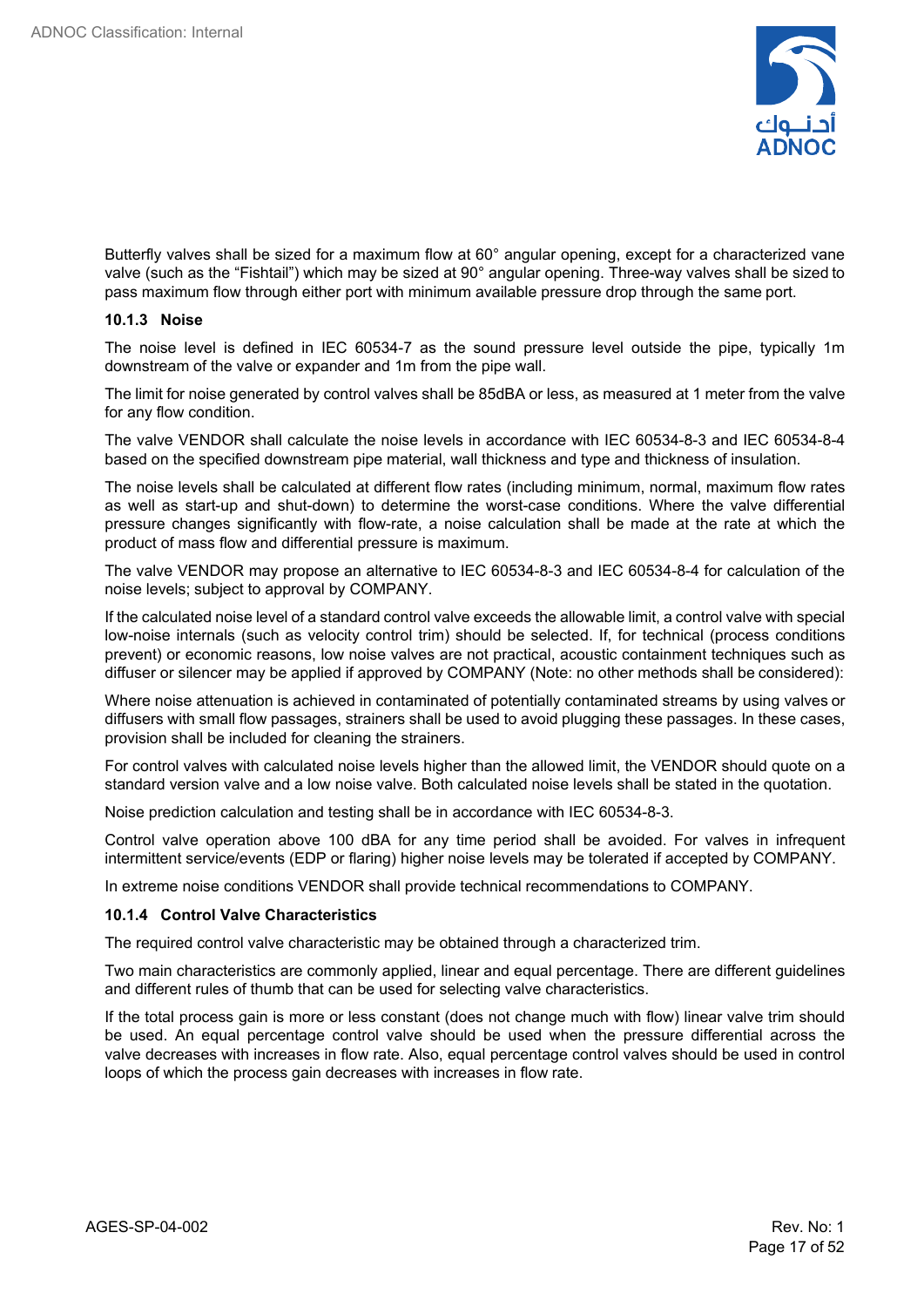Butterfly valves shall be sized for a maximum flow at 60° angular opening, except for a characterized vane valve (such as the "Fishtail") which may be sized at 90° angular opening. Three-way valves shall be sized to pass maximum flow through either port with minimum available pressure drop through the same port.

#### 10.1.3 Noise

The noise level is defined in IEC 60534-7 as the sound pressure level outside the pipe, typically 1m downstream of the valve or expander and 1m from the pipe wall.

The limit for noise generated by control valves shall be 85dBA or less, as measured at 1 meter from the valve for any flow condition.

The valve VENDOR shall calculate the noise levels in accordance with IEC 60534-8-3 and IEC 60534-8-4 based on the specified downstream pipe material, wall thickness and type and thickness of insulation.

The noise levels shall be calculated at different flow rates (including minimum, normal, maximum flow rates as well as start-up and shut-down) to determine the worst-case conditions. Where the valve differential pressure changes significantly with flow-rate, a noise calculation shall be made at the rate at which the product of mass flow and differential pressure is maximum.

The valve VENDOR may propose an alternative to IEC 60534-8-3 and IEC 60534-8-4 for calculation of the noise levels; subject to approval by COMPANY.

If the calculated noise level of a standard control valve exceeds the allowable limit, a control valve with special low-noise internals (such as velocity control trim) should be selected. If, for technical (process conditions prevent) or economic reasons, low noise valves are not practical, acoustic containment techniques such as diffuser or silencer may be applied if approved by COMPANY (Note: no other methods shall be considered):

Where noise attenuation is achieved in contaminated of potentially contaminated streams by using valves or diffusers with small flow passages, strainers shall be used to avoid plugging these passages. In these cases, provision shall be included for cleaning the strainers.

For control valves with calculated noise levels higher than the allowed limit, the VENDOR should quote on a standard version valve and a low noise valve. Both calculated noise levels shall be stated in the quotation.

Noise prediction calculation and testing shall be in accordance with IEC 60534-8-3.

Control valve operation above 100 dBA for any time period shall be avoided. For valves in infrequent intermittent service/events (EDP or flaring) higher noise levels may be tolerated if accepted by COMPANY.

In extreme noise conditions VENDOR shall provide technical recommendations to COMPANY.

#### 10.1.4 Control Valve Characteristics

The required control valve characteristic may be obtained through a characterized trim.

Two main characteristics are commonly applied, linear and equal percentage. There are different guidelines and different rules of thumb that can be used for selecting valve characteristics.

If the total process gain is more or less constant (does not change much with flow) linear valve trim should be used. An equal percentage control valve should be used when the pressure differential across the valve decreases with increases in flow rate. Also, equal percentage control valves should be used in control loops of which the process gain decreases with increases in flow rate.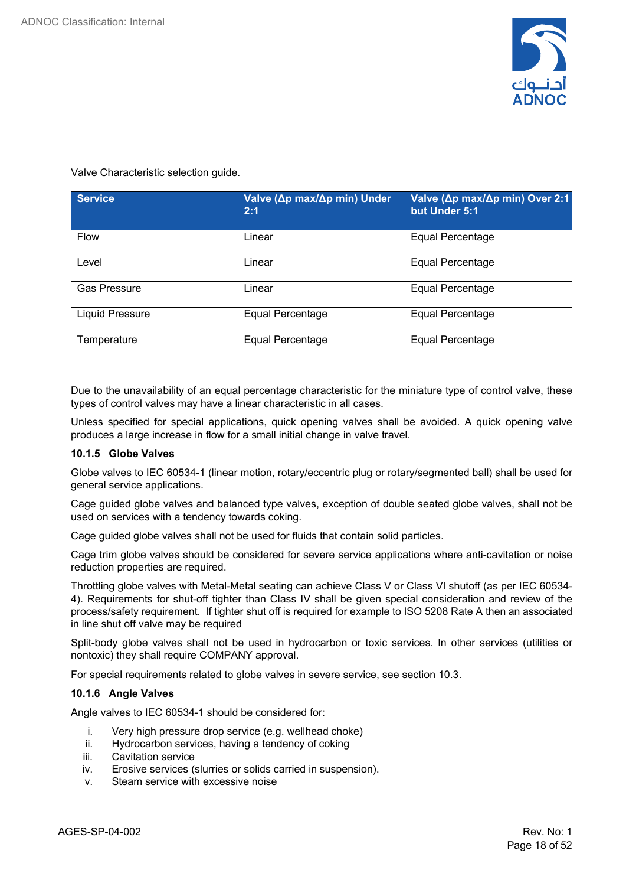Valve Characteristic selection guide.

| Service | Valve (Δp max/Δp min) Under 2:1 | Valve (Δp max/Δp min) Over 2:1 but Under 5:1 |
| --- | --- | --- |
| Flow | Linear | Equal Percentage |
| Level | Linear | Equal Percentage |
| Gas Pressure | Linear | Equal Percentage |
| Liquid Pressure | Equal Percentage | Equal Percentage |
| Temperature | Equal Percentage | Equal Percentage |

Due to the unavailability of an equal percentage characteristic for the miniature type of control valve, these types of control valves may have a linear characteristic in all cases.

Unless specified for special applications, quick opening valves shall be avoided. A quick opening valve produces a large increase in flow for a small initial change in valve travel.

#### 10.1.5 Globe Valves

Globe valves to IEC 60534-1 (linear motion, rotary/eccentric plug or rotary/segmented ball) shall be used for general service applications.

Cage guided globe valves and balanced type valves, exception of double seated globe valves, shall not be used on services with a tendency towards coking.

Cage guided globe valves shall not be used for fluids that contain solid particles.

Cage trim globe valves should be considered for severe service applications where anti-cavitation or noise reduction properties are required.

Throttling globe valves with Metal-Metal seating can achieve Class V or Class VI shutoff (as per IEC 60534-4). Requirements for shut-off tighter than Class IV shall be given special consideration and review of the process/safety requirement. If tighter shut off is required for example to ISO 5208 Rate A then an associated in line shut off valve may be required

Split-body globe valves shall not be used in hydrocarbon or toxic services. In other services (utilities or nontoxic) they shall require COMPANY approval.

For special requirements related to globe valves in severe service, see section 10.3.

#### 10.1.6 Angle Valves

Angle valves to IEC 60534-1 should be considered for:

i. Very high pressure drop service (e.g. wellhead choke)
ii. Hydrocarbon services, having a tendency of coking
iii. Cavitation service
iv. Erosive services (slurries or solids carried in suspension).
v. Steam service with excessive noise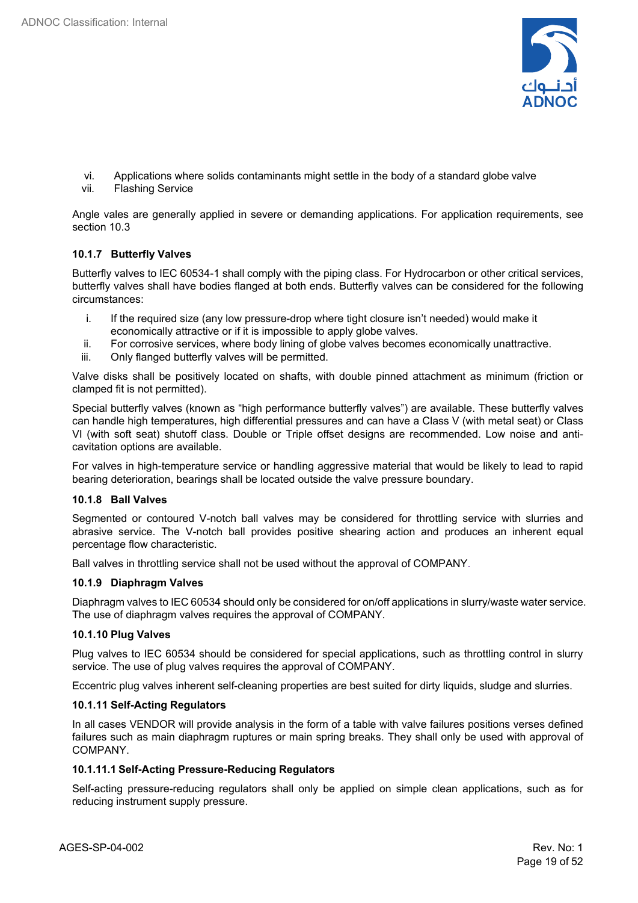vi. Applications where solids contaminants might settle in the body of a standard globe valve
vii. Flashing Service

Angle vales are generally applied in severe or demanding applications. For application requirements, see section 10.3

#### 10.1.7 Butterfly Valves

Butterfly valves to IEC 60534-1 shall comply with the piping class. For Hydrocarbon or other critical services, butterfly valves shall have bodies flanged at both ends. Butterfly valves can be considered for the following circumstances:

i. If the required size (any low pressure-drop where tight closure isn't needed) would make it economically attractive or if it is impossible to apply globe valves.
ii. For corrosive services, where body lining of globe valves becomes economically unattractive.
iii. Only flanged butterfly valves will be permitted.

Valve disks shall be positively located on shafts, with double pinned attachment as minimum (friction or clamped fit is not permitted).

Special butterfly valves (known as "high performance butterfly valves") are available. These butterfly valves can handle high temperatures, high differential pressures and can have a Class V (with metal seat) or Class VI (with soft seat) shutoff class. Double or Triple offset designs are recommended. Low noise and anti-cavitation options are available.

For valves in high-temperature service or handling aggressive material that would be likely to lead to rapid bearing deterioration, bearings shall be located outside the valve pressure boundary.

#### 10.1.8 Ball Valves

Segmented or contoured V-notch ball valves may be considered for throttling service with slurries and abrasive service. The V-notch ball provides positive shearing action and produces an inherent equal percentage flow characteristic.

Ball valves in throttling service shall not be used without the approval of COMPANY.

#### 10.1.9 Diaphragm Valves

Diaphragm valves to IEC 60534 should only be considered for on/off applications in slurry/waste water service. The use of diaphragm valves requires the approval of COMPANY.

#### 10.1.10 Plug Valves

Plug valves to IEC 60534 should be considered for special applications, such as throttling control in slurry service. The use of plug valves requires the approval of COMPANY.

Eccentric plug valves inherent self-cleaning properties are best suited for dirty liquids, sludge and slurries.

#### 10.1.11 Self-Acting Regulators

In all cases VENDOR will provide analysis in the form of a table with valve failures positions verses defined failures such as main diaphragm ruptures or main spring breaks. They shall only be used with approval of COMPANY.

##### 10.1.11.1 Self-Acting Pressure-Reducing Regulators

Self-acting pressure-reducing regulators shall only be applied on simple clean applications, such as for reducing instrument supply pressure.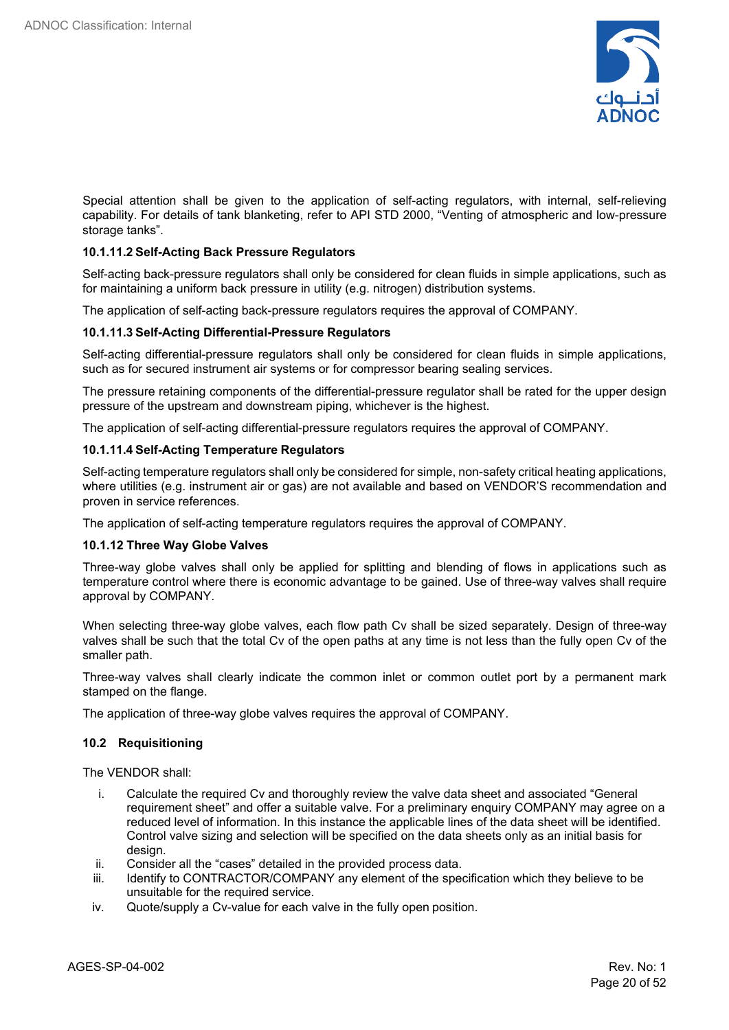Special attention shall be given to the application of self-acting regulators, with internal, self-relieving capability. For details of tank blanketing, refer to API STD 2000, "Venting of atmospheric and low-pressure storage tanks".

#### 10.1.11.2 Self-Acting Back Pressure Regulators

Self-acting back-pressure regulators shall only be considered for clean fluids in simple applications, such as for maintaining a uniform back pressure in utility (e.g. nitrogen) distribution systems.

The application of self-acting back-pressure regulators requires the approval of COMPANY.

#### 10.1.11.3 Self-Acting Differential-Pressure Regulators

Self-acting differential-pressure regulators shall only be considered for clean fluids in simple applications, such as for secured instrument air systems or for compressor bearing sealing services.

The pressure retaining components of the differential-pressure regulator shall be rated for the upper design pressure of the upstream and downstream piping, whichever is the highest.

The application of self-acting differential-pressure regulators requires the approval of COMPANY.

#### 10.1.11.4 Self-Acting Temperature Regulators

Self-acting temperature regulators shall only be considered for simple, non-safety critical heating applications, where utilities (e.g. instrument air or gas) are not available and based on VENDOR'S recommendation and proven in service references.

The application of self-acting temperature regulators requires the approval of COMPANY.

### 10.1.12 Three Way Globe Valves

Three-way globe valves shall only be applied for splitting and blending of flows in applications such as temperature control where there is economic advantage to be gained. Use of three-way valves shall require approval by COMPANY.

When selecting three-way globe valves, each flow path Cv shall be sized separately. Design of three-way valves shall be such that the total Cv of the open paths at any time is not less than the fully open Cv of the smaller path.

Three-way valves shall clearly indicate the common inlet or common outlet port by a permanent mark stamped on the flange.

The application of three-way globe valves requires the approval of COMPANY.

## 10.2 Requisitioning

The VENDOR shall:

i. Calculate the required Cv and thoroughly review the valve data sheet and associated "General requirement sheet" and offer a suitable valve. For a preliminary enquiry COMPANY may agree on a reduced level of information. In this instance the applicable lines of the data sheet will be identified. Control valve sizing and selection will be specified on the data sheets only as an initial basis for design.

ii. Consider all the "cases" detailed in the provided process data.

iii. Identify to CONTRACTOR/COMPANY any element of the specification which they believe to be unsuitable for the required service.

iv. Quote/supply a Cv-value for each valve in the fully open position.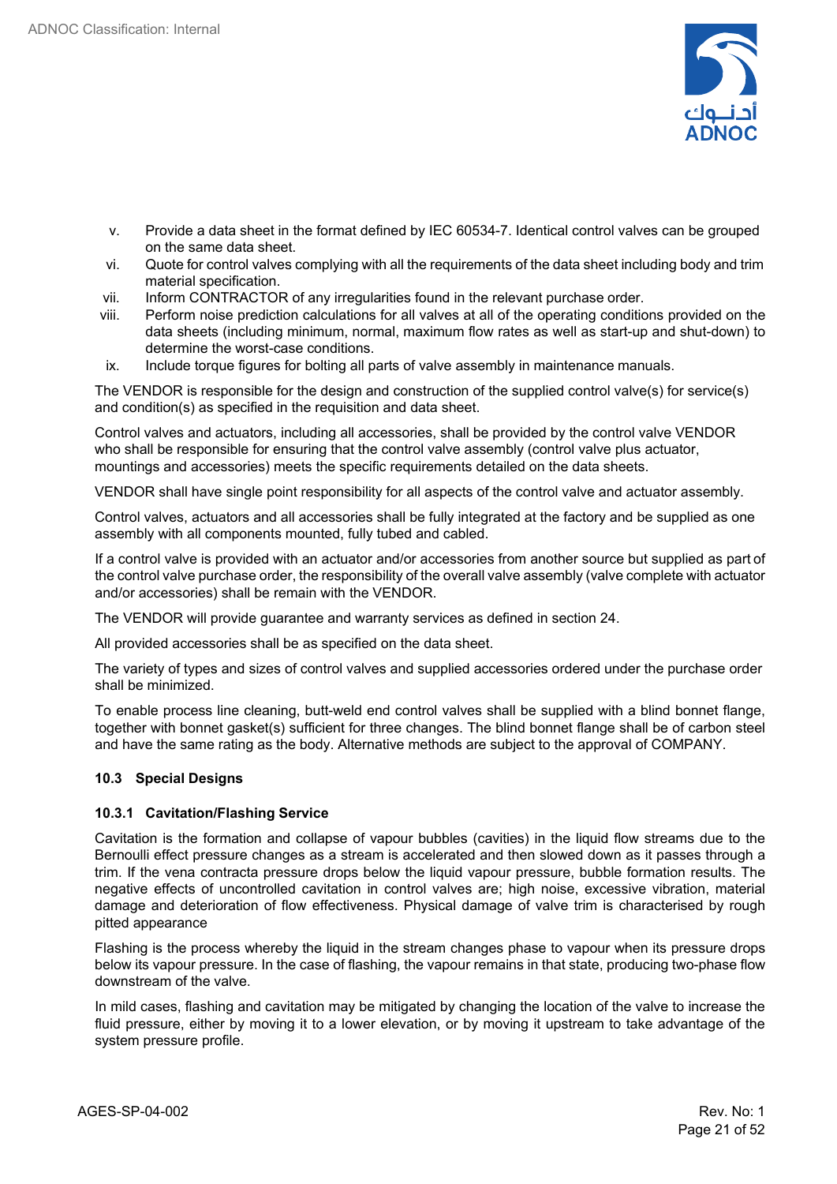v. Provide a data sheet in the format defined by IEC 60534-7. Identical control valves can be grouped on the same data sheet.
vi. Quote for control valves complying with all the requirements of the data sheet including body and trim material specification.
vii. Inform CONTRACTOR of any irregularities found in the relevant purchase order.
viii. Perform noise prediction calculations for all valves at all of the operating conditions provided on the data sheets (including minimum, normal, maximum flow rates as well as start-up and shut-down) to determine the worst-case conditions.
ix. Include torque figures for bolting all parts of valve assembly in maintenance manuals.

The VENDOR is responsible for the design and construction of the supplied control valve(s) for service(s) and condition(s) as specified in the requisition and data sheet.

Control valves and actuators, including all accessories, shall be provided by the control valve VENDOR who shall be responsible for ensuring that the control valve assembly (control valve plus actuator, mountings and accessories) meets the specific requirements detailed on the data sheets.

VENDOR shall have single point responsibility for all aspects of the control valve and actuator assembly.

Control valves, actuators and all accessories shall be fully integrated at the factory and be supplied as one assembly with all components mounted, fully tubed and cabled.

If a control valve is provided with an actuator and/or accessories from another source but supplied as part of the control valve purchase order, the responsibility of the overall valve assembly (valve complete with actuator and/or accessories) shall be remain with the VENDOR.

The VENDOR will provide guarantee and warranty services as defined in section 24.

All provided accessories shall be as specified on the data sheet.

The variety of types and sizes of control valves and supplied accessories ordered under the purchase order shall be minimized.

To enable process line cleaning, butt-weld end control valves shall be supplied with a blind bonnet flange, together with bonnet gasket(s) sufficient for three changes. The blind bonnet flange shall be of carbon steel and have the same rating as the body. Alternative methods are subject to the approval of COMPANY.

### 10.3 Special Designs

#### 10.3.1 Cavitation/Flashing Service

Cavitation is the formation and collapse of vapour bubbles (cavities) in the liquid flow streams due to the Bernoulli effect pressure changes as a stream is accelerated and then slowed down as it passes through a trim. If the vena contracta pressure drops below the liquid vapour pressure, bubble formation results. The negative effects of uncontrolled cavitation in control valves are; high noise, excessive vibration, material damage and deterioration of flow effectiveness. Physical damage of valve trim is characterised by rough pitted appearance

Flashing is the process whereby the liquid in the stream changes phase to vapour when its pressure drops below its vapour pressure. In the case of flashing, the vapour remains in that state, producing two-phase flow downstream of the valve.

In mild cases, flashing and cavitation may be mitigated by changing the location of the valve to increase the fluid pressure, either by moving it to a lower elevation, or by moving it upstream to take advantage of the system pressure profile.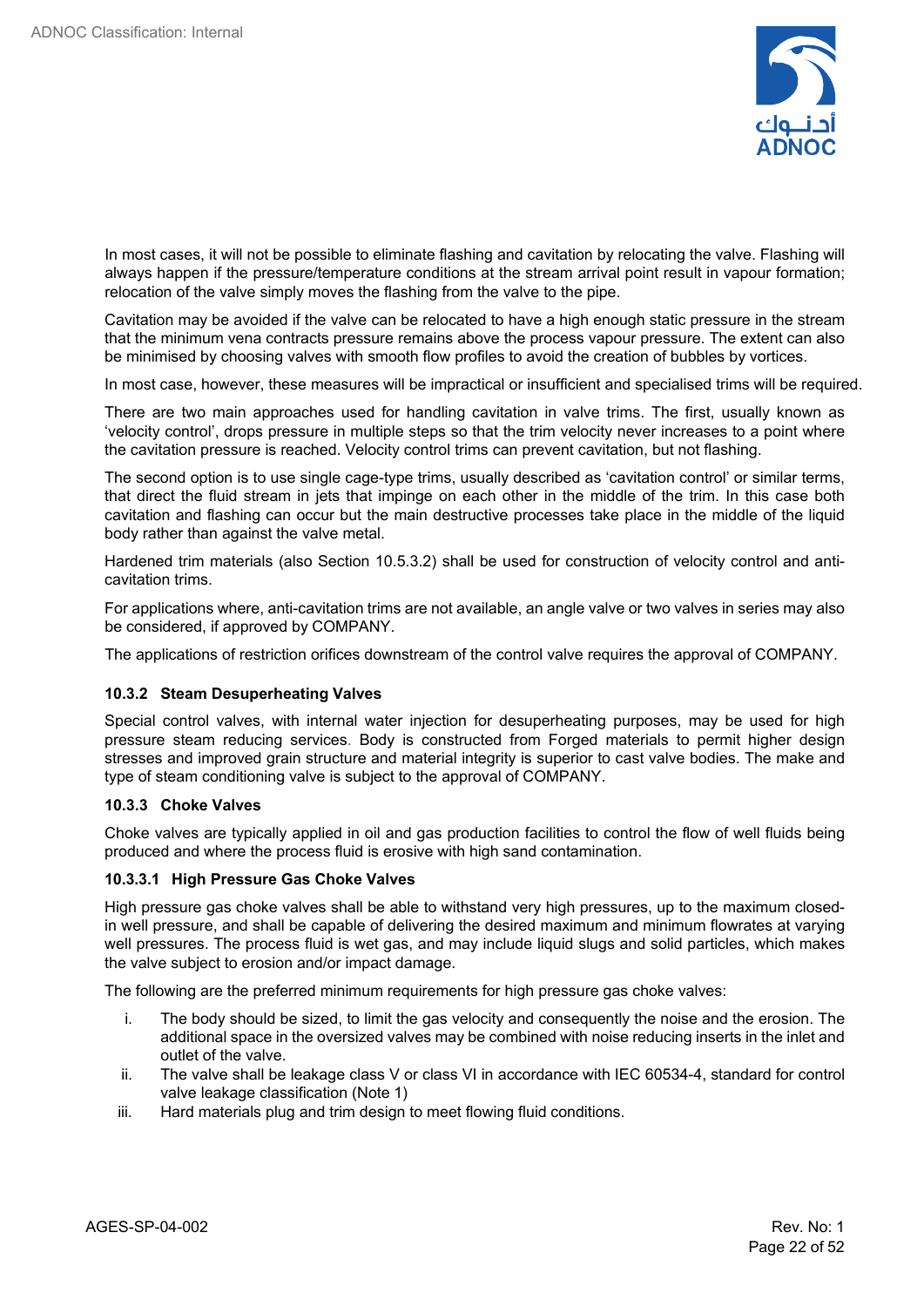In most cases, it will not be possible to eliminate flashing and cavitation by relocating the valve. Flashing will always happen if the pressure/temperature conditions at the stream arrival point result in vapour formation; relocation of the valve simply moves the flashing from the valve to the pipe.

Cavitation may be avoided if the valve can be relocated to have a high enough static pressure in the stream that the minimum vena contracts pressure remains above the process vapour pressure. The extent can also be minimised by choosing valves with smooth flow profiles to avoid the creation of bubbles by vortices.

In most case, however, these measures will be impractical or insufficient and specialised trims will be required.

There are two main approaches used for handling cavitation in valve trims. The first, usually known as 'velocity control', drops pressure in multiple steps so that the trim velocity never increases to a point where the cavitation pressure is reached. Velocity control trims can prevent cavitation, but not flashing.

The second option is to use single cage-type trims, usually described as 'cavitation control' or similar terms, that direct the fluid stream in jets that impinge on each other in the middle of the trim. In this case both cavitation and flashing can occur but the main destructive processes take place in the middle of the liquid body rather than against the valve metal.

Hardened trim materials (also Section 10.5.3.2) shall be used for construction of velocity control and anti-cavitation trims.

For applications where, anti-cavitation trims are not available, an angle valve or two valves in series may also be considered, if approved by COMPANY.

The applications of restriction orifices downstream of the control valve requires the approval of COMPANY.

#### 10.3.2 Steam Desuperheating Valves

Special control valves, with internal water injection for desuperheating purposes, may be used for high pressure steam reducing services. Body is constructed from Forged materials to permit higher design stresses and improved grain structure and material integrity is superior to cast valve bodies. The make and type of steam conditioning valve is subject to the approval of COMPANY.

#### 10.3.3 Choke Valves

Choke valves are typically applied in oil and gas production facilities to control the flow of well fluids being produced and where the process fluid is erosive with high sand contamination.

##### 10.3.3.1 High Pressure Gas Choke Valves

High pressure gas choke valves shall be able to withstand very high pressures, up to the maximum closed-in well pressure, and shall be capable of delivering the desired maximum and minimum flowrates at varying well pressures. The process fluid is wet gas, and may include liquid slugs and solid particles, which makes the valve subject to erosion and/or impact damage.

The following are the preferred minimum requirements for high pressure gas choke valves:

i. The body should be sized, to limit the gas velocity and consequently the noise and the erosion. The additional space in the oversized valves may be combined with noise reducing inserts in the inlet and outlet of the valve.

ii. The valve shall be leakage class V or class VI in accordance with IEC 60534-4, standard for control valve leakage classification (Note 1)

iii. Hard materials plug and trim design to meet flowing fluid conditions.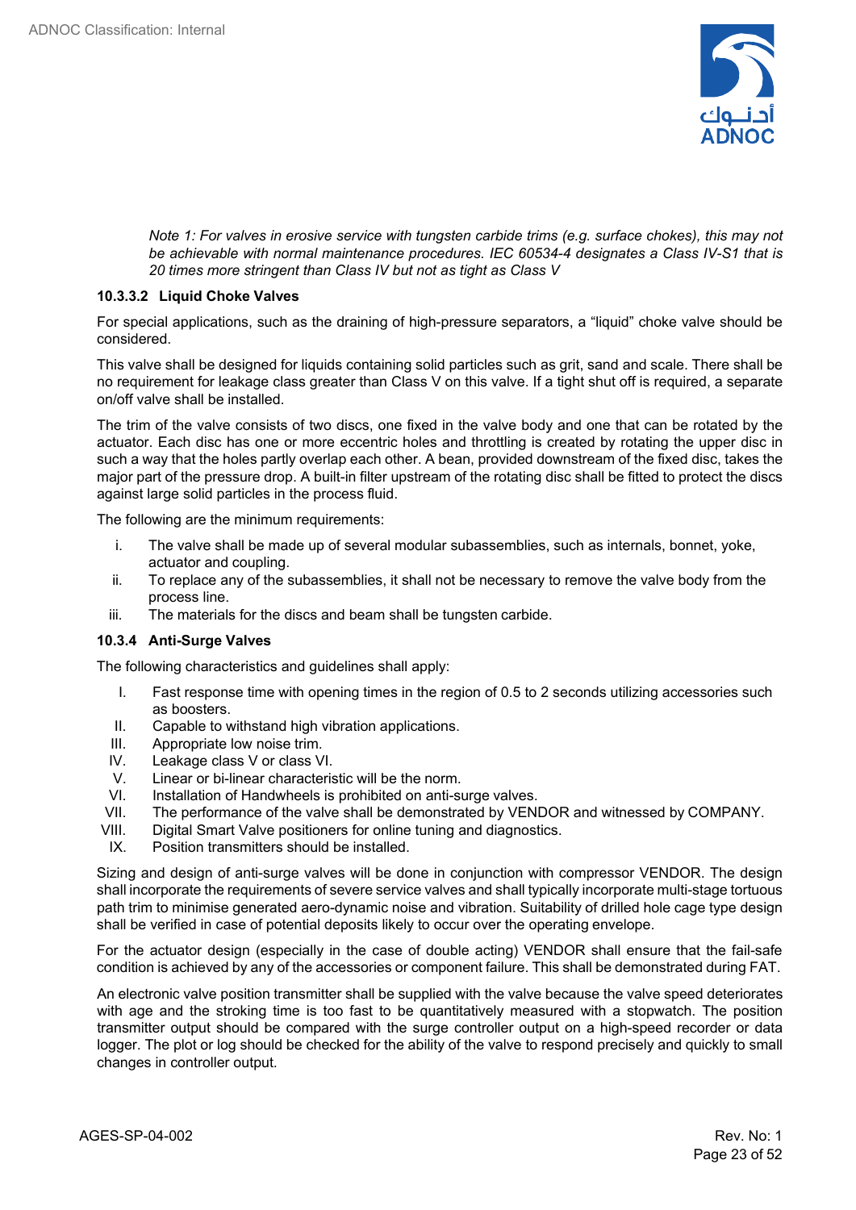*Note 1: For valves in erosive service with tungsten carbide trims (e.g. surface chokes), this may not be achievable with normal maintenance procedures. IEC 60534-4 designates a Class IV-S1 that is 20 times more stringent than Class IV but not as tight as Class V*

#### 10.3.3.2 Liquid Choke Valves

For special applications, such as the draining of high-pressure separators, a "liquid" choke valve should be considered.

This valve shall be designed for liquids containing solid particles such as grit, sand and scale. There shall be no requirement for leakage class greater than Class V on this valve. If a tight shut off is required, a separate on/off valve shall be installed.

The trim of the valve consists of two discs, one fixed in the valve body and one that can be rotated by the actuator. Each disc has one or more eccentric holes and throttling is created by rotating the upper disc in such a way that the holes partly overlap each other. A bean, provided downstream of the fixed disc, takes the major part of the pressure drop. A built-in filter upstream of the rotating disc shall be fitted to protect the discs against large solid particles in the process fluid.

The following are the minimum requirements:

i. The valve shall be made up of several modular subassemblies, such as internals, bonnet, yoke, actuator and coupling.
ii. To replace any of the subassemblies, it shall not be necessary to remove the valve body from the process line.
iii. The materials for the discs and beam shall be tungsten carbide.

### 10.3.4 Anti-Surge Valves

The following characteristics and guidelines shall apply:

I. Fast response time with opening times in the region of 0.5 to 2 seconds utilizing accessories such as boosters.
II. Capable to withstand high vibration applications.
III. Appropriate low noise trim.
IV. Leakage class V or class VI.
V. Linear or bi-linear characteristic will be the norm.
VI. Installation of Handwheels is prohibited on anti-surge valves.
VII. The performance of the valve shall be demonstrated by VENDOR and witnessed by COMPANY.
VIII. Digital Smart Valve positioners for online tuning and diagnostics.
IX. Position transmitters should be installed.

Sizing and design of anti-surge valves will be done in conjunction with compressor VENDOR. The design shall incorporate the requirements of severe service valves and shall typically incorporate multi-stage tortuous path trim to minimise generated aero-dynamic noise and vibration. Suitability of drilled hole cage type design shall be verified in case of potential deposits likely to occur over the operating envelope.

For the actuator design (especially in the case of double acting) VENDOR shall ensure that the fail-safe condition is achieved by any of the accessories or component failure. This shall be demonstrated during FAT.

An electronic valve position transmitter shall be supplied with the valve because the valve speed deteriorates with age and the stroking time is too fast to be quantitatively measured with a stopwatch. The position transmitter output should be compared with the surge controller output on a high-speed recorder or data logger. The plot or log should be checked for the ability of the valve to respond precisely and quickly to small changes in controller output.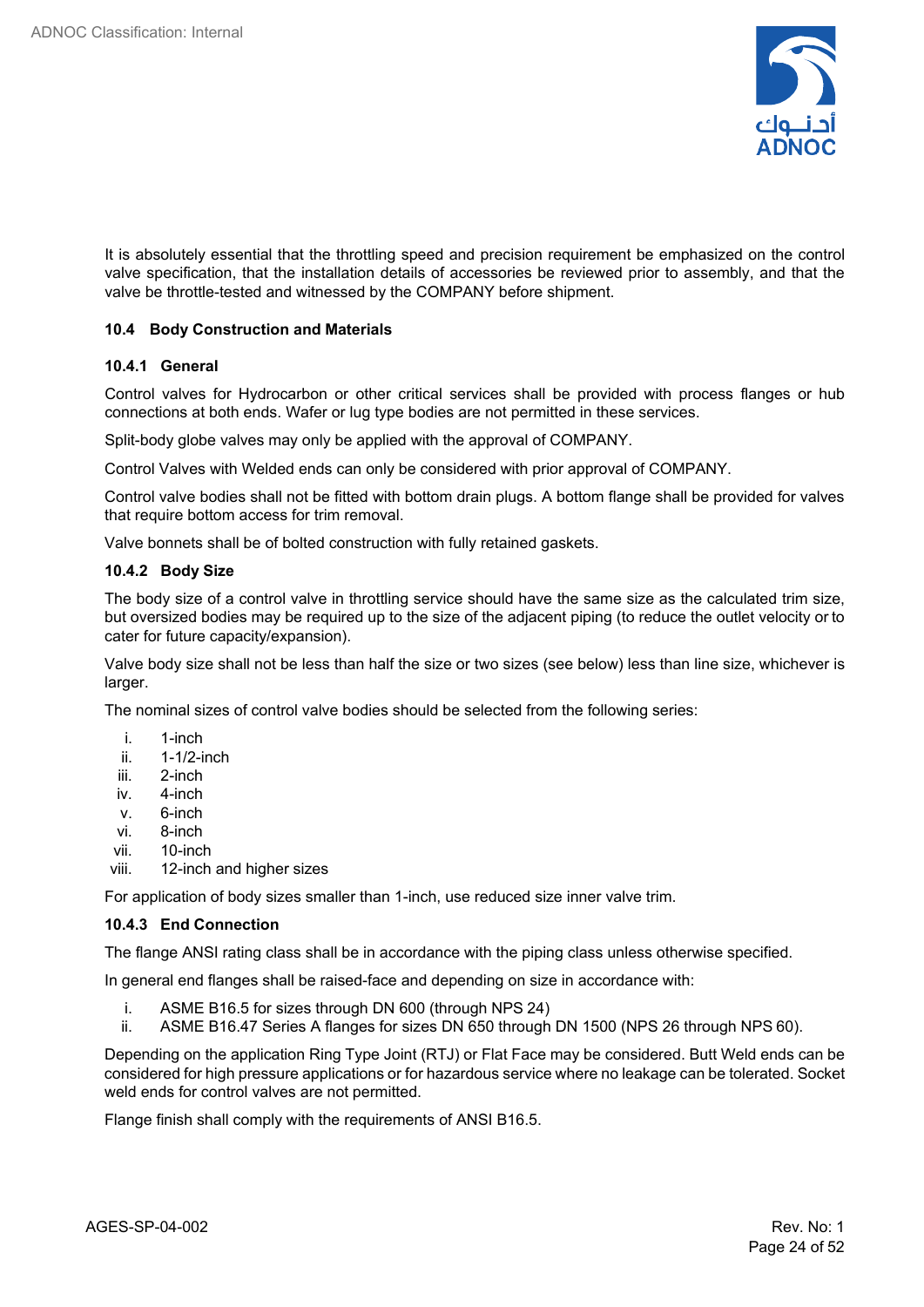It is absolutely essential that the throttling speed and precision requirement be emphasized on the control valve specification, that the installation details of accessories be reviewed prior to assembly, and that the valve be throttle-tested and witnessed by the COMPANY before shipment.

### 10.4 Body Construction and Materials

#### 10.4.1 General

Control valves for Hydrocarbon or other critical services shall be provided with process flanges or hub connections at both ends. Wafer or lug type bodies are not permitted in these services.

Split-body globe valves may only be applied with the approval of COMPANY.

Control Valves with Welded ends can only be considered with prior approval of COMPANY.

Control valve bodies shall not be fitted with bottom drain plugs. A bottom flange shall be provided for valves that require bottom access for trim removal.

Valve bonnets shall be of bolted construction with fully retained gaskets.

#### 10.4.2 Body Size

The body size of a control valve in throttling service should have the same size as the calculated trim size, but oversized bodies may be required up to the size of the adjacent piping (to reduce the outlet velocity or to cater for future capacity/expansion).

Valve body size shall not be less than half the size or two sizes (see below) less than line size, whichever is larger.

The nominal sizes of control valve bodies should be selected from the following series:

i. 1-inch
ii. 1-1/2-inch
iii. 2-inch
iv. 4-inch
v. 6-inch
vi. 8-inch
vii. 10-inch
viii. 12-inch and higher sizes

For application of body sizes smaller than 1-inch, use reduced size inner valve trim.

#### 10.4.3 End Connection

The flange ANSI rating class shall be in accordance with the piping class unless otherwise specified.

In general end flanges shall be raised-face and depending on size in accordance with:

i. ASME B16.5 for sizes through DN 600 (through NPS 24)
ii. ASME B16.47 Series A flanges for sizes DN 650 through DN 1500 (NPS 26 through NPS 60).

Depending on the application Ring Type Joint (RTJ) or Flat Face may be considered. Butt Weld ends can be considered for high pressure applications or for hazardous service where no leakage can be tolerated. Socket weld ends for control valves are not permitted.

Flange finish shall comply with the requirements of ANSI B16.5.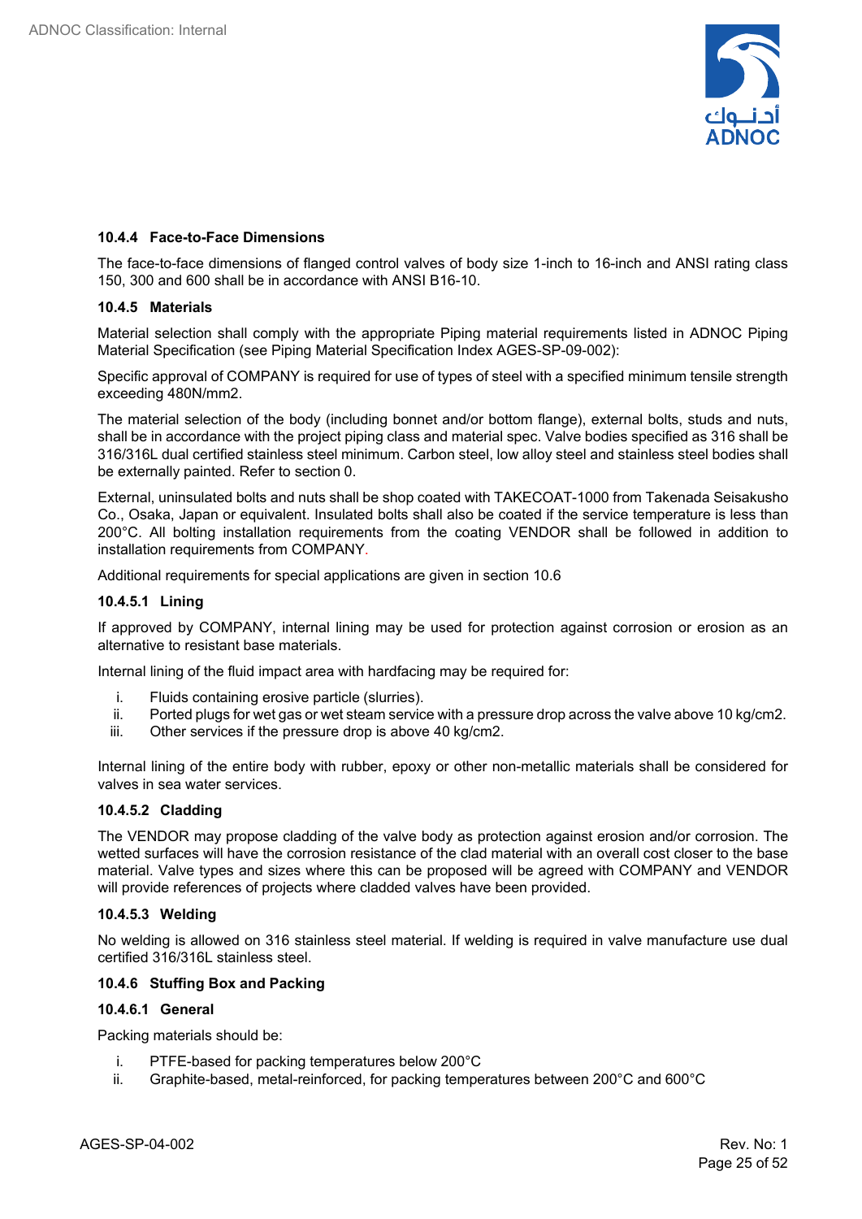#### 10.4.4 Face-to-Face Dimensions

The face-to-face dimensions of flanged control valves of body size 1-inch to 16-inch and ANSI rating class 150, 300 and 600 shall be in accordance with ANSI B16-10.

#### 10.4.5 Materials

Material selection shall comply with the appropriate Piping material requirements listed in ADNOC Piping Material Specification (see Piping Material Specification Index AGES-SP-09-002):

Specific approval of COMPANY is required for use of types of steel with a specified minimum tensile strength exceeding 480N/mm2.

The material selection of the body (including bonnet and/or bottom flange), external bolts, studs and nuts, shall be in accordance with the project piping class and material spec. Valve bodies specified as 316 shall be 316/316L dual certified stainless steel minimum. Carbon steel, low alloy steel and stainless steel bodies shall be externally painted. Refer to section 0.

External, uninsulated bolts and nuts shall be shop coated with TAKECOAT-1000 from Takenada Seisakusho Co., Osaka, Japan or equivalent. Insulated bolts shall also be coated if the service temperature is less than 200°C. All bolting installation requirements from the coating VENDOR shall be followed in addition to installation requirements from COMPANY.

Additional requirements for special applications are given in section 10.6

##### 10.4.5.1 Lining

If approved by COMPANY, internal lining may be used for protection against corrosion or erosion as an alternative to resistant base materials.

Internal lining of the fluid impact area with hardfacing may be required for:

i. Fluids containing erosive particle (slurries).
ii. Ported plugs for wet gas or wet steam service with a pressure drop across the valve above 10 kg/cm2.
iii. Other services if the pressure drop is above 40 kg/cm2.

Internal lining of the entire body with rubber, epoxy or other non-metallic materials shall be considered for valves in sea water services.

##### 10.4.5.2 Cladding

The VENDOR may propose cladding of the valve body as protection against erosion and/or corrosion. The wetted surfaces will have the corrosion resistance of the clad material with an overall cost closer to the base material. Valve types and sizes where this can be proposed will be agreed with COMPANY and VENDOR will provide references of projects where cladded valves have been provided.

##### 10.4.5.3 Welding

No welding is allowed on 316 stainless steel material. If welding is required in valve manufacture use dual certified 316/316L stainless steel.

#### 10.4.6 Stuffing Box and Packing

##### 10.4.6.1 General

Packing materials should be:

i. PTFE-based for packing temperatures below 200°C
ii. Graphite-based, metal-reinforced, for packing temperatures between 200°C and 600°C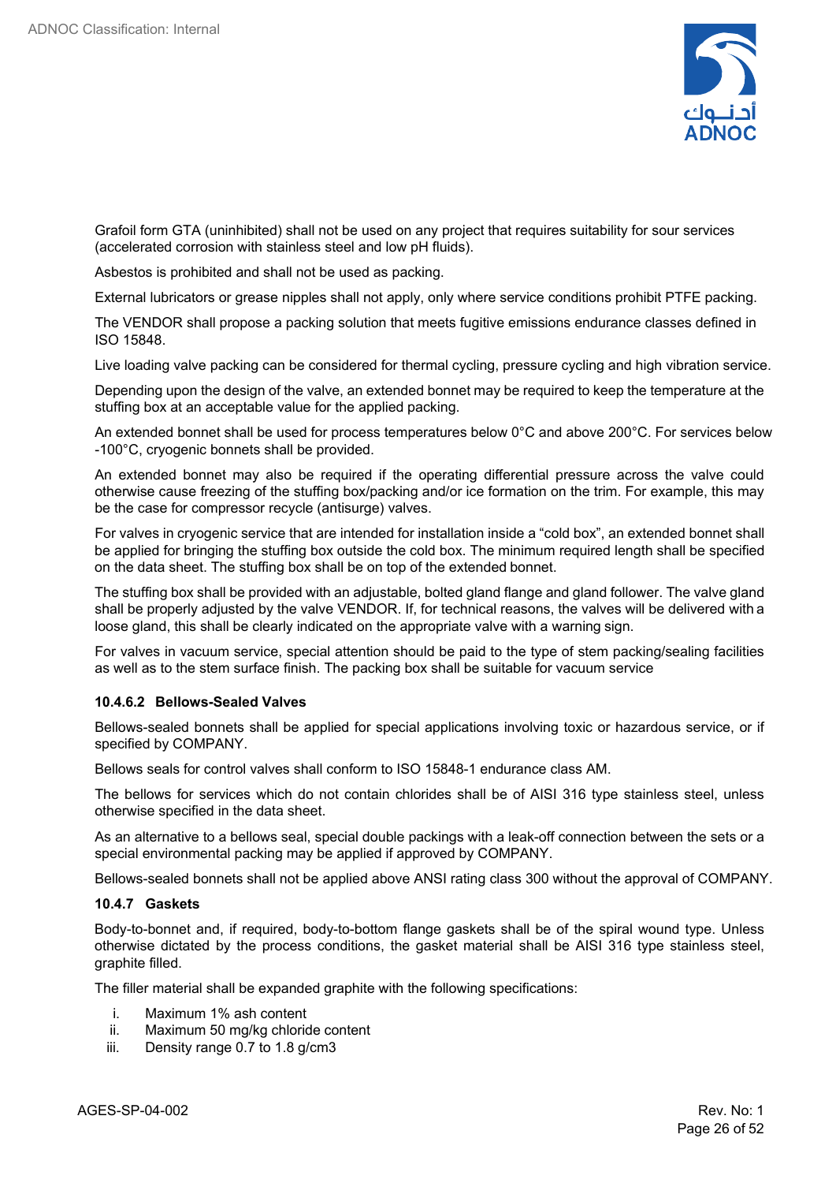Grafoil form GTA (uninhibited) shall not be used on any project that requires suitability for sour services (accelerated corrosion with stainless steel and low pH fluids).

Asbestos is prohibited and shall not be used as packing.

External lubricators or grease nipples shall not apply, only where service conditions prohibit PTFE packing.

The VENDOR shall propose a packing solution that meets fugitive emissions endurance classes defined in ISO 15848.

Live loading valve packing can be considered for thermal cycling, pressure cycling and high vibration service.

Depending upon the design of the valve, an extended bonnet may be required to keep the temperature at the stuffing box at an acceptable value for the applied packing.

An extended bonnet shall be used for process temperatures below 0°C and above 200°C. For services below -100°C, cryogenic bonnets shall be provided.

An extended bonnet may also be required if the operating differential pressure across the valve could otherwise cause freezing of the stuffing box/packing and/or ice formation on the trim. For example, this may be the case for compressor recycle (antisurge) valves.

For valves in cryogenic service that are intended for installation inside a “cold box”, an extended bonnet shall be applied for bringing the stuffing box outside the cold box. The minimum required length shall be specified on the data sheet. The stuffing box shall be on top of the extended bonnet.

The stuffing box shall be provided with an adjustable, bolted gland flange and gland follower. The valve gland shall be properly adjusted by the valve VENDOR. If, for technical reasons, the valves will be delivered with a loose gland, this shall be clearly indicated on the appropriate valve with a warning sign.

For valves in vacuum service, special attention should be paid to the type of stem packing/sealing facilities as well as to the stem surface finish. The packing box shall be suitable for vacuum service

#### 10.4.6.2 Bellows-Sealed Valves

Bellows-sealed bonnets shall be applied for special applications involving toxic or hazardous service, or if specified by COMPANY.

Bellows seals for control valves shall conform to ISO 15848-1 endurance class AM.

The bellows for services which do not contain chlorides shall be of AISI 316 type stainless steel, unless otherwise specified in the data sheet.

As an alternative to a bellows seal, special double packings with a leak-off connection between the sets or a special environmental packing may be applied if approved by COMPANY.

Bellows-sealed bonnets shall not be applied above ANSI rating class 300 without the approval of COMPANY.

### 10.4.7 Gaskets

Body-to-bonnet and, if required, body-to-bottom flange gaskets shall be of the spiral wound type. Unless otherwise dictated by the process conditions, the gasket material shall be AISI 316 type stainless steel, graphite filled.

The filler material shall be expanded graphite with the following specifications:

i. Maximum 1% ash content
ii. Maximum 50 mg/kg chloride content
iii. Density range 0.7 to 1.8 g/cm3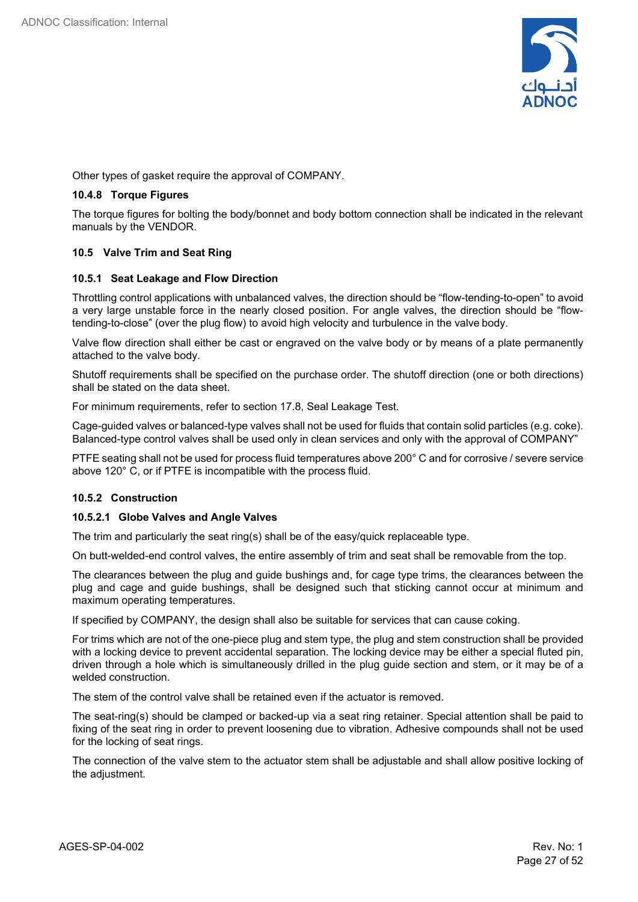Other types of gasket require the approval of COMPANY.

#### 10.4.8 Torque Figures

The torque figures for bolting the body/bonnet and body bottom connection shall be indicated in the relevant manuals by the VENDOR.

### 10.5 Valve Trim and Seat Ring

#### 10.5.1 Seat Leakage and Flow Direction

Throttling control applications with unbalanced valves, the direction should be “flow-tending-to-open” to avoid a very large unstable force in the nearly closed position. For angle valves, the direction should be “flow-tending-to-close” (over the plug flow) to avoid high velocity and turbulence in the valve body.

Valve flow direction shall either be cast or engraved on the valve body or by means of a plate permanently attached to the valve body.

Shutoff requirements shall be specified on the purchase order. The shutoff direction (one or both directions) shall be stated on the data sheet.

For minimum requirements, refer to section 17.8, Seal Leakage Test.

Cage-guided valves or balanced-type valves shall not be used for fluids that contain solid particles (e.g. coke). Balanced-type control valves shall be used only in clean services and only with the approval of COMPANY”

PTFE seating shall not be used for process fluid temperatures above 200° C and for corrosive / severe service above 120° C, or if PTFE is incompatible with the process fluid.

#### 10.5.2 Construction

##### 10.5.2.1 Globe Valves and Angle Valves

The trim and particularly the seat ring(s) shall be of the easy/quick replaceable type.

On butt-welded-end control valves, the entire assembly of trim and seat shall be removable from the top.

The clearances between the plug and guide bushings and, for cage type trims, the clearances between the plug and cage and guide bushings, shall be designed such that sticking cannot occur at minimum and maximum operating temperatures.

If specified by COMPANY, the design shall also be suitable for services that can cause coking.

For trims which are not of the one-piece plug and stem type, the plug and stem construction shall be provided with a locking device to prevent accidental separation. The locking device may be either a special fluted pin, driven through a hole which is simultaneously drilled in the plug guide section and stem, or it may be of a welded construction.

The stem of the control valve shall be retained even if the actuator is removed.

The seat-ring(s) should be clamped or backed-up via a seat ring retainer. Special attention shall be paid to fixing of the seat ring in order to prevent loosening due to vibration. Adhesive compounds shall not be used for the locking of seat rings.

The connection of the valve stem to the actuator stem shall be adjustable and shall allow positive locking of the adjustment.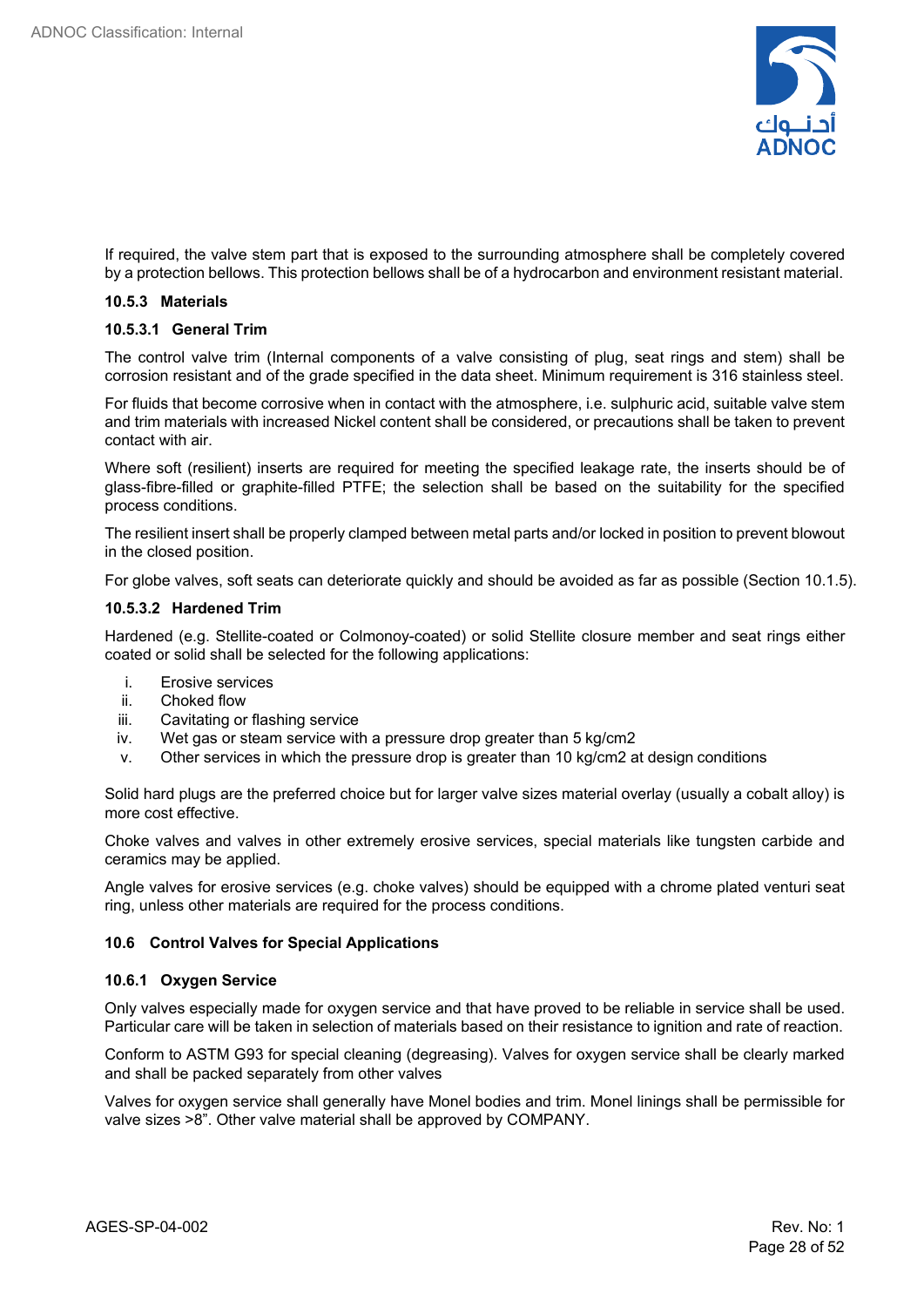If required, the valve stem part that is exposed to the surrounding atmosphere shall be completely covered by a protection bellows. This protection bellows shall be of a hydrocarbon and environment resistant material.

### 10.5.3 Materials

#### 10.5.3.1 General Trim

The control valve trim (Internal components of a valve consisting of plug, seat rings and stem) shall be corrosion resistant and of the grade specified in the data sheet. Minimum requirement is 316 stainless steel.

For fluids that become corrosive when in contact with the atmosphere, i.e. sulphuric acid, suitable valve stem and trim materials with increased Nickel content shall be considered, or precautions shall be taken to prevent contact with air.

Where soft (resilient) inserts are required for meeting the specified leakage rate, the inserts should be of glass-fibre-filled or graphite-filled PTFE; the selection shall be based on the suitability for the specified process conditions.

The resilient insert shall be properly clamped between metal parts and/or locked in position to prevent blowout in the closed position.

For globe valves, soft seats can deteriorate quickly and should be avoided as far as possible (Section 10.1.5).

#### 10.5.3.2 Hardened Trim

Hardened (e.g. Stellite-coated or Colmonoy-coated) or solid Stellite closure member and seat rings either coated or solid shall be selected for the following applications:

i. Erosive services
ii. Choked flow
iii. Cavitating or flashing service
iv. Wet gas or steam service with a pressure drop greater than 5 kg/cm2
v. Other services in which the pressure drop is greater than 10 kg/cm2 at design conditions

Solid hard plugs are the preferred choice but for larger valve sizes material overlay (usually a cobalt alloy) is more cost effective.

Choke valves and valves in other extremely erosive services, special materials like tungsten carbide and ceramics may be applied.

Angle valves for erosive services (e.g. choke valves) should be equipped with a chrome plated venturi seat ring, unless other materials are required for the process conditions.

## 10.6 Control Valves for Special Applications

### 10.6.1 Oxygen Service

Only valves especially made for oxygen service and that have proved to be reliable in service shall be used. Particular care will be taken in selection of materials based on their resistance to ignition and rate of reaction.

Conform to ASTM G93 for special cleaning (degreasing). Valves for oxygen service shall be clearly marked and shall be packed separately from other valves

Valves for oxygen service shall generally have Monel bodies and trim. Monel linings shall be permissible for valve sizes >8". Other valve material shall be approved by COMPANY.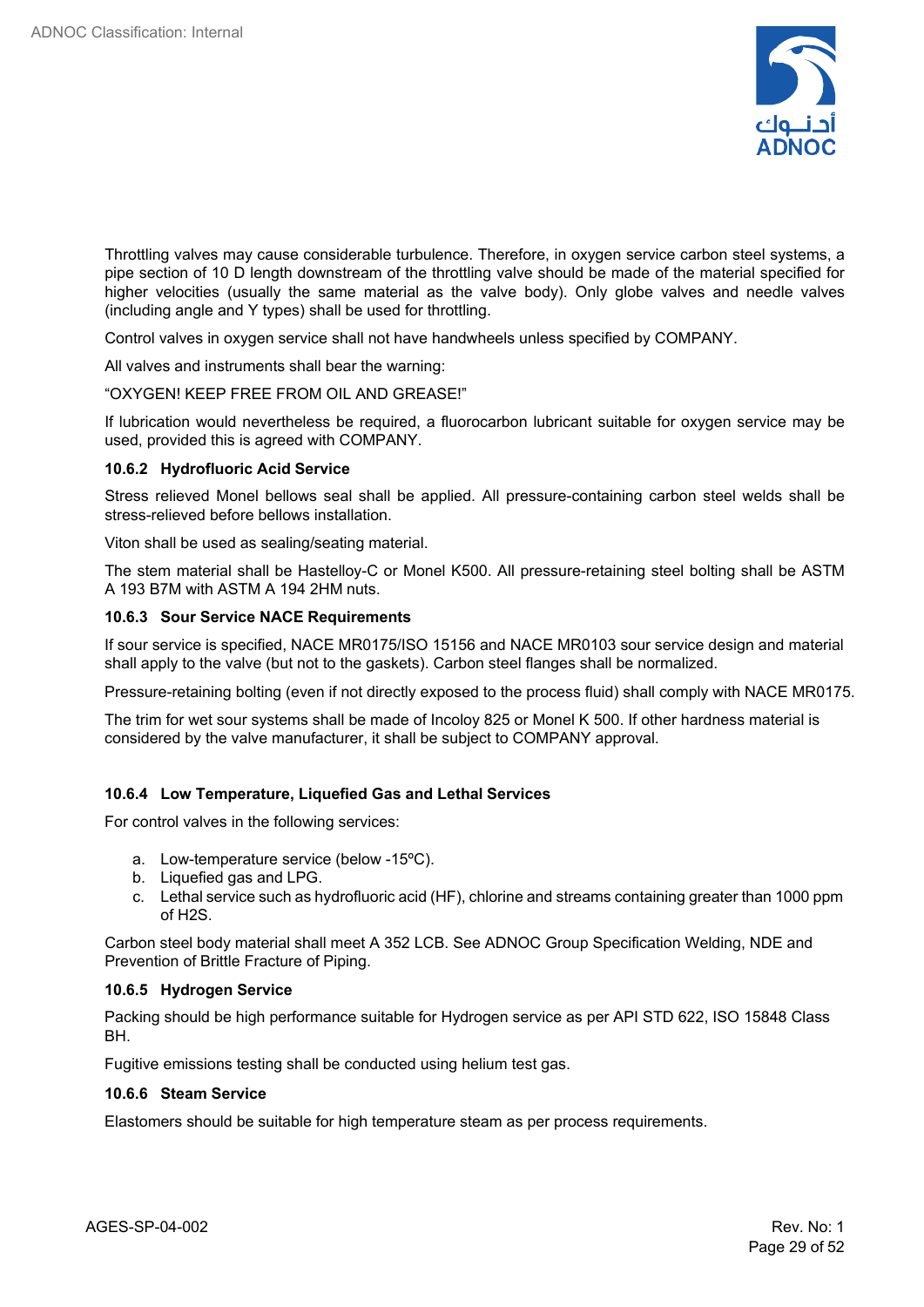Throttling valves may cause considerable turbulence. Therefore, in oxygen service carbon steel systems, a pipe section of 10 D length downstream of the throttling valve should be made of the material specified for higher velocities (usually the same material as the valve body). Only globe valves and needle valves (including angle and Y types) shall be used for throttling.

Control valves in oxygen service shall not have handwheels unless specified by COMPANY.

All valves and instruments shall bear the warning:

"OXYGEN! KEEP FREE FROM OIL AND GREASE!"

If lubrication would nevertheless be required, a fluorocarbon lubricant suitable for oxygen service may be used, provided this is agreed with COMPANY.

#### 10.6.2 Hydrofluoric Acid Service

Stress relieved Monel bellows seal shall be applied. All pressure-containing carbon steel welds shall be stress-relieved before bellows installation.

Viton shall be used as sealing/seating material.

The stem material shall be Hastelloy-C or Monel K500. All pressure-retaining steel bolting shall be ASTM A 193 B7M with ASTM A 194 2HM nuts.

#### 10.6.3 Sour Service NACE Requirements

If sour service is specified, NACE MR0175/ISO 15156 and NACE MR0103 sour service design and material shall apply to the valve (but not to the gaskets). Carbon steel flanges shall be normalized.

Pressure-retaining bolting (even if not directly exposed to the process fluid) shall comply with NACE MR0175.

The trim for wet sour systems shall be made of Incoloy 825 or Monel K 500. If other hardness material is considered by the valve manufacturer, it shall be subject to COMPANY approval.

#### 10.6.4 Low Temperature, Liquefied Gas and Lethal Services

For control valves in the following services:

a. Low-temperature service (below -15ºC).
b. Liquefied gas and LPG.
c. Lethal service such as hydrofluoric acid (HF), chlorine and streams containing greater than 1000 ppm of $H_2S$.

Carbon steel body material shall meet A 352 LCB. See ADNOC Group Specification Welding, NDE and Prevention of Brittle Fracture of Piping.

#### 10.6.5 Hydrogen Service

Packing should be high performance suitable for Hydrogen service as per API STD 622, ISO 15848 Class BH.

Fugitive emissions testing shall be conducted using helium test gas.

#### 10.6.6 Steam Service

Elastomers should be suitable for high temperature steam as per process requirements.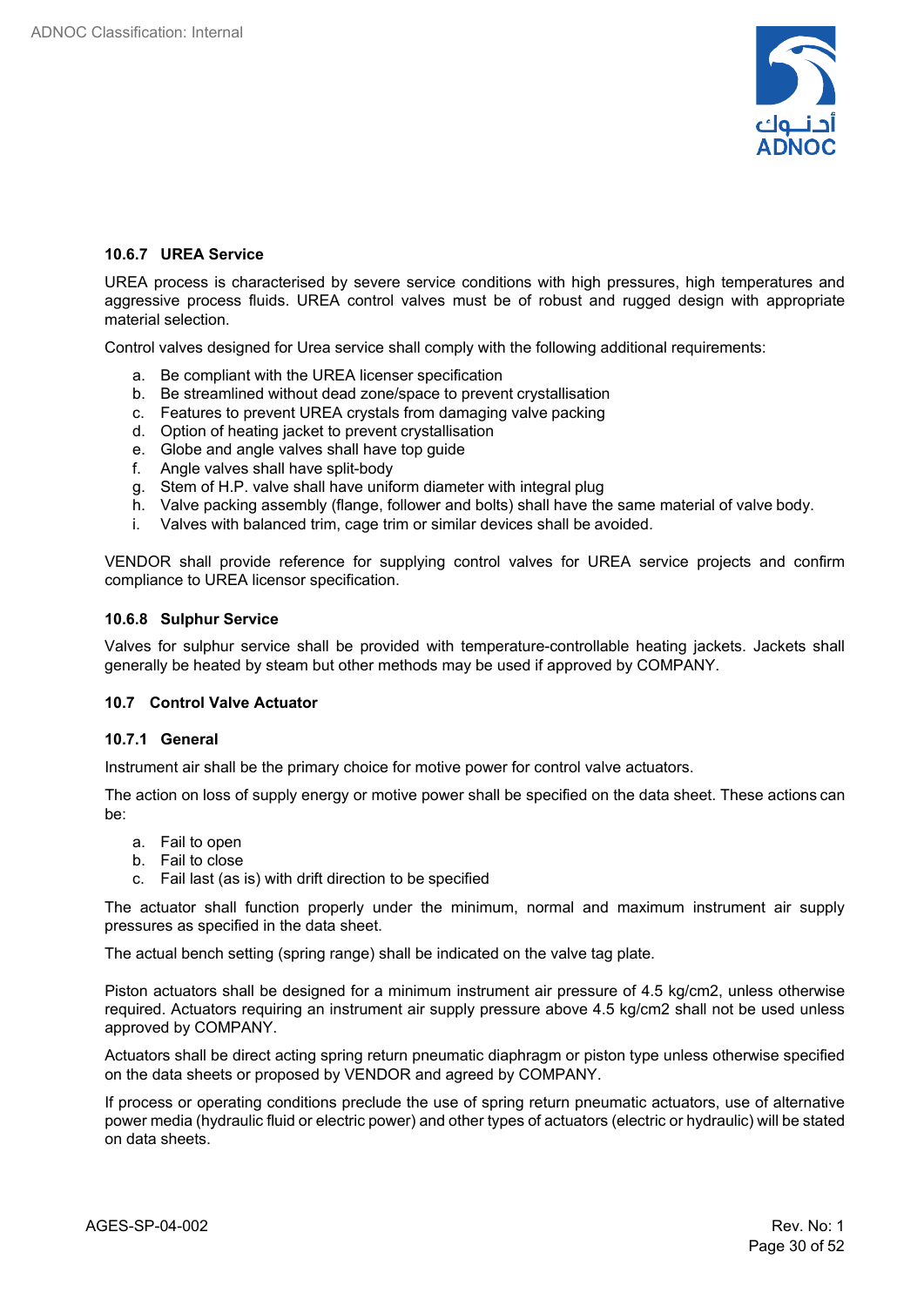### 10.6.7 UREA Service

UREA process is characterised by severe service conditions with high pressures, high temperatures and aggressive process fluids. UREA control valves must be of robust and rugged design with appropriate material selection.

Control valves designed for Urea service shall comply with the following additional requirements:

a. Be compliant with the UREA licenser specification
b. Be streamlined without dead zone/space to prevent crystallisation
c. Features to prevent UREA crystals from damaging valve packing
d. Option of heating jacket to prevent crystallisation
e. Globe and angle valves shall have top guide
f. Angle valves shall have split-body
g. Stem of H.P. valve shall have uniform diameter with integral plug
h. Valve packing assembly (flange, follower and bolts) shall have the same material of valve body.
i. Valves with balanced trim, cage trim or similar devices shall be avoided.

VENDOR shall provide reference for supplying control valves for UREA service projects and confirm compliance to UREA licensor specification.

### 10.6.8 Sulphur Service

Valves for sulphur service shall be provided with temperature-controllable heating jackets. Jackets shall generally be heated by steam but other methods may be used if approved by COMPANY.

## 10.7 Control Valve Actuator

### 10.7.1 General

Instrument air shall be the primary choice for motive power for control valve actuators.

The action on loss of supply energy or motive power shall be specified on the data sheet. These actions can be:

a. Fail to open
b. Fail to close
c. Fail last (as is) with drift direction to be specified

The actuator shall function properly under the minimum, normal and maximum instrument air supply pressures as specified in the data sheet.

The actual bench setting (spring range) shall be indicated on the valve tag plate.

Piston actuators shall be designed for a minimum instrument air pressure of 4.5 kg/cm2, unless otherwise required. Actuators requiring an instrument air supply pressure above 4.5 kg/cm2 shall not be used unless approved by COMPANY.

Actuators shall be direct acting spring return pneumatic diaphragm or piston type unless otherwise specified on the data sheets or proposed by VENDOR and agreed by COMPANY.

If process or operating conditions preclude the use of spring return pneumatic actuators, use of alternative power media (hydraulic fluid or electric power) and other types of actuators (electric or hydraulic) will be stated on data sheets.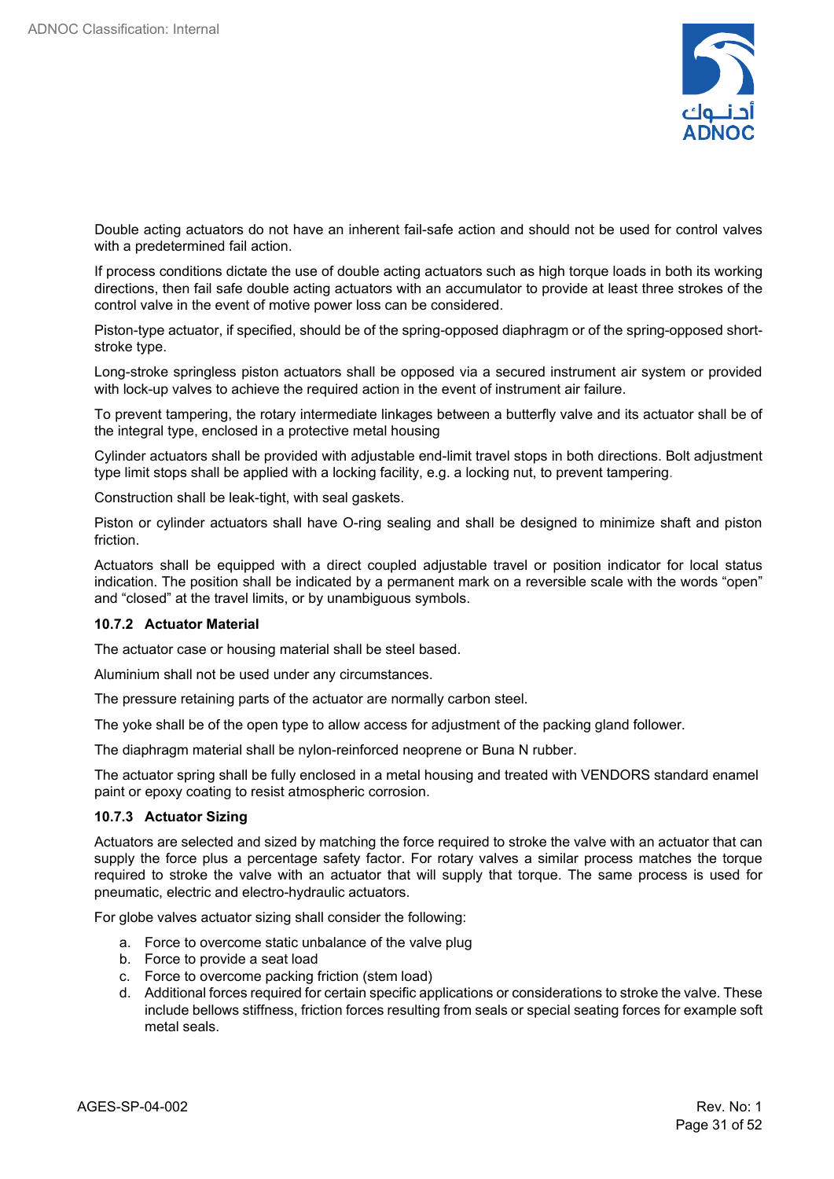Double acting actuators do not have an inherent fail-safe action and should not be used for control valves with a predetermined fail action.

If process conditions dictate the use of double acting actuators such as high torque loads in both its working directions, then fail safe double acting actuators with an accumulator to provide at least three strokes of the control valve in the event of motive power loss can be considered.

Piston-type actuator, if specified, should be of the spring-opposed diaphragm or of the spring-opposed short-stroke type.

Long-stroke springless piston actuators shall be opposed via a secured instrument air system or provided with lock-up valves to achieve the required action in the event of instrument air failure.

To prevent tampering, the rotary intermediate linkages between a butterfly valve and its actuator shall be of the integral type, enclosed in a protective metal housing

Cylinder actuators shall be provided with adjustable end-limit travel stops in both directions. Bolt adjustment type limit stops shall be applied with a locking facility, e.g. a locking nut, to prevent tampering.

Construction shall be leak-tight, with seal gaskets.

Piston or cylinder actuators shall have O-ring sealing and shall be designed to minimize shaft and piston friction.

Actuators shall be equipped with a direct coupled adjustable travel or position indicator for local status indication. The position shall be indicated by a permanent mark on a reversible scale with the words “open” and “closed” at the travel limits, or by unambiguous symbols.

### 10.7.2 Actuator Material

The actuator case or housing material shall be steel based.

Aluminium shall not be used under any circumstances.

The pressure retaining parts of the actuator are normally carbon steel.

The yoke shall be of the open type to allow access for adjustment of the packing gland follower.

The diaphragm material shall be nylon-reinforced neoprene or Buna N rubber.

The actuator spring shall be fully enclosed in a metal housing and treated with VENDORS standard enamel paint or epoxy coating to resist atmospheric corrosion.

### 10.7.3 Actuator Sizing

Actuators are selected and sized by matching the force required to stroke the valve with an actuator that can supply the force plus a percentage safety factor. For rotary valves a similar process matches the torque required to stroke the valve with an actuator that will supply that torque. The same process is used for pneumatic, electric and electro-hydraulic actuators.

For globe valves actuator sizing shall consider the following:

a. Force to overcome static unbalance of the valve plug
b. Force to provide a seat load
c. Force to overcome packing friction (stem load)
d. Additional forces required for certain specific applications or considerations to stroke the valve. These include bellows stiffness, friction forces resulting from seals or special seating forces for example soft metal seals.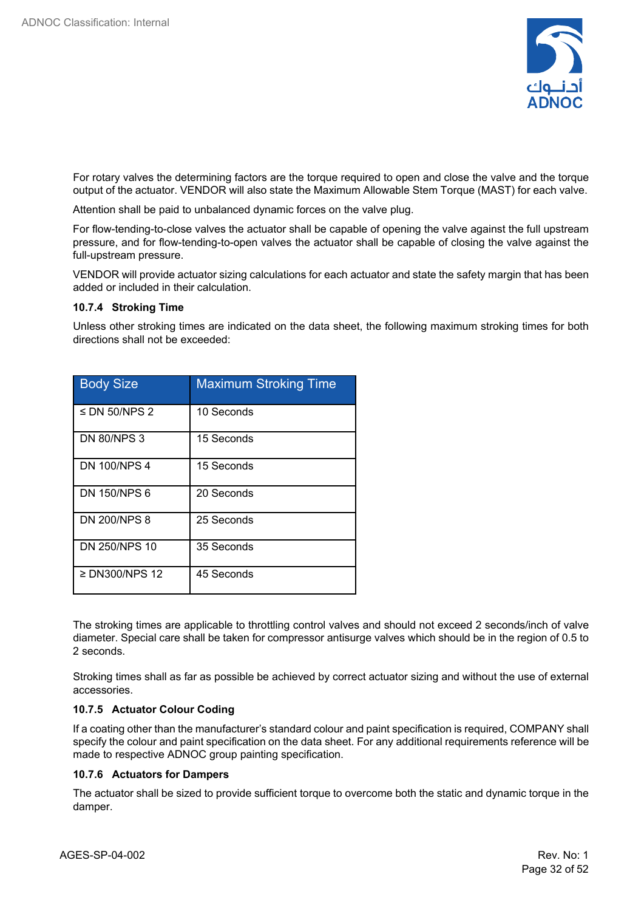For rotary valves the determining factors are the torque required to open and close the valve and the torque output of the actuator. VENDOR will also state the Maximum Allowable Stem Torque (MAST) for each valve.

Attention shall be paid to unbalanced dynamic forces on the valve plug.

For flow-tending-to-close valves the actuator shall be capable of opening the valve against the full upstream pressure, and for flow-tending-to-open valves the actuator shall be capable of closing the valve against the full-upstream pressure.

VENDOR will provide actuator sizing calculations for each actuator and state the safety margin that has been added or included in their calculation.

#### 10.7.4 Stroking Time

Unless other stroking times are indicated on the data sheet, the following maximum stroking times for both directions shall not be exceeded:

| Body Size | Maximum Stroking Time |
|---|---|
| ≤ DN 50/NPS 2 | 10 Seconds |
| DN 80/NPS 3 | 15 Seconds |
| DN 100/NPS 4 | 15 Seconds |
| DN 150/NPS 6 | 20 Seconds |
| DN 200/NPS 8 | 25 Seconds |
| DN 250/NPS 10 | 35 Seconds |
| ≥ DN300/NPS 12 | 45 Seconds |

The stroking times are applicable to throttling control valves and should not exceed 2 seconds/inch of valve diameter. Special care shall be taken for compressor antisurge valves which should be in the region of 0.5 to 2 seconds.

Stroking times shall as far as possible be achieved by correct actuator sizing and without the use of external accessories.

#### 10.7.5 Actuator Colour Coding

If a coating other than the manufacturer's standard colour and paint specification is required, COMPANY shall specify the colour and paint specification on the data sheet. For any additional requirements reference will be made to respective ADNOC group painting specification.

#### 10.7.6 Actuators for Dampers

The actuator shall be sized to provide sufficient torque to overcome both the static and dynamic torque in the damper.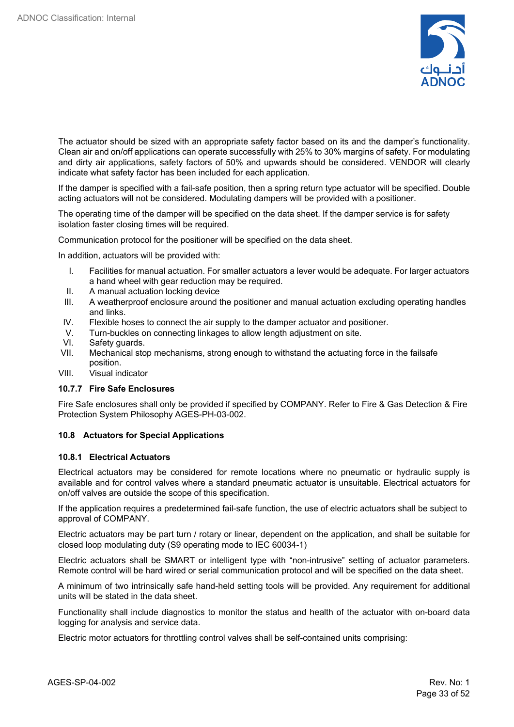The actuator should be sized with an appropriate safety factor based on its and the damper's functionality. Clean air and on/off applications can operate successfully with 25% to 30% margins of safety. For modulating and dirty air applications, safety factors of 50% and upwards should be considered. VENDOR will clearly indicate what safety factor has been included for each application.

If the damper is specified with a fail-safe position, then a spring return type actuator will be specified. Double acting actuators will not be considered. Modulating dampers will be provided with a positioner.

The operating time of the damper will be specified on the data sheet. If the damper service is for safety isolation faster closing times will be required.

Communication protocol for the positioner will be specified on the data sheet.

In addition, actuators will be provided with:

I. Facilities for manual actuation. For smaller actuators a lever would be adequate. For larger actuators a hand wheel with gear reduction may be required.
II. A manual actuation locking device
III. A weatherproof enclosure around the positioner and manual actuation excluding operating handles and links.
IV. Flexible hoses to connect the air supply to the damper actuator and positioner.
V. Turn-buckles on connecting linkages to allow length adjustment on site.
VI. Safety guards.
VII. Mechanical stop mechanisms, strong enough to withstand the actuating force in the failsafe position.
VIII. Visual indicator

#### 10.7.7 Fire Safe Enclosures

Fire Safe enclosures shall only be provided if specified by COMPANY. Refer to Fire & Gas Detection & Fire Protection System Philosophy AGES-PH-03-002.

### 10.8 Actuators for Special Applications

#### 10.8.1 Electrical Actuators

Electrical actuators may be considered for remote locations where no pneumatic or hydraulic supply is available and for control valves where a standard pneumatic actuator is unsuitable. Electrical actuators for on/off valves are outside the scope of this specification.

If the application requires a predetermined fail-safe function, the use of electric actuators shall be subject to approval of COMPANY.

Electric actuators may be part turn / rotary or linear, dependent on the application, and shall be suitable for closed loop modulating duty (S9 operating mode to IEC 60034-1)

Electric actuators shall be SMART or intelligent type with "non-intrusive" setting of actuator parameters. Remote control will be hard wired or serial communication protocol and will be specified on the data sheet.

A minimum of two intrinsically safe hand-held setting tools will be provided. Any requirement for additional units will be stated in the data sheet.

Functionality shall include diagnostics to monitor the status and health of the actuator with on-board data logging for analysis and service data.

Electric motor actuators for throttling control valves shall be self-contained units comprising: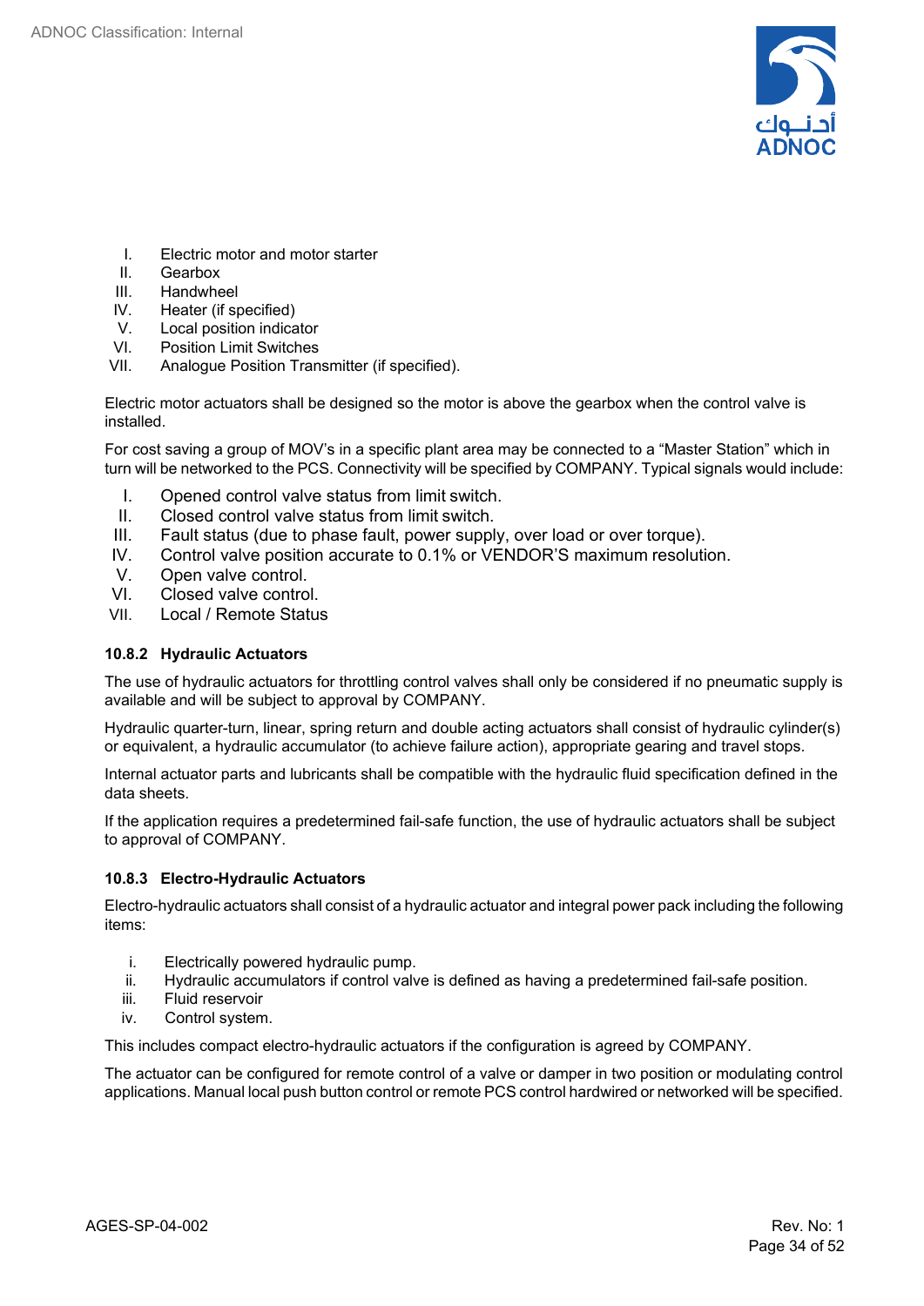I. Electric motor and motor starter
II. Gearbox
III. Handwheel
IV. Heater (if specified)
V. Local position indicator
VI. Position Limit Switches
VII. Analogue Position Transmitter (if specified).

Electric motor actuators shall be designed so the motor is above the gearbox when the control valve is installed.

For cost saving a group of MOV's in a specific plant area may be connected to a "Master Station" which in turn will be networked to the PCS. Connectivity will be specified by COMPANY. Typical signals would include:

I. Opened control valve status from limit switch.
II. Closed control valve status from limit switch.
III. Fault status (due to phase fault, power supply, over load or over torque).
IV. Control valve position accurate to 0.1% or VENDOR'S maximum resolution.
V. Open valve control.
VI. Closed valve control.
VII. Local / Remote Status

#### 10.8.2 Hydraulic Actuators

The use of hydraulic actuators for throttling control valves shall only be considered if no pneumatic supply is available and will be subject to approval by COMPANY.

Hydraulic quarter-turn, linear, spring return and double acting actuators shall consist of hydraulic cylinder(s) or equivalent, a hydraulic accumulator (to achieve failure action), appropriate gearing and travel stops.

Internal actuator parts and lubricants shall be compatible with the hydraulic fluid specification defined in the data sheets.

If the application requires a predetermined fail-safe function, the use of hydraulic actuators shall be subject to approval of COMPANY.

#### 10.8.3 Electro-Hydraulic Actuators

Electro-hydraulic actuators shall consist of a hydraulic actuator and integral power pack including the following items:

i. Electrically powered hydraulic pump.
ii. Hydraulic accumulators if control valve is defined as having a predetermined fail-safe position.
iii. Fluid reservoir
iv. Control system.

This includes compact electro-hydraulic actuators if the configuration is agreed by COMPANY.

The actuator can be configured for remote control of a valve or damper in two position or modulating control applications. Manual local push button control or remote PCS control hardwired or networked will be specified.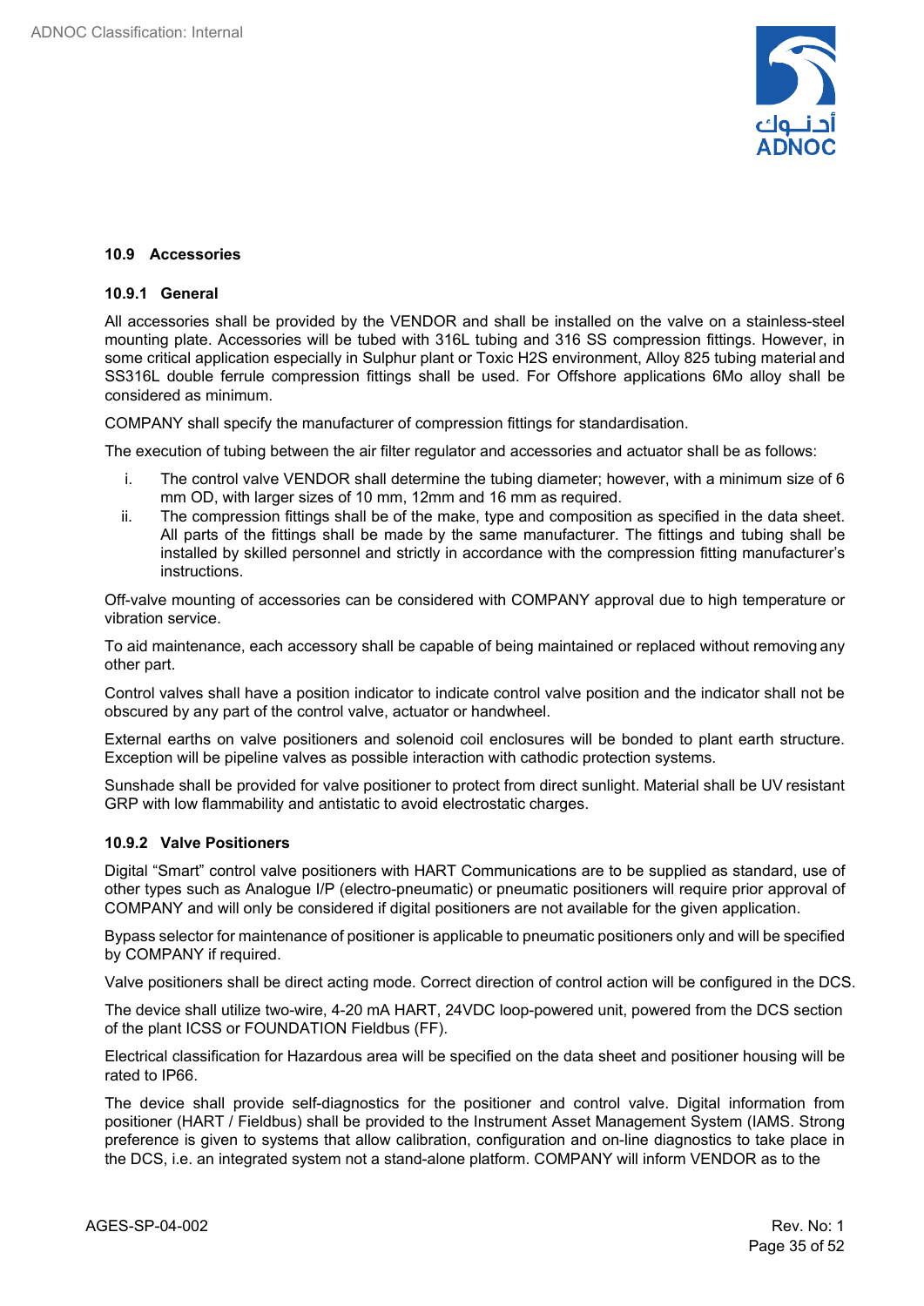### 10.9 Accessories

#### 10.9.1 General

All accessories shall be provided by the VENDOR and shall be installed on the valve on a stainless-steel mounting plate. Accessories will be tubed with 316L tubing and 316 SS compression fittings. However, in some critical application especially in Sulphur plant or Toxic H2S environment, Alloy 825 tubing material and SS316L double ferrule compression fittings shall be used. For Offshore applications 6Mo alloy shall be considered as minimum.

COMPANY shall specify the manufacturer of compression fittings for standardisation.

The execution of tubing between the air filter regulator and accessories and actuator shall be as follows:

i. The control valve VENDOR shall determine the tubing diameter; however, with a minimum size of 6 mm OD, with larger sizes of 10 mm, 12mm and 16 mm as required.

ii. The compression fittings shall be of the make, type and composition as specified in the data sheet. All parts of the fittings shall be made by the same manufacturer. The fittings and tubing shall be installed by skilled personnel and strictly in accordance with the compression fitting manufacturer's instructions.

Off-valve mounting of accessories can be considered with COMPANY approval due to high temperature or vibration service.

To aid maintenance, each accessory shall be capable of being maintained or replaced without removing any other part.

Control valves shall have a position indicator to indicate control valve position and the indicator shall not be obscured by any part of the control valve, actuator or handwheel.

External earths on valve positioners and solenoid coil enclosures will be bonded to plant earth structure. Exception will be pipeline valves as possible interaction with cathodic protection systems.

Sunshade shall be provided for valve positioner to protect from direct sunlight. Material shall be UV resistant GRP with low flammability and antistatic to avoid electrostatic charges.

#### 10.9.2 Valve Positioners

Digital "Smart" control valve positioners with HART Communications are to be supplied as standard, use of other types such as Analogue I/P (electro-pneumatic) or pneumatic positioners will require prior approval of COMPANY and will only be considered if digital positioners are not available for the given application.

Bypass selector for maintenance of positioner is applicable to pneumatic positioners only and will be specified by COMPANY if required.

Valve positioners shall be direct acting mode. Correct direction of control action will be configured in the DCS.

The device shall utilize two-wire, 4-20 mA HART, 24VDC loop-powered unit, powered from the DCS section of the plant ICSS or FOUNDATION Fieldbus (FF).

Electrical classification for Hazardous area will be specified on the data sheet and positioner housing will be rated to IP66.

The device shall provide self-diagnostics for the positioner and control valve. Digital information from positioner (HART / Fieldbus) shall be provided to the Instrument Asset Management System (IAMS. Strong preference is given to systems that allow calibration, configuration and on-line diagnostics to take place in the DCS, i.e. an integrated system not a stand-alone platform. COMPANY will inform VENDOR as to the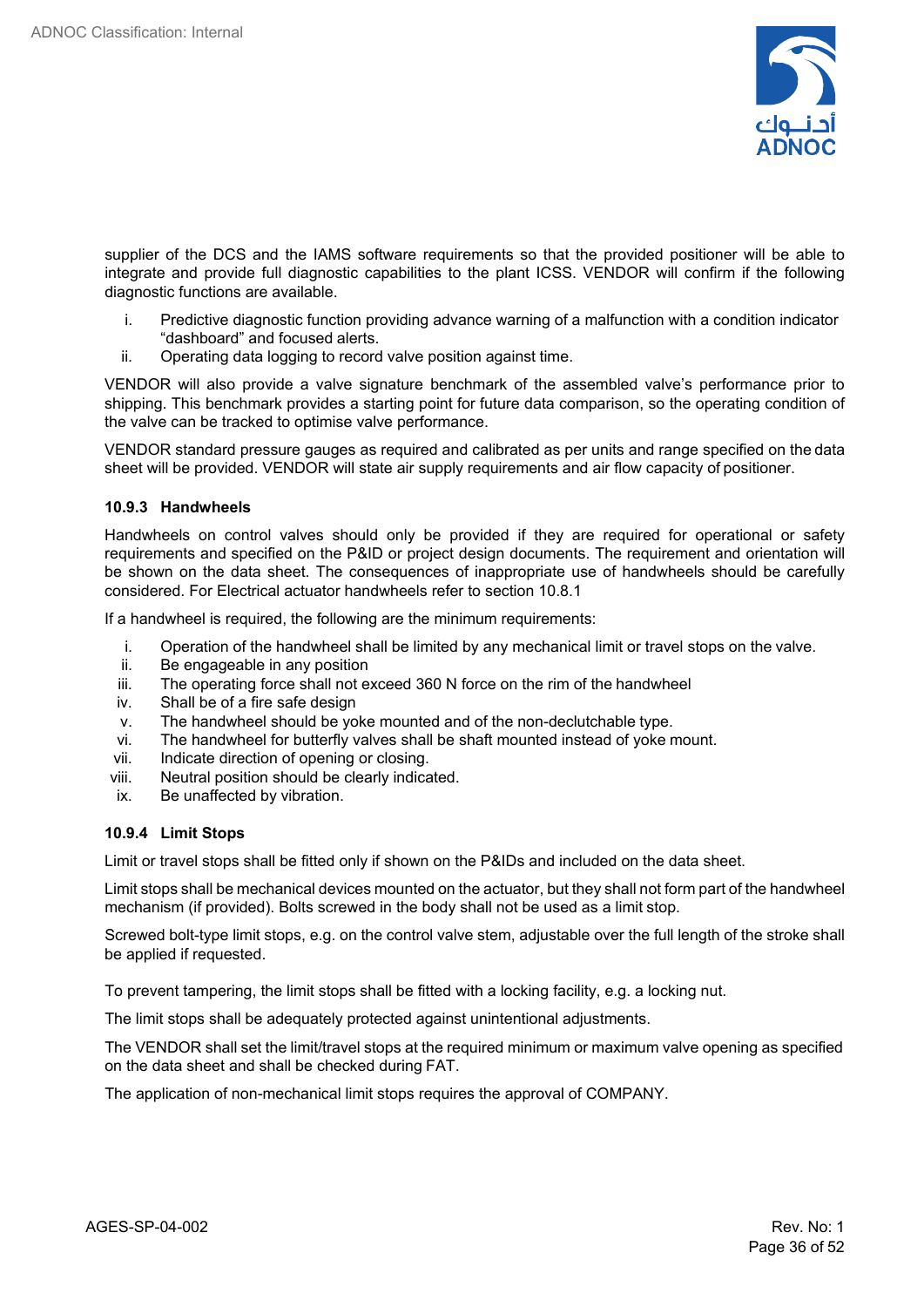supplier of the DCS and the IAMS software requirements so that the provided positioner will be able to integrate and provide full diagnostic capabilities to the plant ICSS. VENDOR will confirm if the following diagnostic functions are available.

i. Predictive diagnostic function providing advance warning of a malfunction with a condition indicator "dashboard" and focused alerts.
ii. Operating data logging to record valve position against time.

VENDOR will also provide a valve signature benchmark of the assembled valve's performance prior to shipping. This benchmark provides a starting point for future data comparison, so the operating condition of the valve can be tracked to optimise valve performance.

VENDOR standard pressure gauges as required and calibrated as per units and range specified on the data sheet will be provided. VENDOR will state air supply requirements and air flow capacity of positioner.

#### 10.9.3 Handwheels

Handwheels on control valves should only be provided if they are required for operational or safety requirements and specified on the P&ID or project design documents. The requirement and orientation will be shown on the data sheet. The consequences of inappropriate use of handwheels should be carefully considered. For Electrical actuator handwheels refer to section 10.8.1

If a handwheel is required, the following are the minimum requirements:

i. Operation of the handwheel shall be limited by any mechanical limit or travel stops on the valve.
ii. Be engageable in any position
iii. The operating force shall not exceed 360 N force on the rim of the handwheel
iv. Shall be of a fire safe design
v. The handwheel should be yoke mounted and of the non-declutchable type.
vi. The handwheel for butterfly valves shall be shaft mounted instead of yoke mount.
vii. Indicate direction of opening or closing.
viii. Neutral position should be clearly indicated.
ix. Be unaffected by vibration.

#### 10.9.4 Limit Stops

Limit or travel stops shall be fitted only if shown on the P&IDs and included on the data sheet.

Limit stops shall be mechanical devices mounted on the actuator, but they shall not form part of the handwheel mechanism (if provided). Bolts screwed in the body shall not be used as a limit stop.

Screwed bolt-type limit stops, e.g. on the control valve stem, adjustable over the full length of the stroke shall be applied if requested.

To prevent tampering, the limit stops shall be fitted with a locking facility, e.g. a locking nut.

The limit stops shall be adequately protected against unintentional adjustments.

The VENDOR shall set the limit/travel stops at the required minimum or maximum valve opening as specified on the data sheet and shall be checked during FAT.

The application of non-mechanical limit stops requires the approval of COMPANY.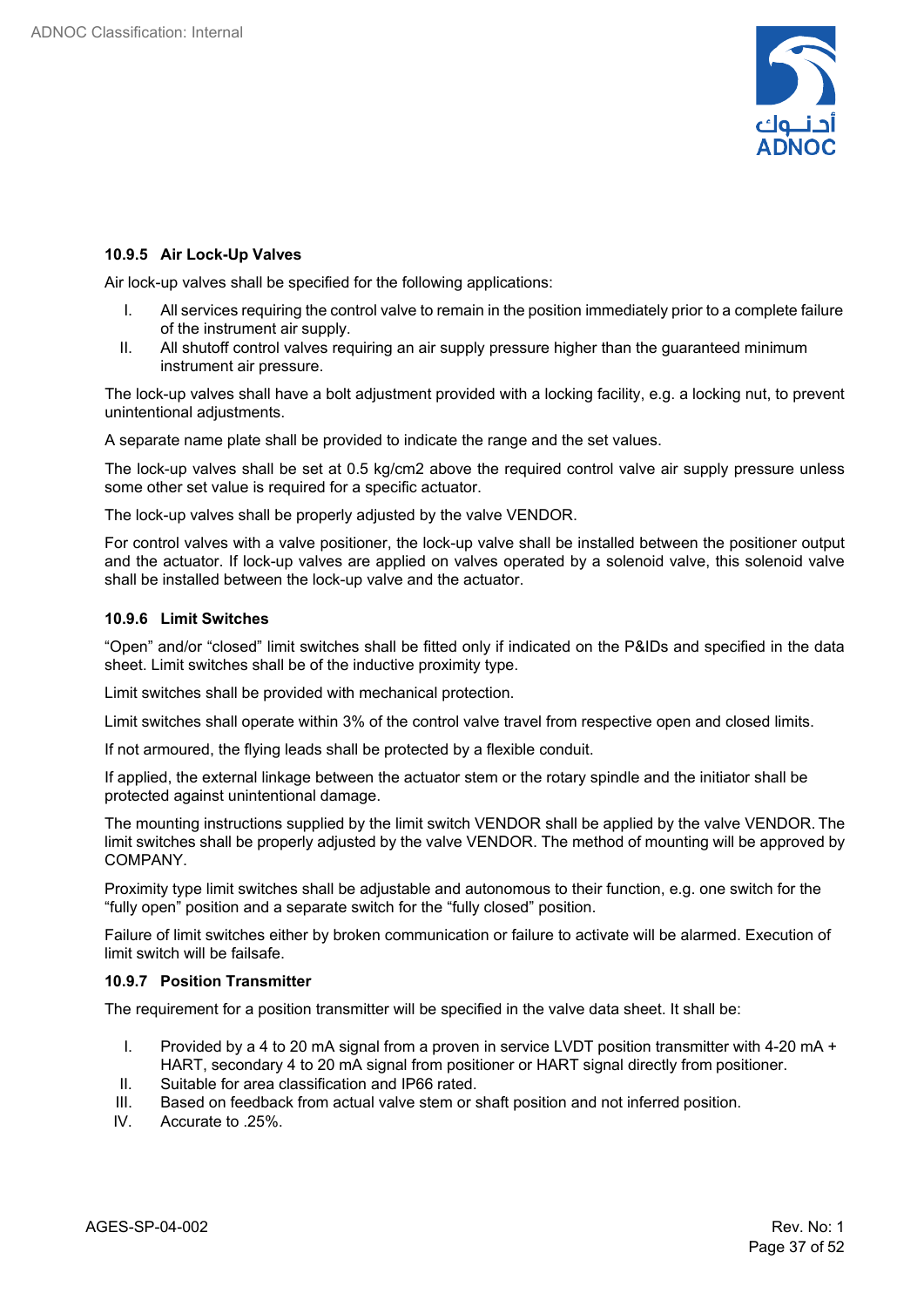#### 10.9.5 Air Lock-Up Valves

Air lock-up valves shall be specified for the following applications:

I. All services requiring the control valve to remain in the position immediately prior to a complete failure of the instrument air supply.
II. All shutoff control valves requiring an air supply pressure higher than the guaranteed minimum instrument air pressure.

The lock-up valves shall have a bolt adjustment provided with a locking facility, e.g. a locking nut, to prevent unintentional adjustments.

A separate name plate shall be provided to indicate the range and the set values.

The lock-up valves shall be set at 0.5 kg/cm2 above the required control valve air supply pressure unless some other set value is required for a specific actuator.

The lock-up valves shall be properly adjusted by the valve VENDOR.

For control valves with a valve positioner, the lock-up valve shall be installed between the positioner output and the actuator. If lock-up valves are applied on valves operated by a solenoid valve, this solenoid valve shall be installed between the lock-up valve and the actuator.

#### 10.9.6 Limit Switches

“Open” and/or “closed” limit switches shall be fitted only if indicated on the P&IDs and specified in the data sheet. Limit switches shall be of the inductive proximity type.

Limit switches shall be provided with mechanical protection.

Limit switches shall operate within 3% of the control valve travel from respective open and closed limits.

If not armoured, the flying leads shall be protected by a flexible conduit.

If applied, the external linkage between the actuator stem or the rotary spindle and the initiator shall be protected against unintentional damage.

The mounting instructions supplied by the limit switch VENDOR shall be applied by the valve VENDOR. The limit switches shall be properly adjusted by the valve VENDOR. The method of mounting will be approved by COMPANY.

Proximity type limit switches shall be adjustable and autonomous to their function, e.g. one switch for the “fully open” position and a separate switch for the “fully closed” position.

Failure of limit switches either by broken communication or failure to activate will be alarmed. Execution of limit switch will be failsafe.

#### 10.9.7 Position Transmitter

The requirement for a position transmitter will be specified in the valve data sheet. It shall be:

I. Provided by a 4 to 20 mA signal from a proven in service LVDT position transmitter with 4-20 mA + HART, secondary 4 to 20 mA signal from positioner or HART signal directly from positioner.
II. Suitable for area classification and IP66 rated.
III. Based on feedback from actual valve stem or shaft position and not inferred position.
IV. Accurate to .25%.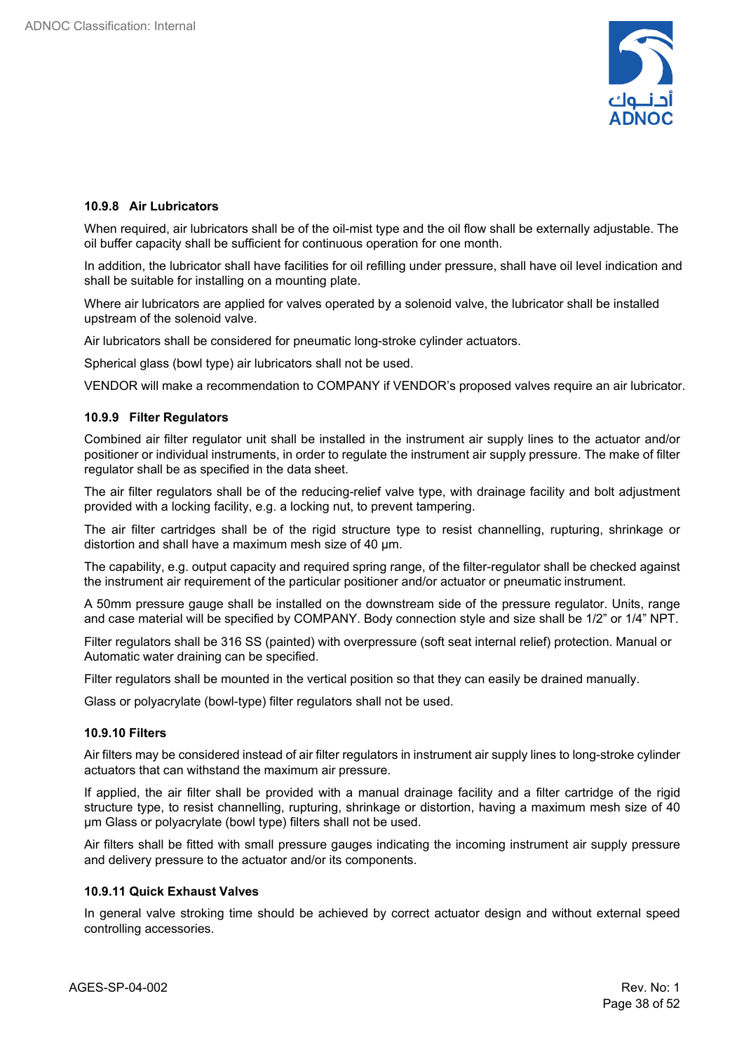#### 10.9.8 Air Lubricators

When required, air lubricators shall be of the oil-mist type and the oil flow shall be externally adjustable. The oil buffer capacity shall be sufficient for continuous operation for one month.

In addition, the lubricator shall have facilities for oil refilling under pressure, shall have oil level indication and shall be suitable for installing on a mounting plate.

Where air lubricators are applied for valves operated by a solenoid valve, the lubricator shall be installed upstream of the solenoid valve.

Air lubricators shall be considered for pneumatic long-stroke cylinder actuators.

Spherical glass (bowl type) air lubricators shall not be used.

VENDOR will make a recommendation to COMPANY if VENDOR's proposed valves require an air lubricator.

#### 10.9.9 Filter Regulators

Combined air filter regulator unit shall be installed in the instrument air supply lines to the actuator and/or positioner or individual instruments, in order to regulate the instrument air supply pressure. The make of filter regulator shall be as specified in the data sheet.

The air filter regulators shall be of the reducing-relief valve type, with drainage facility and bolt adjustment provided with a locking facility, e.g. a locking nut, to prevent tampering.

The air filter cartridges shall be of the rigid structure type to resist channelling, rupturing, shrinkage or distortion and shall have a maximum mesh size of 40 µm.

The capability, e.g. output capacity and required spring range, of the filter-regulator shall be checked against the instrument air requirement of the particular positioner and/or actuator or pneumatic instrument.

A 50mm pressure gauge shall be installed on the downstream side of the pressure regulator. Units, range and case material will be specified by COMPANY. Body connection style and size shall be 1/2" or 1/4" NPT.

Filter regulators shall be 316 SS (painted) with overpressure (soft seat internal relief) protection. Manual or Automatic water draining can be specified.

Filter regulators shall be mounted in the vertical position so that they can easily be drained manually.

Glass or polyacrylate (bowl-type) filter regulators shall not be used.

#### 10.9.10 Filters

Air filters may be considered instead of air filter regulators in instrument air supply lines to long-stroke cylinder actuators that can withstand the maximum air pressure.

If applied, the air filter shall be provided with a manual drainage facility and a filter cartridge of the rigid structure type, to resist channelling, rupturing, shrinkage or distortion, having a maximum mesh size of 40 µm Glass or polyacrylate (bowl type) filters shall not be used.

Air filters shall be fitted with small pressure gauges indicating the incoming instrument air supply pressure and delivery pressure to the actuator and/or its components.

#### 10.9.11 Quick Exhaust Valves

In general valve stroking time should be achieved by correct actuator design and without external speed controlling accessories.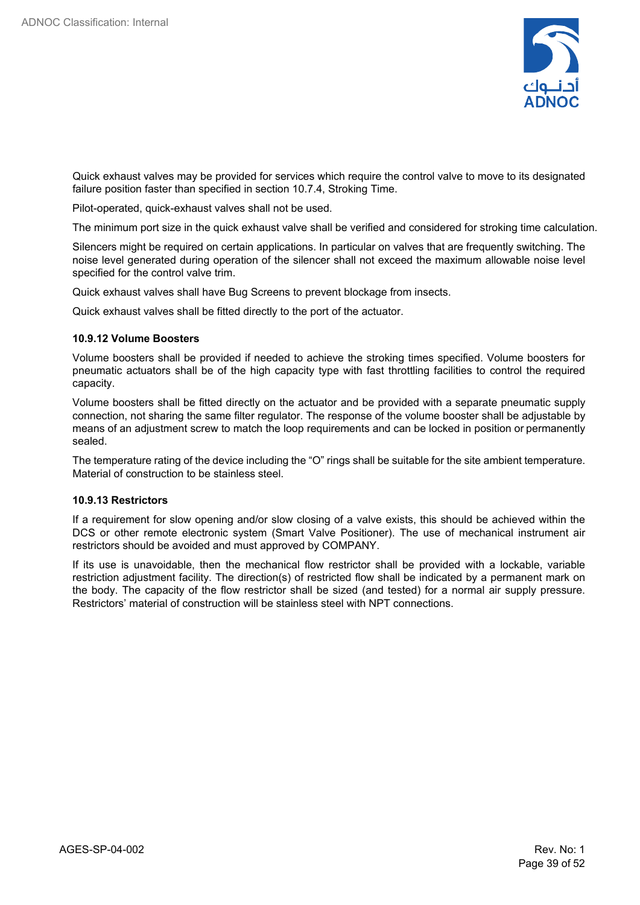Quick exhaust valves may be provided for services which require the control valve to move to its designated failure position faster than specified in section 10.7.4, Stroking Time.

Pilot-operated, quick-exhaust valves shall not be used.

The minimum port size in the quick exhaust valve shall be verified and considered for stroking time calculation.

Silencers might be required on certain applications. In particular on valves that are frequently switching. The noise level generated during operation of the silencer shall not exceed the maximum allowable noise level specified for the control valve trim.

Quick exhaust valves shall have Bug Screens to prevent blockage from insects.

Quick exhaust valves shall be fitted directly to the port of the actuator.

#### 10.9.12 Volume Boosters

Volume boosters shall be provided if needed to achieve the stroking times specified. Volume boosters for pneumatic actuators shall be of the high capacity type with fast throttling facilities to control the required capacity.

Volume boosters shall be fitted directly on the actuator and be provided with a separate pneumatic supply connection, not sharing the same filter regulator. The response of the volume booster shall be adjustable by means of an adjustment screw to match the loop requirements and can be locked in position or permanently sealed.

The temperature rating of the device including the "O" rings shall be suitable for the site ambient temperature. Material of construction to be stainless steel.

#### 10.9.13 Restrictors

If a requirement for slow opening and/or slow closing of a valve exists, this should be achieved within the DCS or other remote electronic system (Smart Valve Positioner). The use of mechanical instrument air restrictors should be avoided and must approved by COMPANY.

If its use is unavoidable, then the mechanical flow restrictor shall be provided with a lockable, variable restriction adjustment facility. The direction(s) of restricted flow shall be indicated by a permanent mark on the body. The capacity of the flow restrictor shall be sized (and tested) for a normal air supply pressure. Restrictors' material of construction will be stainless steel with NPT connections.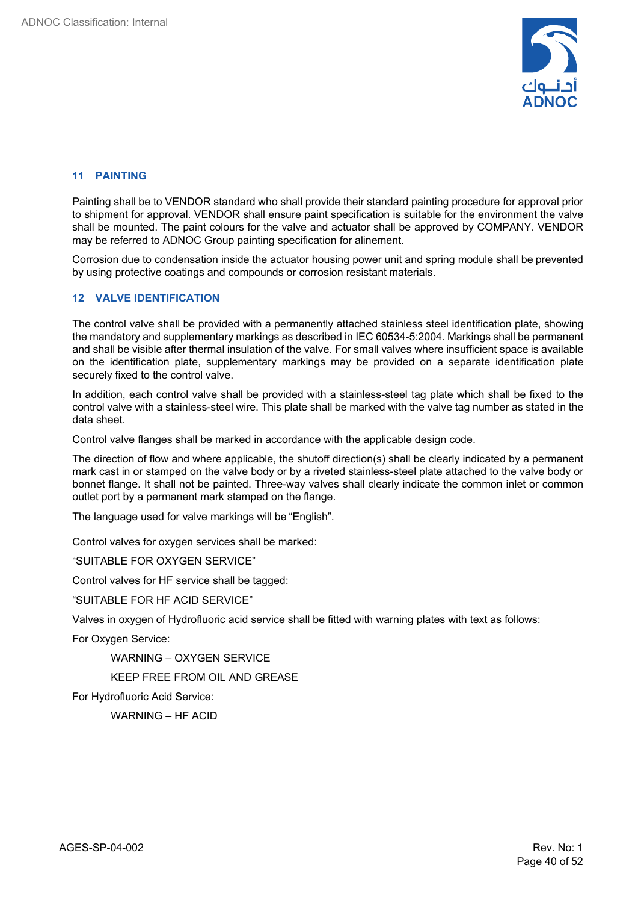## 11 PAINTING

Painting shall be to VENDOR standard who shall provide their standard painting procedure for approval prior to shipment for approval. VENDOR shall ensure paint specification is suitable for the environment the valve shall be mounted. The paint colours for the valve and actuator shall be approved by COMPANY. VENDOR may be referred to ADNOC Group painting specification for alinement.

Corrosion due to condensation inside the actuator housing power unit and spring module shall be prevented by using protective coatings and compounds or corrosion resistant materials.

## 12 VALVE IDENTIFICATION

The control valve shall be provided with a permanently attached stainless steel identification plate, showing the mandatory and supplementary markings as described in IEC 60534-5:2004. Markings shall be permanent and shall be visible after thermal insulation of the valve. For small valves where insufficient space is available on the identification plate, supplementary markings may be provided on a separate identification plate securely fixed to the control valve.

In addition, each control valve shall be provided with a stainless-steel tag plate which shall be fixed to the control valve with a stainless-steel wire. This plate shall be marked with the valve tag number as stated in the data sheet.

Control valve flanges shall be marked in accordance with the applicable design code.

The direction of flow and where applicable, the shutoff direction(s) shall be clearly indicated by a permanent mark cast in or stamped on the valve body or by a riveted stainless-steel plate attached to the valve body or bonnet flange. It shall not be painted. Three-way valves shall clearly indicate the common inlet or common outlet port by a permanent mark stamped on the flange.

The language used for valve markings will be “English”.

Control valves for oxygen services shall be marked:

“SUITABLE FOR OXYGEN SERVICE”

Control valves for HF service shall be tagged:

“SUITABLE FOR HF ACID SERVICE”

Valves in oxygen of Hydrofluoric acid service shall be fitted with warning plates with text as follows:

For Oxygen Service:

> WARNING – OXYGEN SERVICE
>
> KEEP FREE FROM OIL AND GREASE

For Hydrofluoric Acid Service:

> WARNING – HF ACID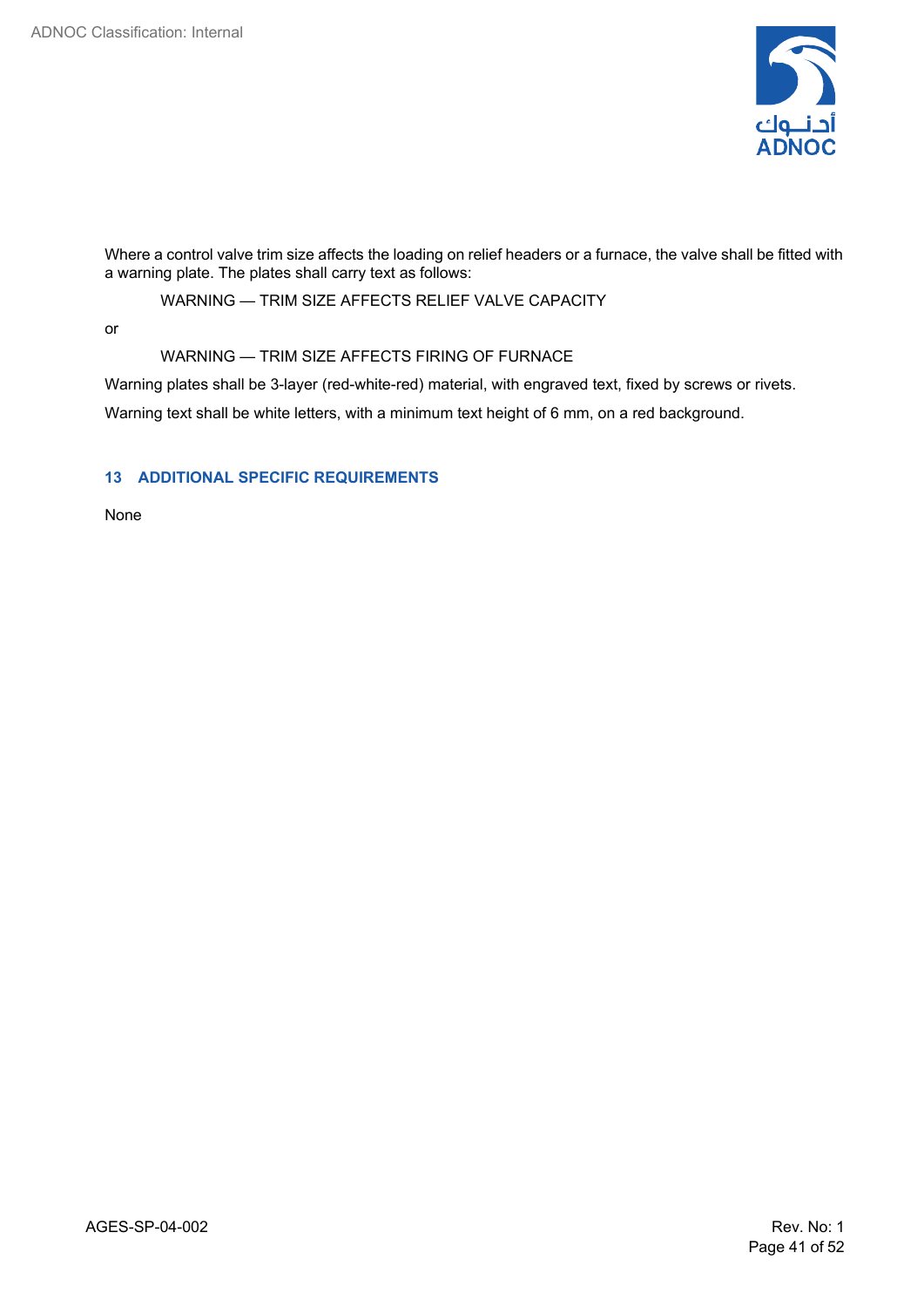Where a control valve trim size affects the loading on relief headers or a furnace, the valve shall be fitted with a warning plate. The plates shall carry text as follows:

WARNING — TRIM SIZE AFFECTS RELIEF VALVE CAPACITY

or

WARNING — TRIM SIZE AFFECTS FIRING OF FURNACE

Warning plates shall be 3-layer (red-white-red) material, with engraved text, fixed by screws or rivets.

Warning text shall be white letters, with a minimum text height of 6 mm, on a red background.

## 13 ADDITIONAL SPECIFIC REQUIREMENTS

None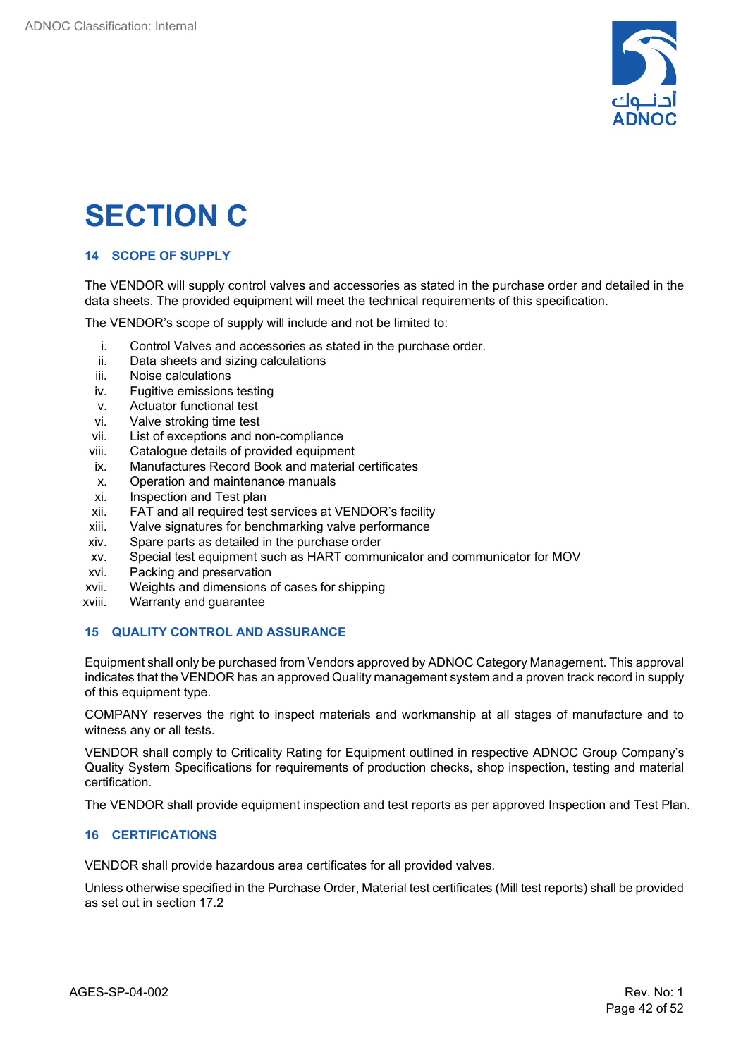# SECTION C

## 14 SCOPE OF SUPPLY

The VENDOR will supply control valves and accessories as stated in the purchase order and detailed in the data sheets. The provided equipment will meet the technical requirements of this specification.

The VENDOR's scope of supply will include and not be limited to:

i. Control Valves and accessories as stated in the purchase order.
ii. Data sheets and sizing calculations
iii. Noise calculations
iv. Fugitive emissions testing
v. Actuator functional test
vi. Valve stroking time test
vii. List of exceptions and non-compliance
viii. Catalogue details of provided equipment
ix. Manufactures Record Book and material certificates
x. Operation and maintenance manuals
xi. Inspection and Test plan
xii. FAT and all required test services at VENDOR's facility
xiii. Valve signatures for benchmarking valve performance
xiv. Spare parts as detailed in the purchase order
xv. Special test equipment such as HART communicator and communicator for MOV
xvi. Packing and preservation
xvii. Weights and dimensions of cases for shipping
xviii. Warranty and guarantee

## 15 QUALITY CONTROL AND ASSURANCE

Equipment shall only be purchased from Vendors approved by ADNOC Category Management. This approval indicates that the VENDOR has an approved Quality management system and a proven track record in supply of this equipment type.

COMPANY reserves the right to inspect materials and workmanship at all stages of manufacture and to witness any or all tests.

VENDOR shall comply to Criticality Rating for Equipment outlined in respective ADNOC Group Company's Quality System Specifications for requirements of production checks, shop inspection, testing and material certification.

The VENDOR shall provide equipment inspection and test reports as per approved Inspection and Test Plan.

## 16 CERTIFICATIONS

VENDOR shall provide hazardous area certificates for all provided valves.

Unless otherwise specified in the Purchase Order, Material test certificates (Mill test reports) shall be provided as set out in section 17.2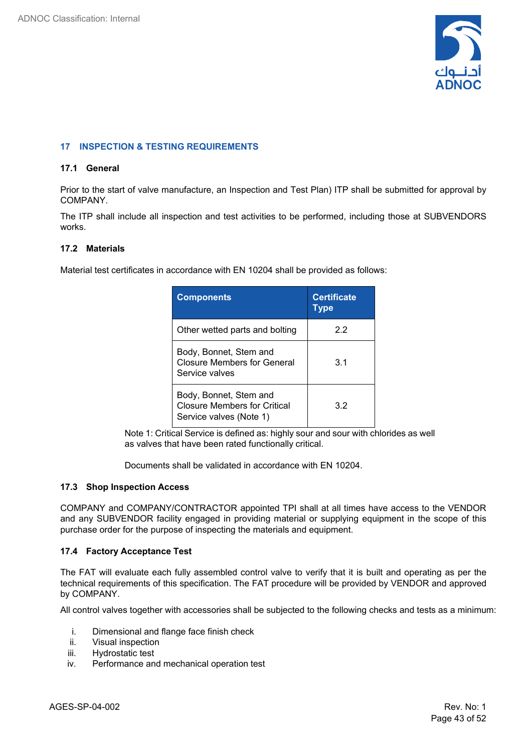## 17 INSPECTION & TESTING REQUIREMENTS

### 17.1 General

Prior to the start of valve manufacture, an Inspection and Test Plan) ITP shall be submitted for approval by COMPANY.

The ITP shall include all inspection and test activities to be performed, including those at SUBVENDORS works.

### 17.2 Materials

Material test certificates in accordance with EN 10204 shall be provided as follows:

| Components | Certificate Type |
|---|---|
| Other wetted parts and bolting | 2.2 |
| Body, Bonnet, Stem and Closure Members for General Service valves | 3.1 |
| Body, Bonnet, Stem and Closure Members for Critical Service valves (Note 1) | 3.2 |

Note 1: Critical Service is defined as: highly sour and sour with chlorides as well as valves that have been rated functionally critical.

Documents shall be validated in accordance with EN 10204.

### 17.3 Shop Inspection Access

COMPANY and COMPANY/CONTRACTOR appointed TPI shall at all times have access to the VENDOR and any SUBVENDOR facility engaged in providing material or supplying equipment in the scope of this purchase order for the purpose of inspecting the materials and equipment.

### 17.4 Factory Acceptance Test

The FAT will evaluate each fully assembled control valve to verify that it is built and operating as per the technical requirements of this specification. The FAT procedure will be provided by VENDOR and approved by COMPANY.

All control valves together with accessories shall be subjected to the following checks and tests as a minimum:

i. Dimensional and flange face finish check
ii. Visual inspection
iii. Hydrostatic test
iv. Performance and mechanical operation test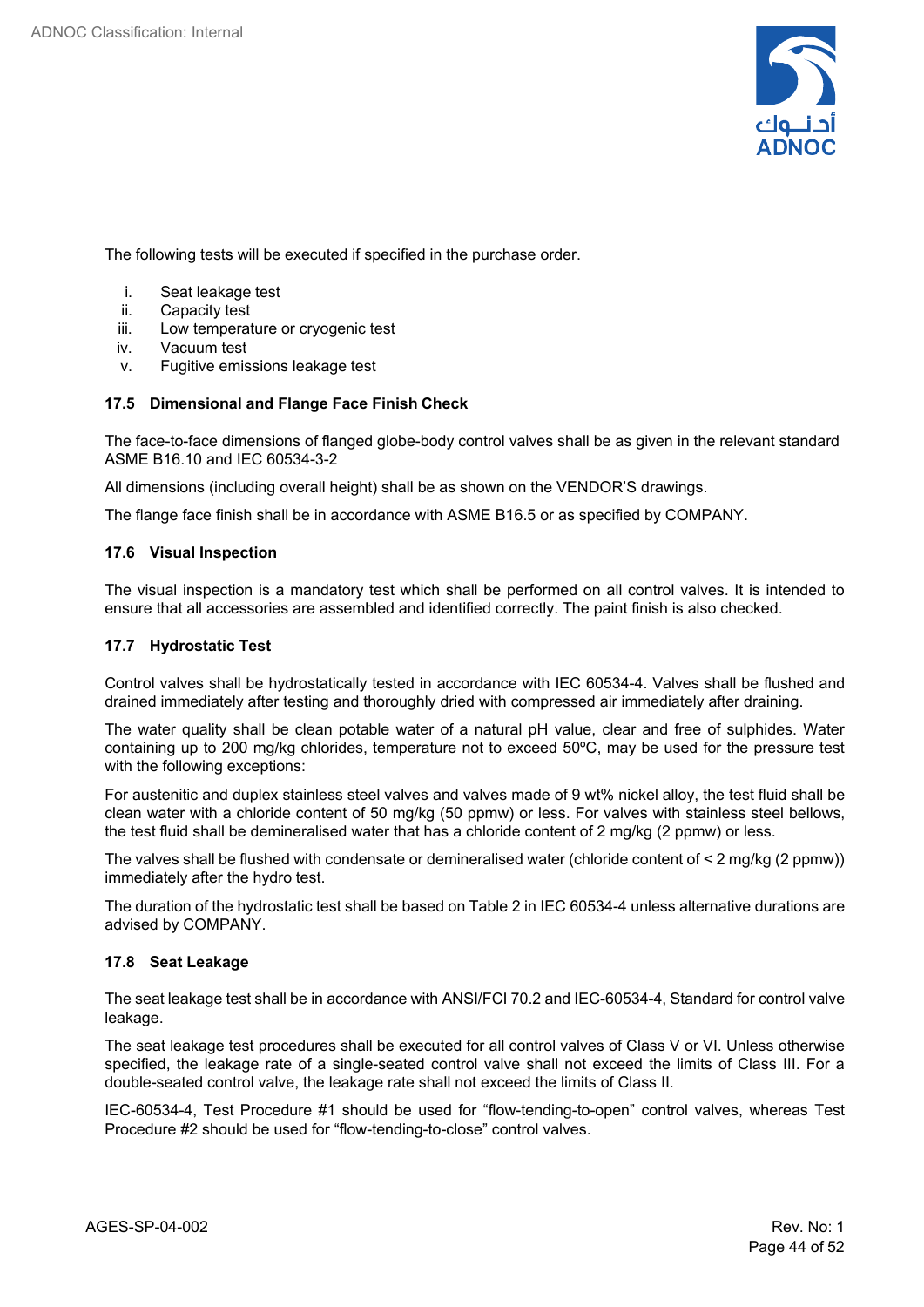The following tests will be executed if specified in the purchase order.

i. Seat leakage test
ii. Capacity test
iii. Low temperature or cryogenic test
iv. Vacuum test
v. Fugitive emissions leakage test

### 17.5 Dimensional and Flange Face Finish Check

The face-to-face dimensions of flanged globe-body control valves shall be as given in the relevant standard ASME B16.10 and IEC 60534-3-2

All dimensions (including overall height) shall be as shown on the VENDOR'S drawings.

The flange face finish shall be in accordance with ASME B16.5 or as specified by COMPANY.

### 17.6 Visual Inspection

The visual inspection is a mandatory test which shall be performed on all control valves. It is intended to ensure that all accessories are assembled and identified correctly. The paint finish is also checked.

### 17.7 Hydrostatic Test

Control valves shall be hydrostatically tested in accordance with IEC 60534-4. Valves shall be flushed and drained immediately after testing and thoroughly dried with compressed air immediately after draining.

The water quality shall be clean potable water of a natural pH value, clear and free of sulphides. Water containing up to 200 mg/kg chlorides, temperature not to exceed 50ºC, may be used for the pressure test with the following exceptions:

For austenitic and duplex stainless steel valves and valves made of 9 wt% nickel alloy, the test fluid shall be clean water with a chloride content of 50 mg/kg (50 ppmw) or less. For valves with stainless steel bellows, the test fluid shall be demineralised water that has a chloride content of 2 mg/kg (2 ppmw) or less.

The valves shall be flushed with condensate or demineralised water (chloride content of < 2 mg/kg (2 ppmw)) immediately after the hydro test.

The duration of the hydrostatic test shall be based on Table 2 in IEC 60534-4 unless alternative durations are advised by COMPANY.

### 17.8 Seat Leakage

The seat leakage test shall be in accordance with ANSI/FCI 70.2 and IEC-60534-4, Standard for control valve leakage.

The seat leakage test procedures shall be executed for all control valves of Class V or VI. Unless otherwise specified, the leakage rate of a single-seated control valve shall not exceed the limits of Class III. For a double-seated control valve, the leakage rate shall not exceed the limits of Class II.

IEC-60534-4, Test Procedure #1 should be used for "flow-tending-to-open" control valves, whereas Test Procedure #2 should be used for "flow-tending-to-close" control valves.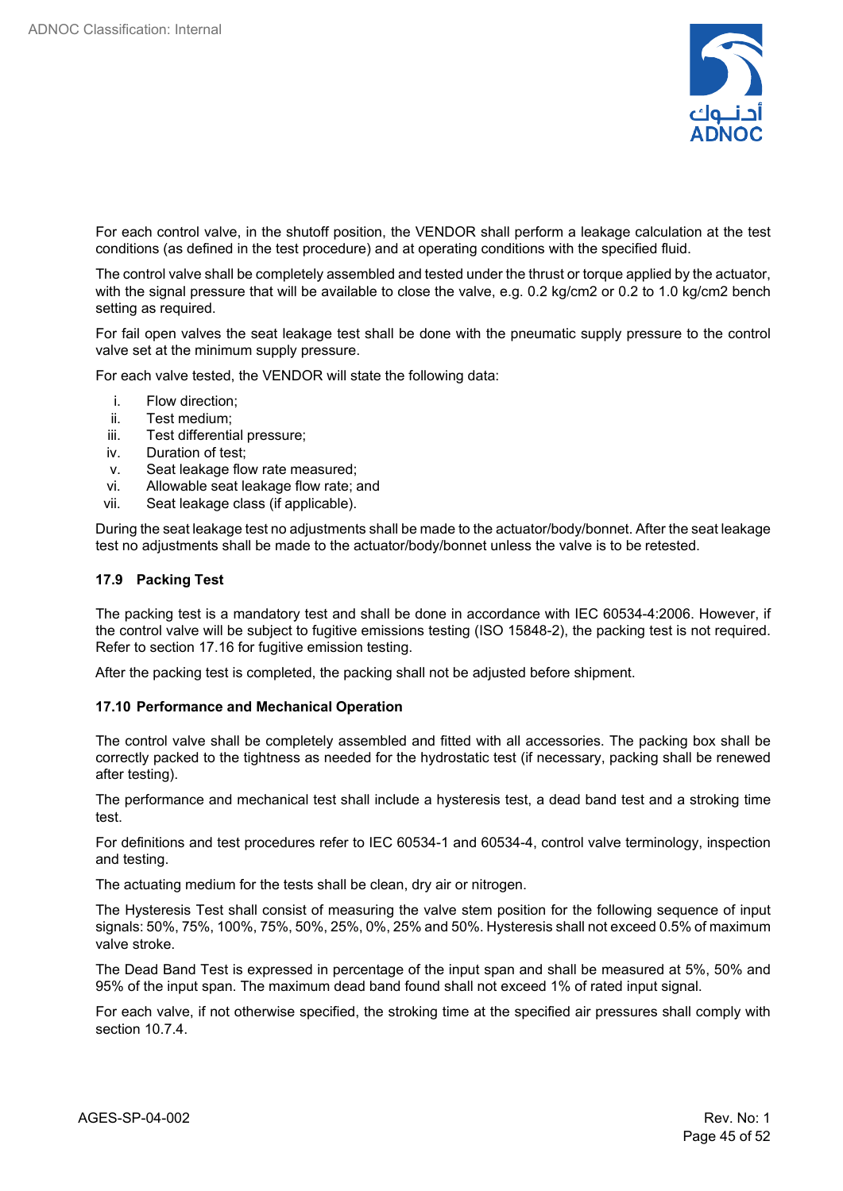For each control valve, in the shutoff position, the VENDOR shall perform a leakage calculation at the test conditions (as defined in the test procedure) and at operating conditions with the specified fluid.

The control valve shall be completely assembled and tested under the thrust or torque applied by the actuator, with the signal pressure that will be available to close the valve, e.g. 0.2 kg/cm2 or 0.2 to 1.0 kg/cm2 bench setting as required.

For fail open valves the seat leakage test shall be done with the pneumatic supply pressure to the control valve set at the minimum supply pressure.

For each valve tested, the VENDOR will state the following data:

i. Flow direction;
ii. Test medium;
iii. Test differential pressure;
iv. Duration of test;
v. Seat leakage flow rate measured;
vi. Allowable seat leakage flow rate; and
vii. Seat leakage class (if applicable).

During the seat leakage test no adjustments shall be made to the actuator/body/bonnet. After the seat leakage test no adjustments shall be made to the actuator/body/bonnet unless the valve is to be retested.

### 17.9 Packing Test

The packing test is a mandatory test and shall be done in accordance with IEC 60534-4:2006. However, if the control valve will be subject to fugitive emissions testing (ISO 15848-2), the packing test is not required. Refer to section 17.16 for fugitive emission testing.

After the packing test is completed, the packing shall not be adjusted before shipment.

### 17.10 Performance and Mechanical Operation

The control valve shall be completely assembled and fitted with all accessories. The packing box shall be correctly packed to the tightness as needed for the hydrostatic test (if necessary, packing shall be renewed after testing).

The performance and mechanical test shall include a hysteresis test, a dead band test and a stroking time test.

For definitions and test procedures refer to IEC 60534-1 and 60534-4, control valve terminology, inspection and testing.

The actuating medium for the tests shall be clean, dry air or nitrogen.

The Hysteresis Test shall consist of measuring the valve stem position for the following sequence of input signals: 50%, 75%, 100%, 75%, 50%, 25%, 0%, 25% and 50%. Hysteresis shall not exceed 0.5% of maximum valve stroke.

The Dead Band Test is expressed in percentage of the input span and shall be measured at 5%, 50% and 95% of the input span. The maximum dead band found shall not exceed 1% of rated input signal.

For each valve, if not otherwise specified, the stroking time at the specified air pressures shall comply with section 10.7.4.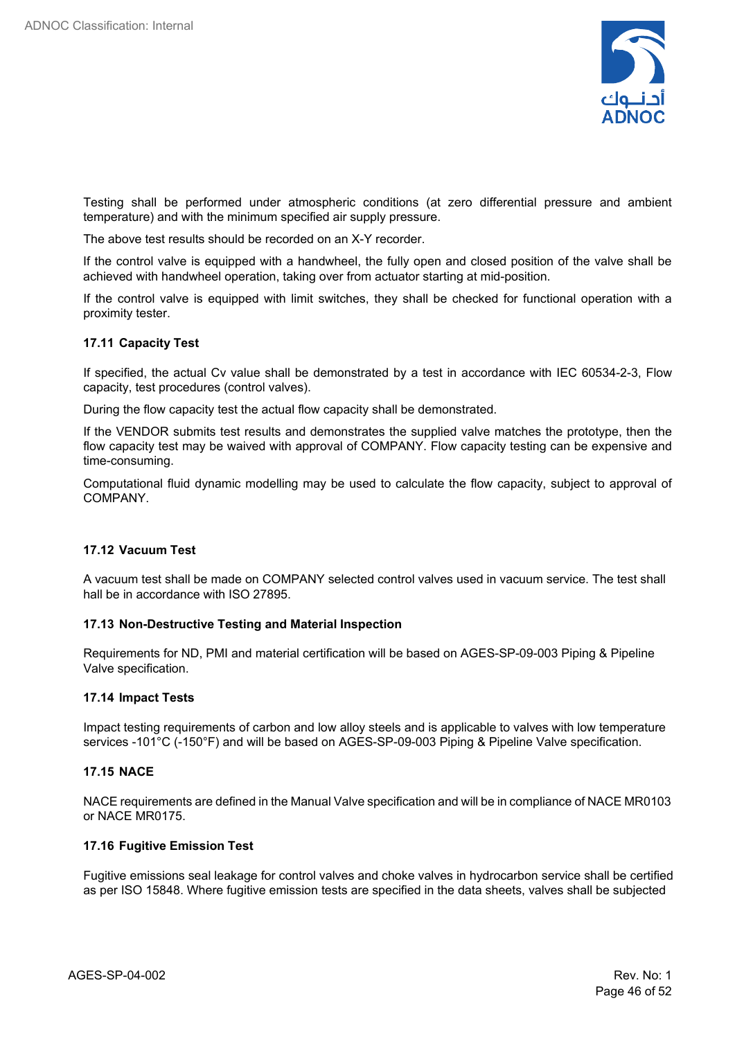Testing shall be performed under atmospheric conditions (at zero differential pressure and ambient temperature) and with the minimum specified air supply pressure.

The above test results should be recorded on an X-Y recorder.

If the control valve is equipped with a handwheel, the fully open and closed position of the valve shall be achieved with handwheel operation, taking over from actuator starting at mid-position.

If the control valve is equipped with limit switches, they shall be checked for functional operation with a proximity tester.

### 17.11 Capacity Test

If specified, the actual Cv value shall be demonstrated by a test in accordance with IEC 60534-2-3, Flow capacity, test procedures (control valves).

During the flow capacity test the actual flow capacity shall be demonstrated.

If the VENDOR submits test results and demonstrates the supplied valve matches the prototype, then the flow capacity test may be waived with approval of COMPANY. Flow capacity testing can be expensive and time-consuming.

Computational fluid dynamic modelling may be used to calculate the flow capacity, subject to approval of COMPANY.

### 17.12 Vacuum Test

A vacuum test shall be made on COMPANY selected control valves used in vacuum service. The test shall hall be in accordance with ISO 27895.

### 17.13 Non-Destructive Testing and Material Inspection

Requirements for ND, PMI and material certification will be based on AGES-SP-09-003 Piping & Pipeline Valve specification.

### 17.14 Impact Tests

Impact testing requirements of carbon and low alloy steels and is applicable to valves with low temperature services -101°C (-150°F) and will be based on AGES-SP-09-003 Piping & Pipeline Valve specification.

### 17.15 NACE

NACE requirements are defined in the Manual Valve specification and will be in compliance of NACE MR0103 or NACE MR0175.

### 17.16 Fugitive Emission Test

Fugitive emissions seal leakage for control valves and choke valves in hydrocarbon service shall be certified as per ISO 15848. Where fugitive emission tests are specified in the data sheets, valves shall be subjected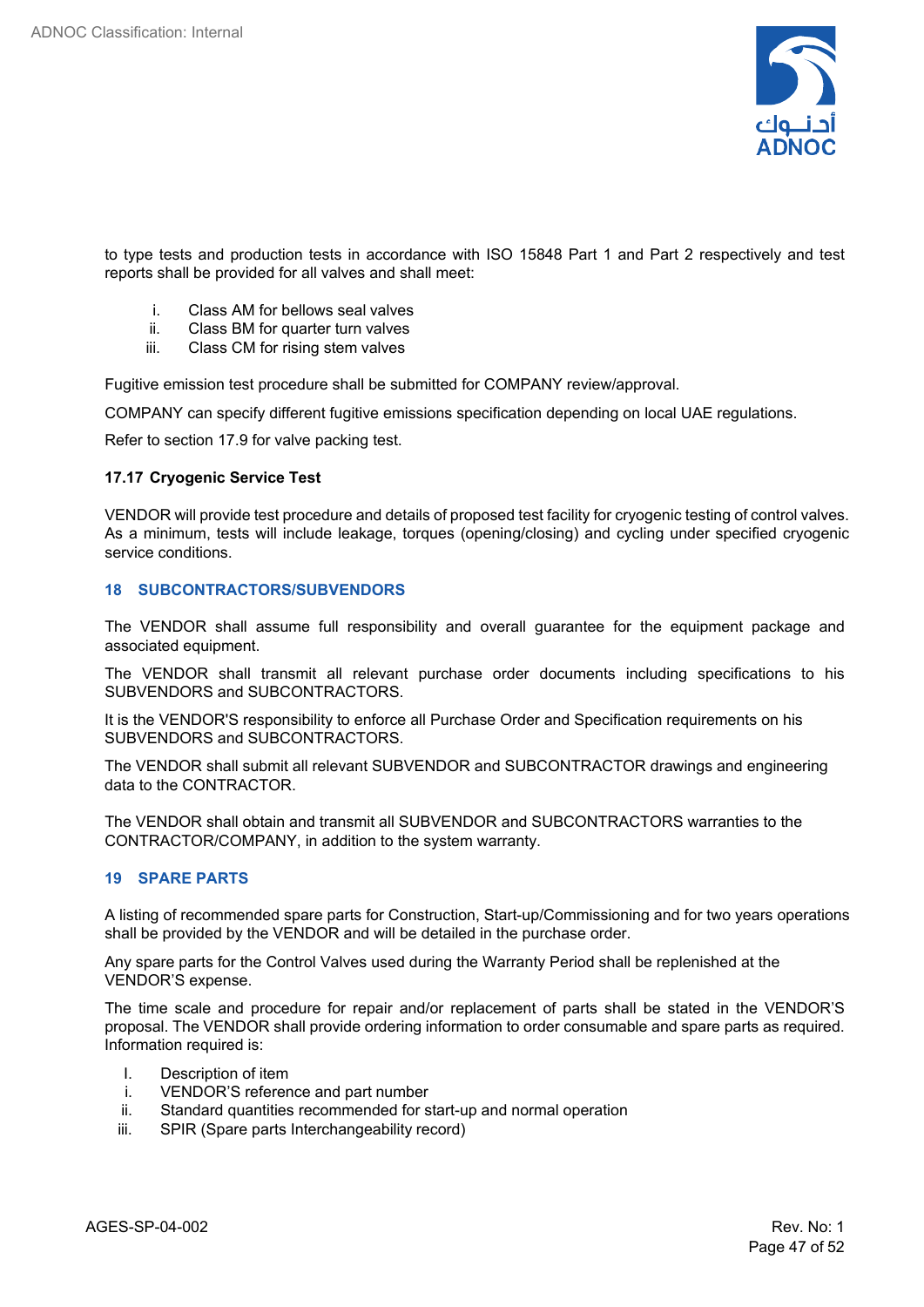to type tests and production tests in accordance with ISO 15848 Part 1 and Part 2 respectively and test reports shall be provided for all valves and shall meet:

i. Class AM for bellows seal valves
ii. Class BM for quarter turn valves
iii. Class CM for rising stem valves

Fugitive emission test procedure shall be submitted for COMPANY review/approval.

COMPANY can specify different fugitive emissions specification depending on local UAE regulations.

Refer to section 17.9 for valve packing test.

### 17.17 Cryogenic Service Test

VENDOR will provide test procedure and details of proposed test facility for cryogenic testing of control valves. As a minimum, tests will include leakage, torques (opening/closing) and cycling under specified cryogenic service conditions.

## 18 SUBCONTRACTORS/SUBVENDORS

The VENDOR shall assume full responsibility and overall guarantee for the equipment package and associated equipment.

The VENDOR shall transmit all relevant purchase order documents including specifications to his SUBVENDORS and SUBCONTRACTORS.

It is the VENDOR'S responsibility to enforce all Purchase Order and Specification requirements on his SUBVENDORS and SUBCONTRACTORS.

The VENDOR shall submit all relevant SUBVENDOR and SUBCONTRACTOR drawings and engineering data to the CONTRACTOR.

The VENDOR shall obtain and transmit all SUBVENDOR and SUBCONTRACTORS warranties to the CONTRACTOR/COMPANY, in addition to the system warranty.

## 19 SPARE PARTS

A listing of recommended spare parts for Construction, Start-up/Commissioning and for two years operations shall be provided by the VENDOR and will be detailed in the purchase order.

Any spare parts for the Control Valves used during the Warranty Period shall be replenished at the VENDOR'S expense.

The time scale and procedure for repair and/or replacement of parts shall be stated in the VENDOR'S proposal. The VENDOR shall provide ordering information to order consumable and spare parts as required. Information required is:

I. Description of item
i. VENDOR'S reference and part number
ii. Standard quantities recommended for start-up and normal operation
iii. SPIR (Spare parts Interchangeability record)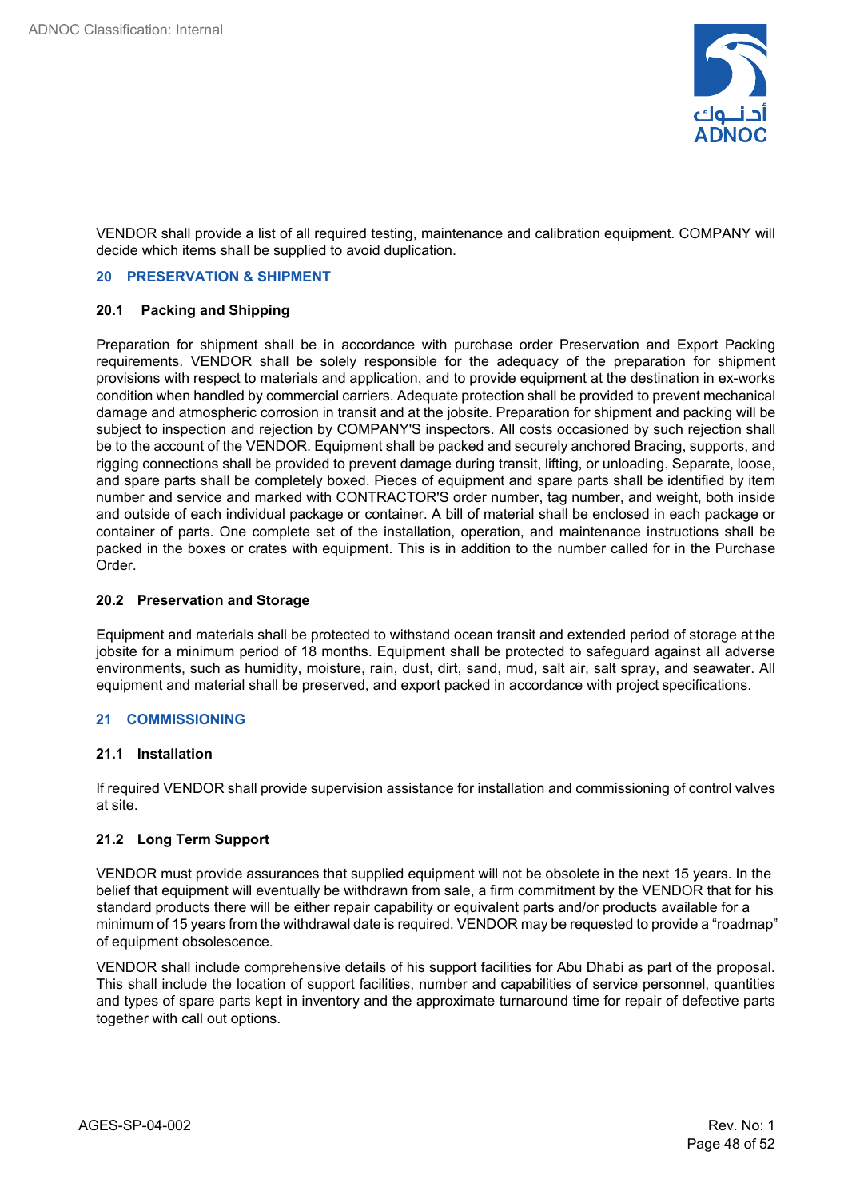VENDOR shall provide a list of all required testing, maintenance and calibration equipment. COMPANY will decide which items shall be supplied to avoid duplication.

## 20 PRESERVATION & SHIPMENT

### 20.1 Packing and Shipping

Preparation for shipment shall be in accordance with purchase order Preservation and Export Packing requirements. VENDOR shall be solely responsible for the adequacy of the preparation for shipment provisions with respect to materials and application, and to provide equipment at the destination in ex-works condition when handled by commercial carriers. Adequate protection shall be provided to prevent mechanical damage and atmospheric corrosion in transit and at the jobsite. Preparation for shipment and packing will be subject to inspection and rejection by COMPANY'S inspectors. All costs occasioned by such rejection shall be to the account of the VENDOR. Equipment shall be packed and securely anchored Bracing, supports, and rigging connections shall be provided to prevent damage during transit, lifting, or unloading. Separate, loose, and spare parts shall be completely boxed. Pieces of equipment and spare parts shall be identified by item number and service and marked with CONTRACTOR'S order number, tag number, and weight, both inside and outside of each individual package or container. A bill of material shall be enclosed in each package or container of parts. One complete set of the installation, operation, and maintenance instructions shall be packed in the boxes or crates with equipment. This is in addition to the number called for in the Purchase Order.

### 20.2 Preservation and Storage

Equipment and materials shall be protected to withstand ocean transit and extended period of storage at the jobsite for a minimum period of 18 months. Equipment shall be protected to safeguard against all adverse environments, such as humidity, moisture, rain, dust, dirt, sand, mud, salt air, salt spray, and seawater. All equipment and material shall be preserved, and export packed in accordance with project specifications.

## 21 COMMISSIONING

### 21.1 Installation

If required VENDOR shall provide supervision assistance for installation and commissioning of control valves at site.

### 21.2 Long Term Support

VENDOR must provide assurances that supplied equipment will not be obsolete in the next 15 years. In the belief that equipment will eventually be withdrawn from sale, a firm commitment by the VENDOR that for his standard products there will be either repair capability or equivalent parts and/or products available for a minimum of 15 years from the withdrawal date is required. VENDOR may be requested to provide a "roadmap" of equipment obsolescence.

VENDOR shall include comprehensive details of his support facilities for Abu Dhabi as part of the proposal. This shall include the location of support facilities, number and capabilities of service personnel, quantities and types of spare parts kept in inventory and the approximate turnaround time for repair of defective parts together with call out options.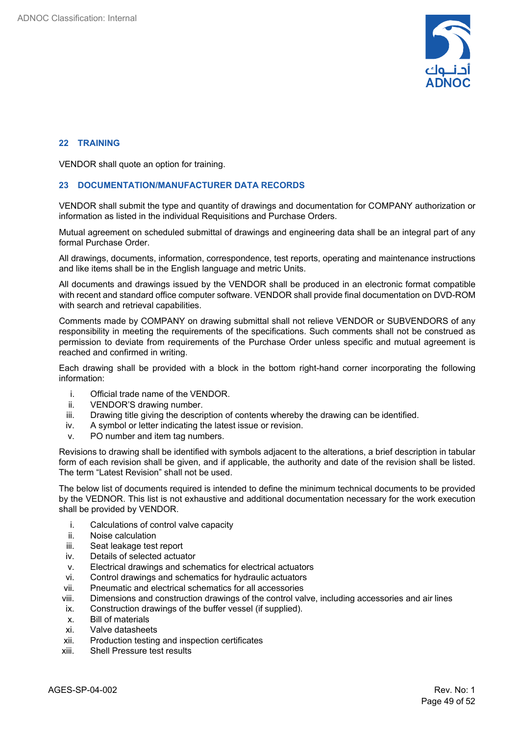## 22 TRAINING

VENDOR shall quote an option for training.

## 23 DOCUMENTATION/MANUFACTURER DATA RECORDS

VENDOR shall submit the type and quantity of drawings and documentation for COMPANY authorization or information as listed in the individual Requisitions and Purchase Orders.

Mutual agreement on scheduled submittal of drawings and engineering data shall be an integral part of any formal Purchase Order.

All drawings, documents, information, correspondence, test reports, operating and maintenance instructions and like items shall be in the English language and metric Units.

All documents and drawings issued by the VENDOR shall be produced in an electronic format compatible with recent and standard office computer software. VENDOR shall provide final documentation on DVD-ROM with search and retrieval capabilities.

Comments made by COMPANY on drawing submittal shall not relieve VENDOR or SUBVENDORS of any responsibility in meeting the requirements of the specifications. Such comments shall not be construed as permission to deviate from requirements of the Purchase Order unless specific and mutual agreement is reached and confirmed in writing.

Each drawing shall be provided with a block in the bottom right-hand corner incorporating the following information:

i. Official trade name of the VENDOR.
ii. VENDOR'S drawing number.
iii. Drawing title giving the description of contents whereby the drawing can be identified.
iv. A symbol or letter indicating the latest issue or revision.
v. PO number and item tag numbers.

Revisions to drawing shall be identified with symbols adjacent to the alterations, a brief description in tabular form of each revision shall be given, and if applicable, the authority and date of the revision shall be listed. The term "Latest Revision" shall not be used.

The below list of documents required is intended to define the minimum technical documents to be provided by the VEDNOR. This list is not exhaustive and additional documentation necessary for the work execution shall be provided by VENDOR.

i. Calculations of control valve capacity
ii. Noise calculation
iii. Seat leakage test report
iv. Details of selected actuator
v. Electrical drawings and schematics for electrical actuators
vi. Control drawings and schematics for hydraulic actuators
vii. Pneumatic and electrical schematics for all accessories
viii. Dimensions and construction drawings of the control valve, including accessories and air lines
ix. Construction drawings of the buffer vessel (if supplied).
x. Bill of materials
xi. Valve datasheets
xii. Production testing and inspection certificates
xiii. Shell Pressure test results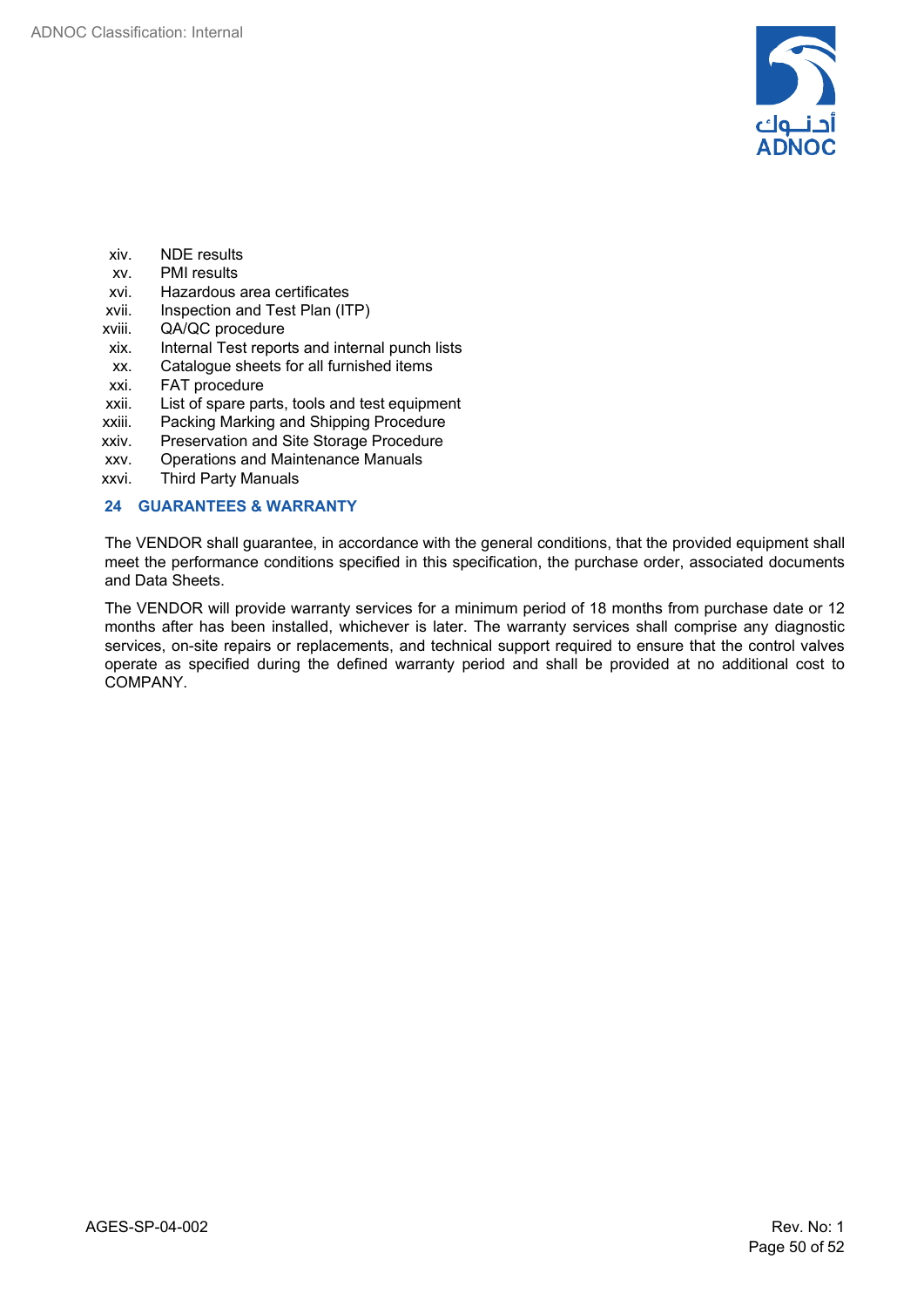xiv. NDE results
xv. PMI results
xvi. Hazardous area certificates
xvii. Inspection and Test Plan (ITP)
xviii. QA/QC procedure
xix. Internal Test reports and internal punch lists
xx. Catalogue sheets for all furnished items
xxi. FAT procedure
xxii. List of spare parts, tools and test equipment
xxiii. Packing Marking and Shipping Procedure
xxiv. Preservation and Site Storage Procedure
xxv. Operations and Maintenance Manuals
xxvi. Third Party Manuals

## 24 GUARANTEES & WARRANTY

The VENDOR shall guarantee, in accordance with the general conditions, that the provided equipment shall meet the performance conditions specified in this specification, the purchase order, associated documents and Data Sheets.

The VENDOR will provide warranty services for a minimum period of 18 months from purchase date or 12 months after has been installed, whichever is later. The warranty services shall comprise any diagnostic services, on-site repairs or replacements, and technical support required to ensure that the control valves operate as specified during the defined warranty period and shall be provided at no additional cost to COMPANY.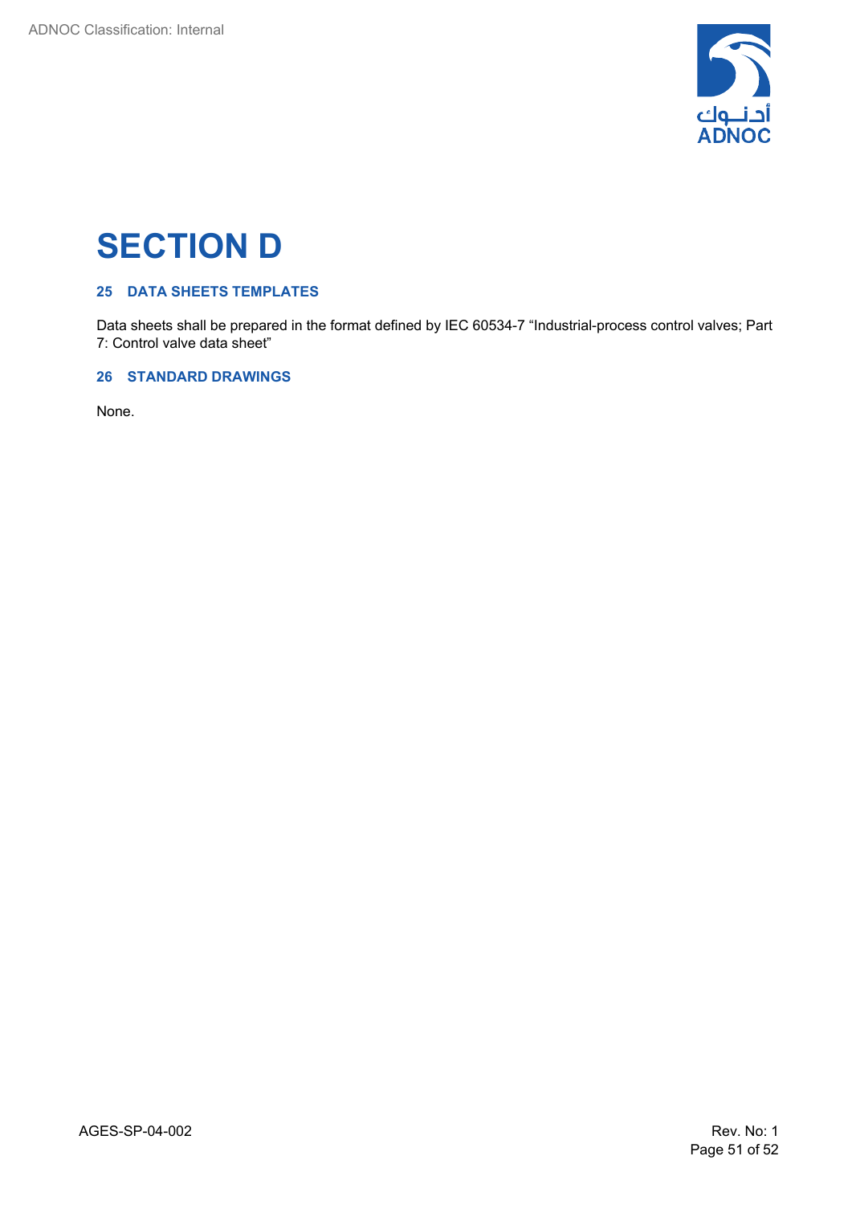# SECTION D

## 25 DATA SHEETS TEMPLATES

Data sheets shall be prepared in the format defined by IEC 60534-7 "Industrial-process control valves; Part 7: Control valve data sheet"

## 26 STANDARD DRAWINGS

None.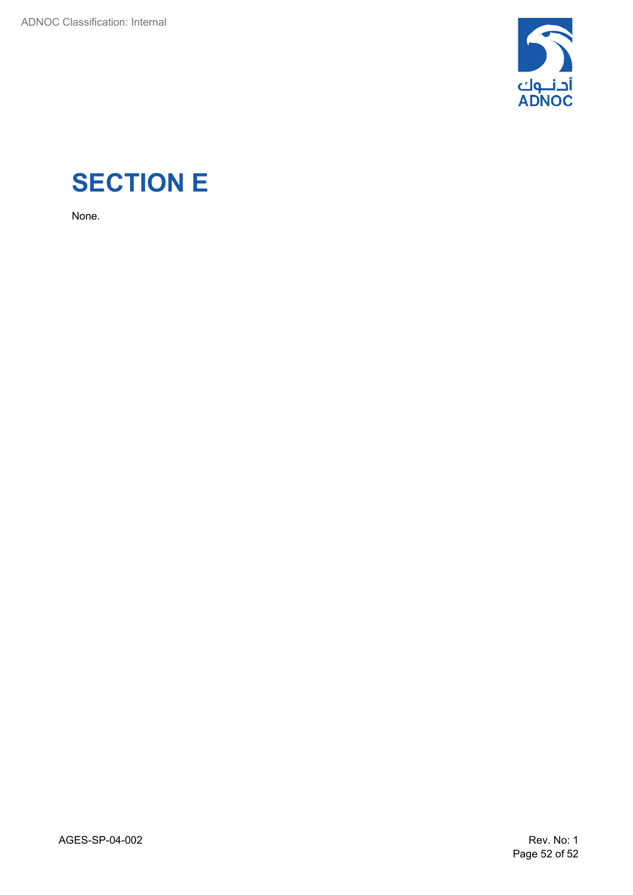# SECTION E

None.